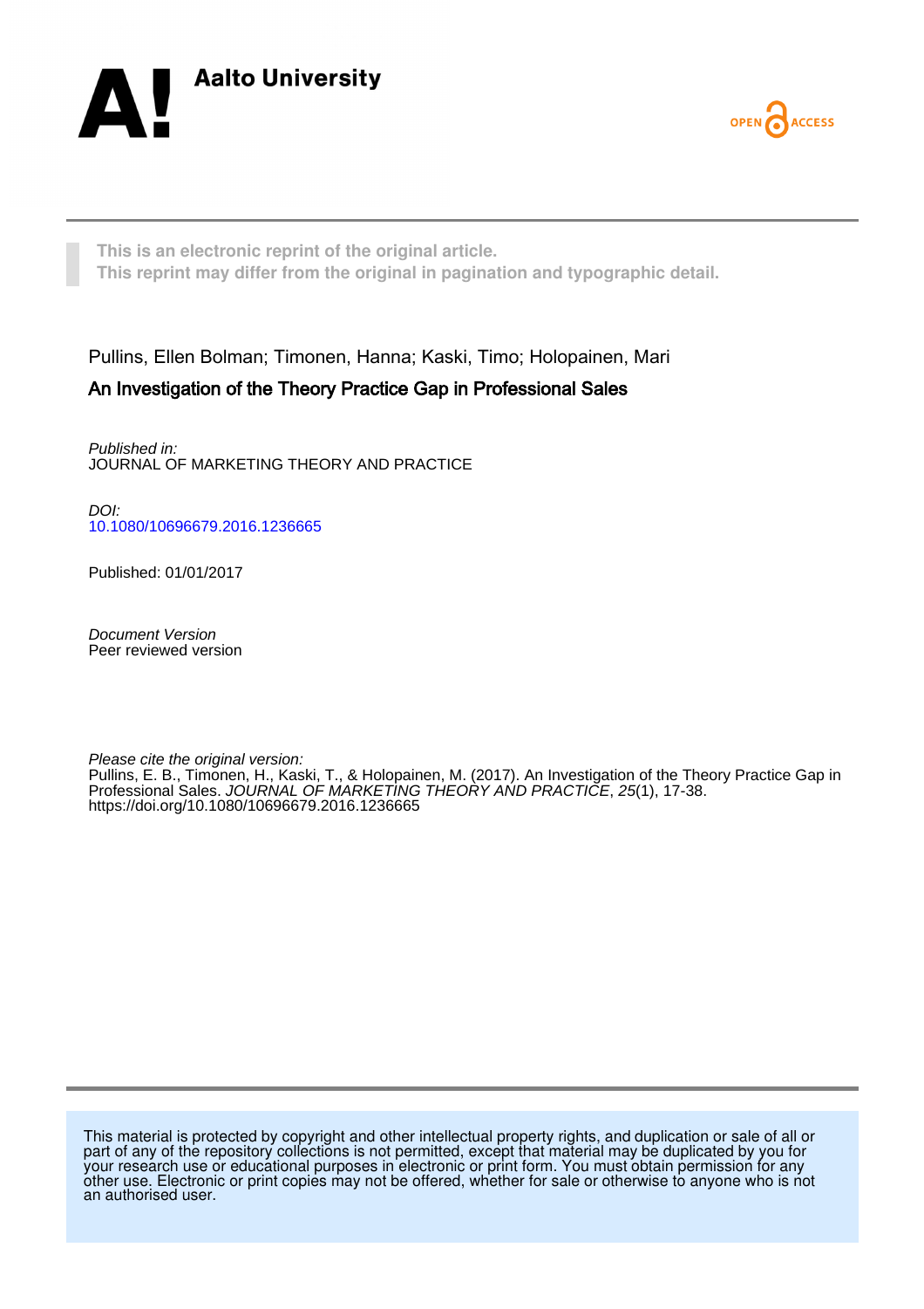Aalto University

OPEN ACCESS

This is an electronic reprint of the original article.
This reprint may differ from the original in pagination and typographic detail.

Pullins, Ellen Bolman; Timonen, Hanna; Kaski, Timo; Holopainen, Mari

## An Investigation of the Theory Practice Gap in Professional Sales

*Published in:*
JOURNAL OF MARKETING THEORY AND PRACTICE

*DOI:*
10.1080/10696679.2016.1236665

Published: 01/01/2017

*Document Version*
Peer reviewed version

*Please cite the original version:*
Pullins, E. B., Timonen, H., Kaski, T., & Holopainen, M. (2017). An Investigation of the Theory Practice Gap in Professional Sales. *JOURNAL OF MARKETING THEORY AND PRACTICE*, *25*(1), 17-38. https://doi.org/10.1080/10696679.2016.1236665

This material is protected by copyright and other intellectual property rights, and duplication or sale of all or part of any of the repository collections is not permitted, except that material may be duplicated by you for your research use or educational purposes in electronic or print form. You must obtain permission for any other use. Electronic or print copies may not be offered, whether for sale or otherwise to anyone who is not an authorised user.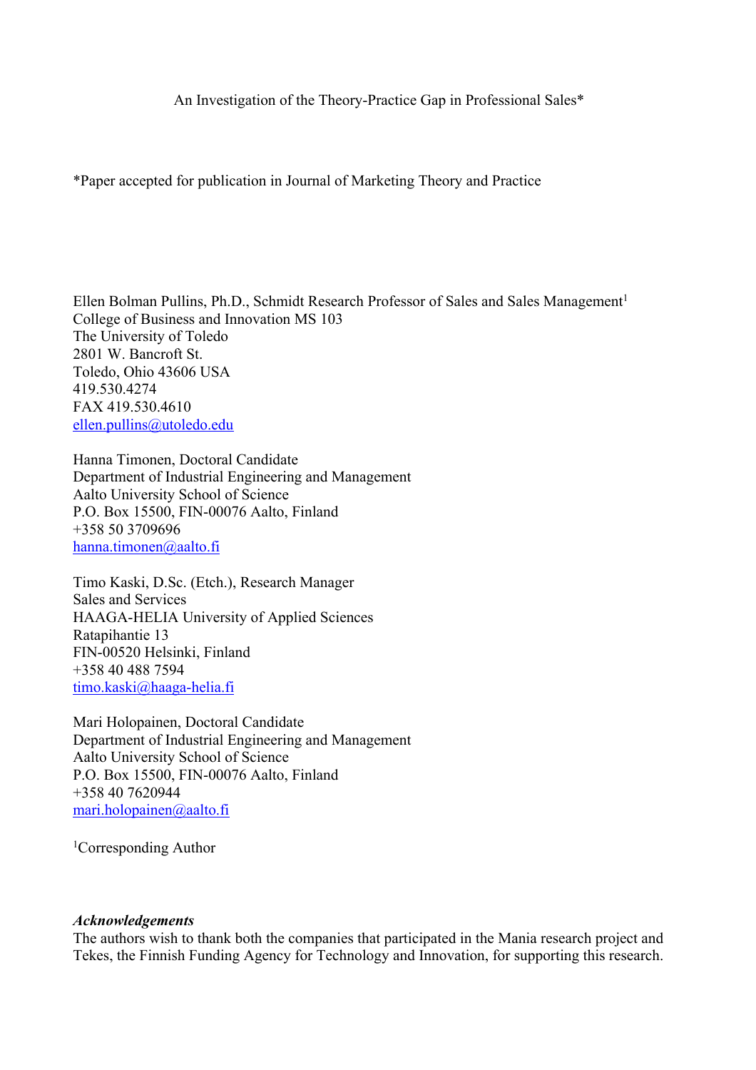An Investigation of the Theory-Practice Gap in Professional Sales*

*Paper accepted for publication in Journal of Marketing Theory and Practice

Ellen Bolman Pullins, Ph.D., Schmidt Research Professor of Sales and Sales Management[1]
College of Business and Innovation MS 103
The University of Toledo
2801 W. Bancroft St.
Toledo, Ohio 43606 USA
419.530.4274
FAX 419.530.4610
ellen.pullins@utoledo.edu

Hanna Timonen, Doctoral Candidate
Department of Industrial Engineering and Management
Aalto University School of Science
P.O. Box 15500, FIN-00076 Aalto, Finland
+358 50 3709696
hanna.timonen@aalto.fi

Timo Kaski, D.Sc. (Etch.), Research Manager
Sales and Services
HAAGA-HELIA University of Applied Sciences
Ratapihantie 13
FIN-00520 Helsinki, Finland
+358 40 488 7594
timo.kaski@haaga-helia.fi

Mari Holopainen, Doctoral Candidate
Department of Industrial Engineering and Management
Aalto University School of Science
P.O. Box 15500, FIN-00076 Aalto, Finland
+358 40 7620944
mari.holopainen@aalto.fi

[1]Corresponding Author

***Acknowledgements***

The authors wish to thank both the companies that participated in the Mania research project and Tekes, the Finnish Funding Agency for Technology and Innovation, for supporting this research.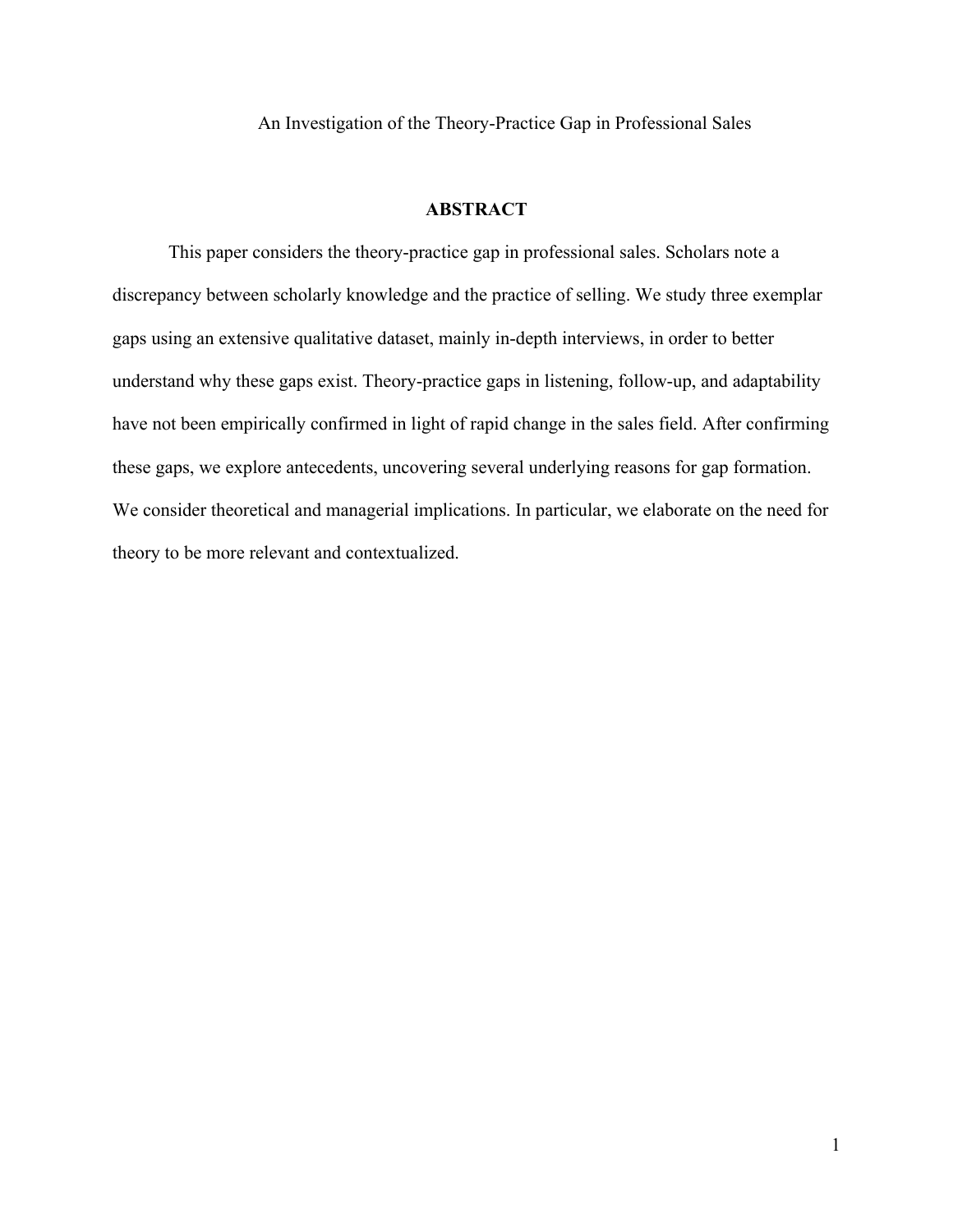# An Investigation of the Theory-Practice Gap in Professional Sales

## ABSTRACT

This paper considers the theory-practice gap in professional sales. Scholars note a discrepancy between scholarly knowledge and the practice of selling. We study three exemplar gaps using an extensive qualitative dataset, mainly in-depth interviews, in order to better understand why these gaps exist. Theory-practice gaps in listening, follow-up, and adaptability have not been empirically confirmed in light of rapid change in the sales field. After confirming these gaps, we explore antecedents, uncovering several underlying reasons for gap formation. We consider theoretical and managerial implications. In particular, we elaborate on the need for theory to be more relevant and contextualized.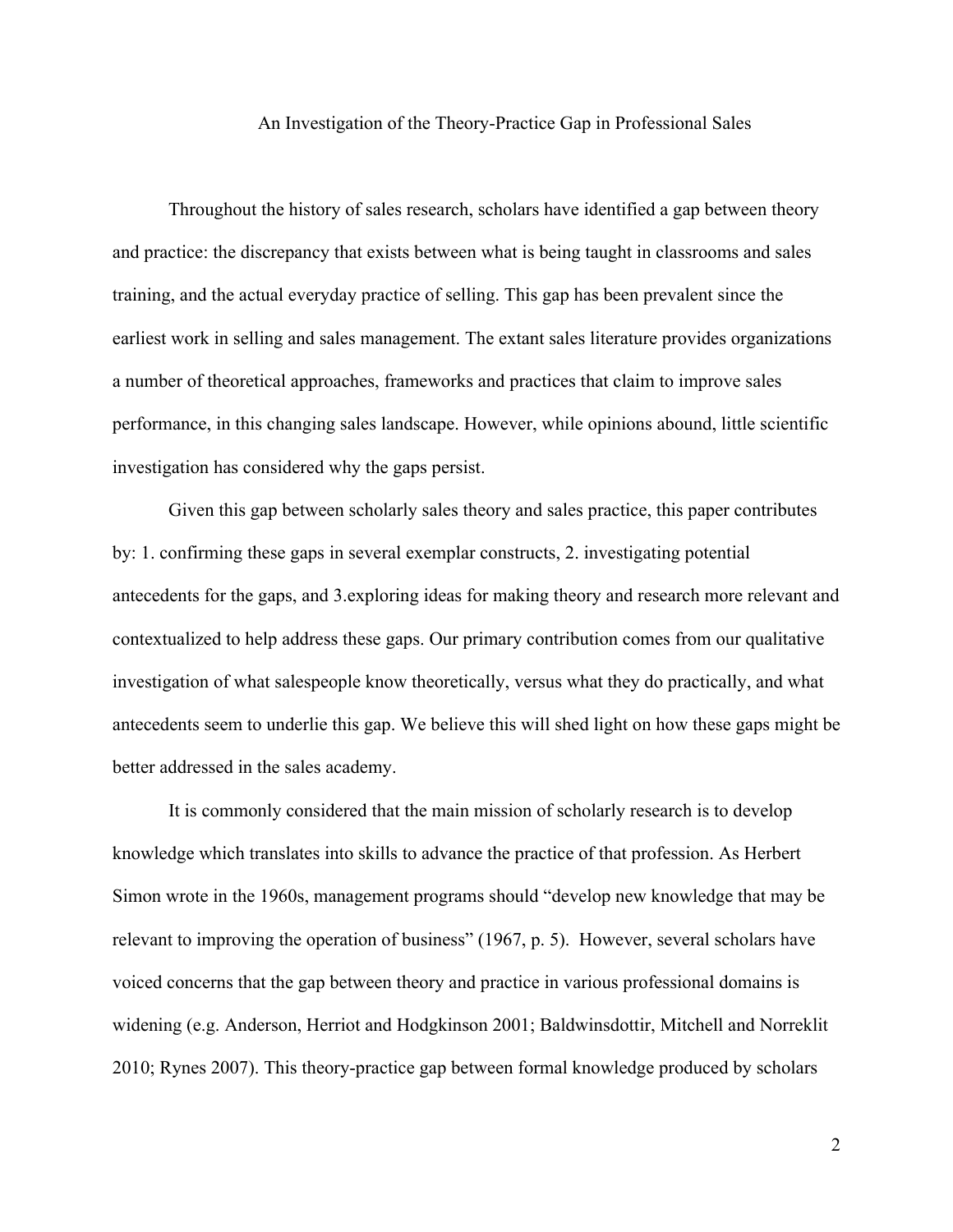# An Investigation of the Theory-Practice Gap in Professional Sales

Throughout the history of sales research, scholars have identified a gap between theory and practice: the discrepancy that exists between what is being taught in classrooms and sales training, and the actual everyday practice of selling. This gap has been prevalent since the earliest work in selling and sales management. The extant sales literature provides organizations a number of theoretical approaches, frameworks and practices that claim to improve sales performance, in this changing sales landscape. However, while opinions abound, little scientific investigation has considered why the gaps persist.

Given this gap between scholarly sales theory and sales practice, this paper contributes by: 1. confirming these gaps in several exemplar constructs, 2. investigating potential antecedents for the gaps, and 3.exploring ideas for making theory and research more relevant and contextualized to help address these gaps. Our primary contribution comes from our qualitative investigation of what salespeople know theoretically, versus what they do practically, and what antecedents seem to underlie this gap. We believe this will shed light on how these gaps might be better addressed in the sales academy.

It is commonly considered that the main mission of scholarly research is to develop knowledge which translates into skills to advance the practice of that profession. As Herbert Simon wrote in the 1960s, management programs should "develop new knowledge that may be relevant to improving the operation of business" (1967, p. 5). However, several scholars have voiced concerns that the gap between theory and practice in various professional domains is widening (e.g. Anderson, Herriot and Hodgkinson 2001; Baldwinsdottir, Mitchell and Norreklit 2010; Rynes 2007). This theory-practice gap between formal knowledge produced by scholars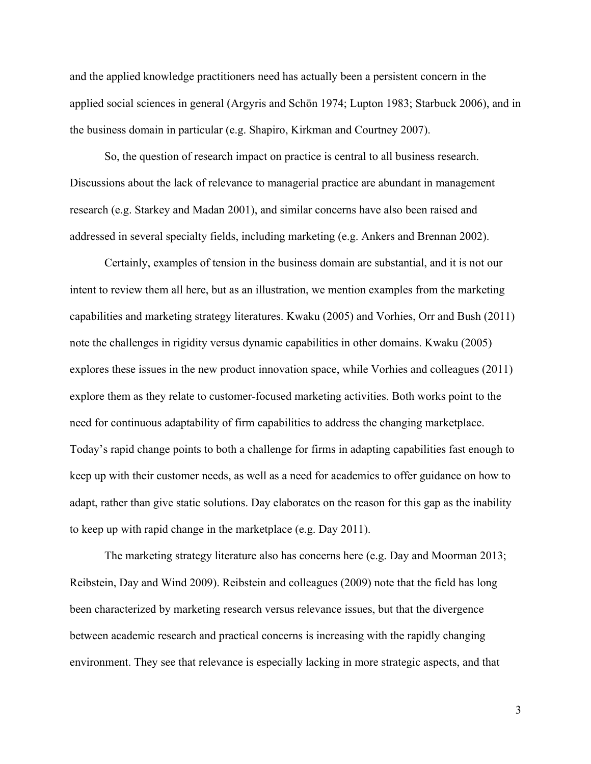and the applied knowledge practitioners need has actually been a persistent concern in the applied social sciences in general (Argyris and Schön 1974; Lupton 1983; Starbuck 2006), and in the business domain in particular (e.g. Shapiro, Kirkman and Courtney 2007).

So, the question of research impact on practice is central to all business research. Discussions about the lack of relevance to managerial practice are abundant in management research (e.g. Starkey and Madan 2001), and similar concerns have also been raised and addressed in several specialty fields, including marketing (e.g. Ankers and Brennan 2002).

Certainly, examples of tension in the business domain are substantial, and it is not our intent to review them all here, but as an illustration, we mention examples from the marketing capabilities and marketing strategy literatures. Kwaku (2005) and Vorhies, Orr and Bush (2011) note the challenges in rigidity versus dynamic capabilities in other domains. Kwaku (2005) explores these issues in the new product innovation space, while Vorhies and colleagues (2011) explore them as they relate to customer-focused marketing activities. Both works point to the need for continuous adaptability of firm capabilities to address the changing marketplace. Today's rapid change points to both a challenge for firms in adapting capabilities fast enough to keep up with their customer needs, as well as a need for academics to offer guidance on how to adapt, rather than give static solutions. Day elaborates on the reason for this gap as the inability to keep up with rapid change in the marketplace (e.g. Day 2011).

The marketing strategy literature also has concerns here (e.g. Day and Moorman 2013; Reibstein, Day and Wind 2009). Reibstein and colleagues (2009) note that the field has long been characterized by marketing research versus relevance issues, but that the divergence between academic research and practical concerns is increasing with the rapidly changing environment. They see that relevance is especially lacking in more strategic aspects, and that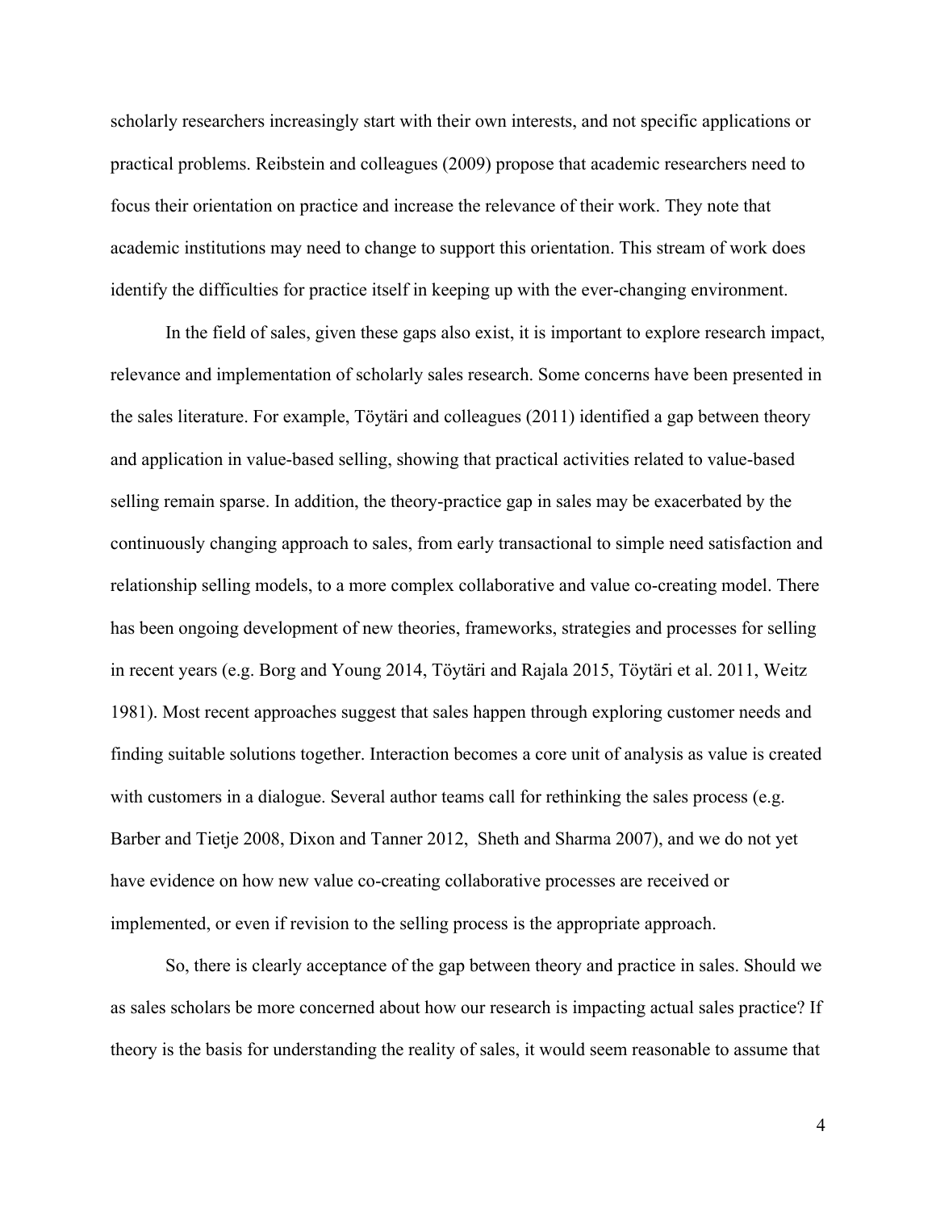scholarly researchers increasingly start with their own interests, and not specific applications or practical problems. Reibstein and colleagues (2009) propose that academic researchers need to focus their orientation on practice and increase the relevance of their work. They note that academic institutions may need to change to support this orientation. This stream of work does identify the difficulties for practice itself in keeping up with the ever-changing environment.

In the field of sales, given these gaps also exist, it is important to explore research impact, relevance and implementation of scholarly sales research. Some concerns have been presented in the sales literature. For example, Töytäri and colleagues (2011) identified a gap between theory and application in value-based selling, showing that practical activities related to value-based selling remain sparse. In addition, the theory-practice gap in sales may be exacerbated by the continuously changing approach to sales, from early transactional to simple need satisfaction and relationship selling models, to a more complex collaborative and value co-creating model. There has been ongoing development of new theories, frameworks, strategies and processes for selling in recent years (e.g. Borg and Young 2014, Töytäri and Rajala 2015, Töytäri et al. 2011, Weitz 1981). Most recent approaches suggest that sales happen through exploring customer needs and finding suitable solutions together. Interaction becomes a core unit of analysis as value is created with customers in a dialogue. Several author teams call for rethinking the sales process (e.g. Barber and Tietje 2008, Dixon and Tanner 2012, Sheth and Sharma 2007), and we do not yet have evidence on how new value co-creating collaborative processes are received or implemented, or even if revision to the selling process is the appropriate approach.

So, there is clearly acceptance of the gap between theory and practice in sales. Should we as sales scholars be more concerned about how our research is impacting actual sales practice? If theory is the basis for understanding the reality of sales, it would seem reasonable to assume that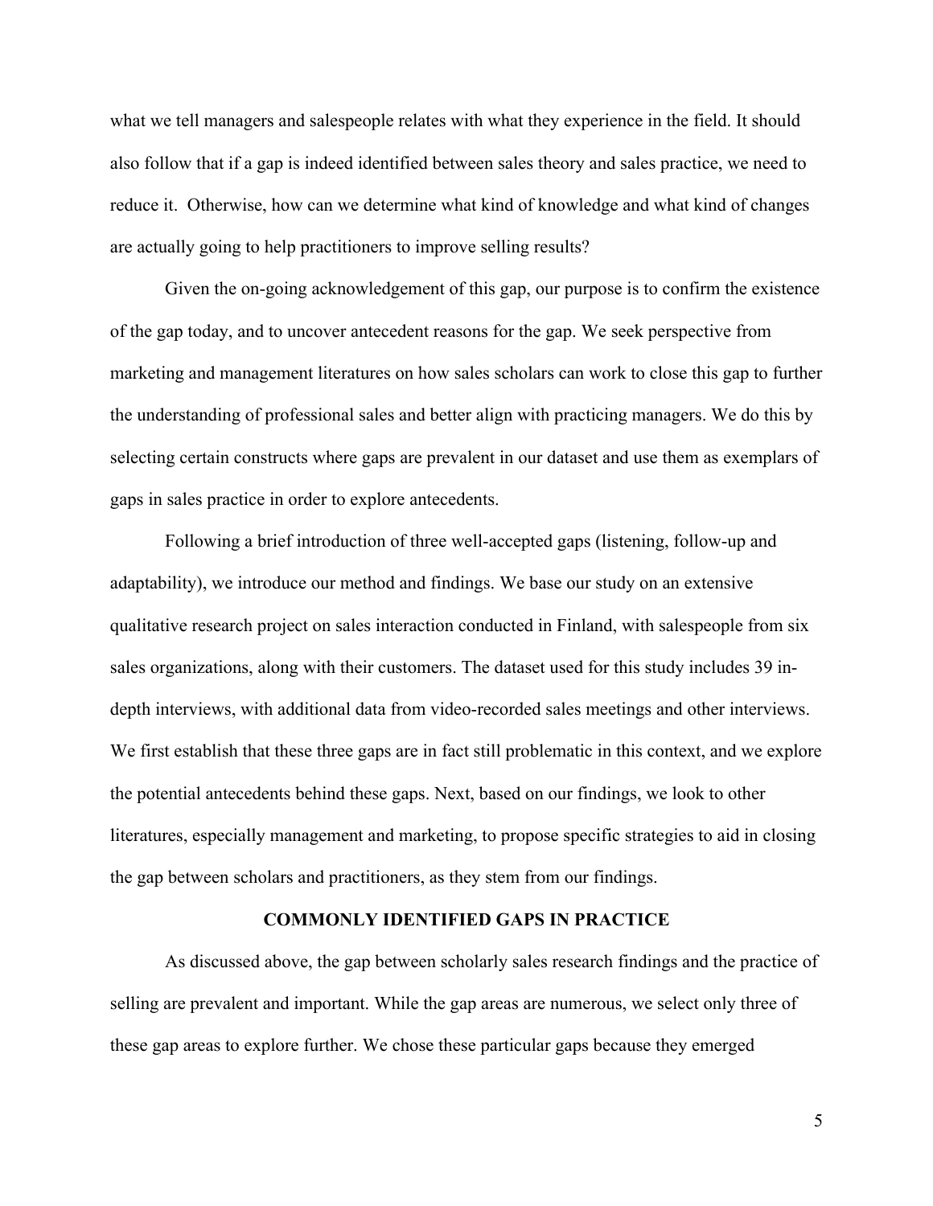what we tell managers and salespeople relates with what they experience in the field. It should also follow that if a gap is indeed identified between sales theory and sales practice, we need to reduce it.  Otherwise, how can we determine what kind of knowledge and what kind of changes are actually going to help practitioners to improve selling results?

Given the on-going acknowledgement of this gap, our purpose is to confirm the existence of the gap today, and to uncover antecedent reasons for the gap. We seek perspective from marketing and management literatures on how sales scholars can work to close this gap to further the understanding of professional sales and better align with practicing managers. We do this by selecting certain constructs where gaps are prevalent in our dataset and use them as exemplars of gaps in sales practice in order to explore antecedents.

Following a brief introduction of three well-accepted gaps (listening, follow-up and adaptability), we introduce our method and findings. We base our study on an extensive qualitative research project on sales interaction conducted in Finland, with salespeople from six sales organizations, along with their customers. The dataset used for this study includes 39 in-depth interviews, with additional data from video-recorded sales meetings and other interviews. We first establish that these three gaps are in fact still problematic in this context, and we explore the potential antecedents behind these gaps. Next, based on our findings, we look to other literatures, especially management and marketing, to propose specific strategies to aid in closing the gap between scholars and practitioners, as they stem from our findings.

## COMMONLY IDENTIFIED GAPS IN PRACTICE

As discussed above, the gap between scholarly sales research findings and the practice of selling are prevalent and important. While the gap areas are numerous, we select only three of these gap areas to explore further. We chose these particular gaps because they emerged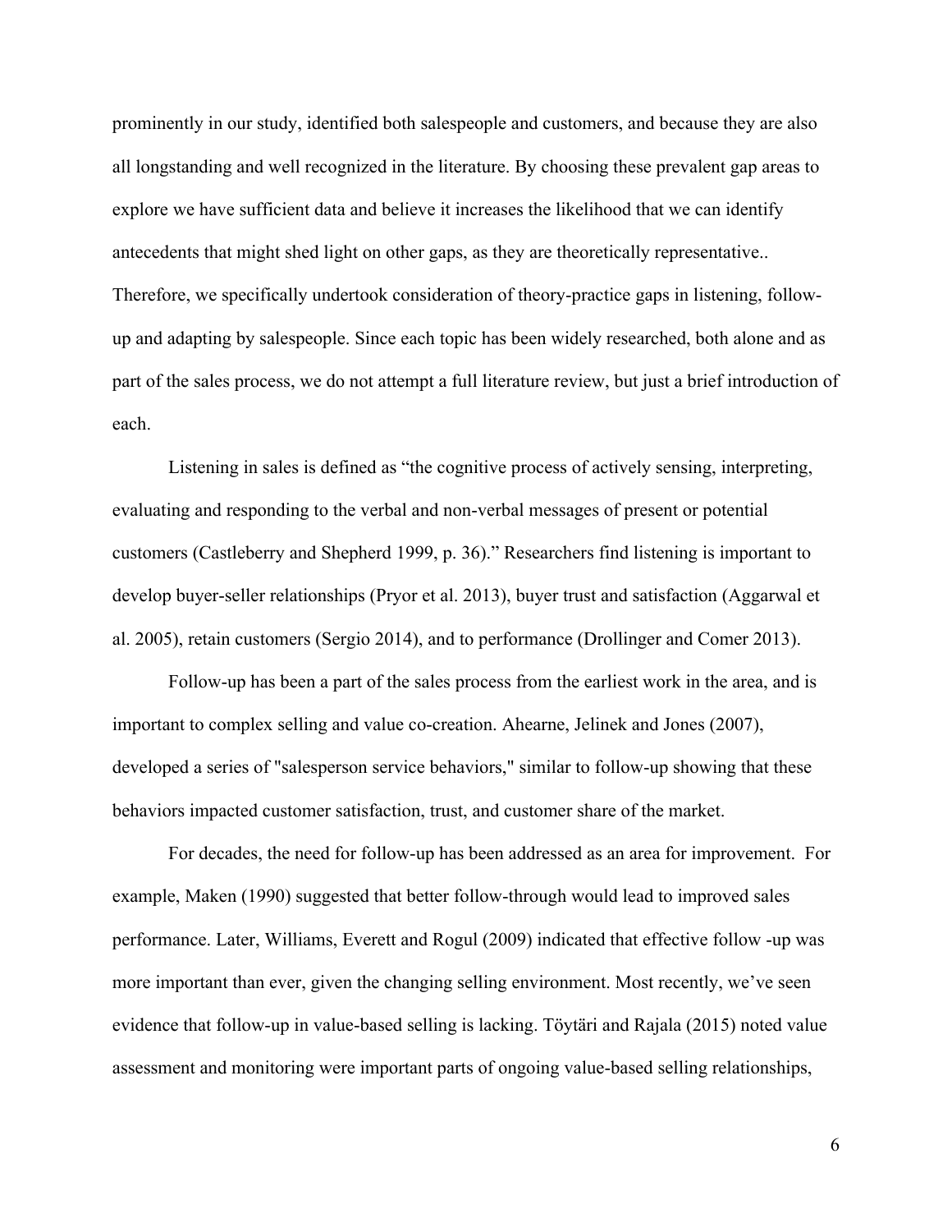prominently in our study, identified both salespeople and customers, and because they are also all longstanding and well recognized in the literature. By choosing these prevalent gap areas to explore we have sufficient data and believe it increases the likelihood that we can identify antecedents that might shed light on other gaps, as they are theoretically representative.. Therefore, we specifically undertook consideration of theory-practice gaps in listening, follow-up and adapting by salespeople. Since each topic has been widely researched, both alone and as part of the sales process, we do not attempt a full literature review, but just a brief introduction of each.

Listening in sales is defined as "the cognitive process of actively sensing, interpreting, evaluating and responding to the verbal and non-verbal messages of present or potential customers (Castleberry and Shepherd 1999, p. 36)." Researchers find listening is important to develop buyer-seller relationships (Pryor et al. 2013), buyer trust and satisfaction (Aggarwal et al. 2005), retain customers (Sergio 2014), and to performance (Drollinger and Comer 2013).

Follow-up has been a part of the sales process from the earliest work in the area, and is important to complex selling and value co-creation. Ahearne, Jelinek and Jones (2007), developed a series of "salesperson service behaviors," similar to follow-up showing that these behaviors impacted customer satisfaction, trust, and customer share of the market.

For decades, the need for follow-up has been addressed as an area for improvement. For example, Maken (1990) suggested that better follow-through would lead to improved sales performance. Later, Williams, Everett and Rogul (2009) indicated that effective follow -up was more important than ever, given the changing selling environment. Most recently, we've seen evidence that follow-up in value-based selling is lacking. Töytäri and Rajala (2015) noted value assessment and monitoring were important parts of ongoing value-based selling relationships,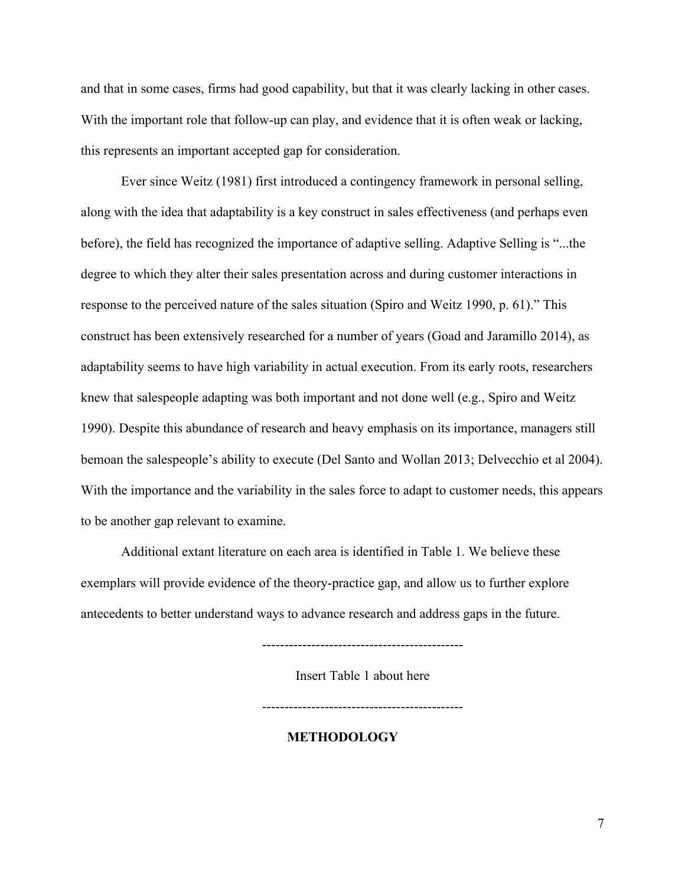and that in some cases, firms had good capability, but that it was clearly lacking in other cases. With the important role that follow-up can play, and evidence that it is often weak or lacking, this represents an important accepted gap for consideration.

Ever since Weitz (1981) first introduced a contingency framework in personal selling, along with the idea that adaptability is a key construct in sales effectiveness (and perhaps even before), the field has recognized the importance of adaptive selling. Adaptive Selling is "...the degree to which they alter their sales presentation across and during customer interactions in response to the perceived nature of the sales situation (Spiro and Weitz 1990, p. 61)." This construct has been extensively researched for a number of years (Goad and Jaramillo 2014), as adaptability seems to have high variability in actual execution. From its early roots, researchers knew that salespeople adapting was both important and not done well (e.g., Spiro and Weitz 1990). Despite this abundance of research and heavy emphasis on its importance, managers still bemoan the salespeople's ability to execute (Del Santo and Wollan 2013; Delvecchio et al 2004). With the importance and the variability in the sales force to adapt to customer needs, this appears to be another gap relevant to examine.

Additional extant literature on each area is identified in Table 1. We believe these exemplars will provide evidence of the theory-practice gap, and allow us to further explore antecedents to better understand ways to advance research and address gaps in the future.

---------------------------------------------

Insert Table 1 about here

---------------------------------------------

## METHODOLOGY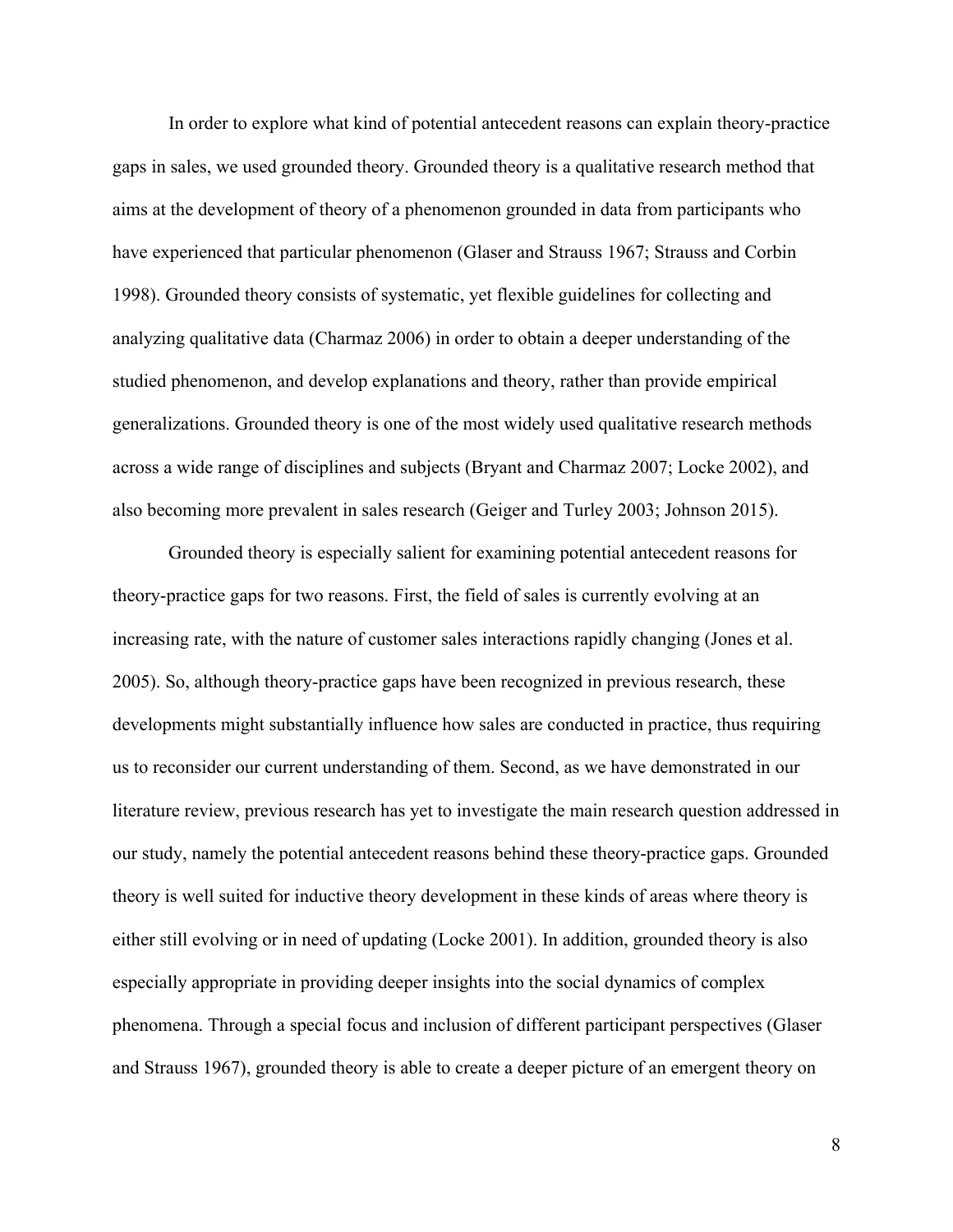In order to explore what kind of potential antecedent reasons can explain theory-practice gaps in sales, we used grounded theory. Grounded theory is a qualitative research method that aims at the development of theory of a phenomenon grounded in data from participants who have experienced that particular phenomenon (Glaser and Strauss 1967; Strauss and Corbin 1998). Grounded theory consists of systematic, yet flexible guidelines for collecting and analyzing qualitative data (Charmaz 2006) in order to obtain a deeper understanding of the studied phenomenon, and develop explanations and theory, rather than provide empirical generalizations. Grounded theory is one of the most widely used qualitative research methods across a wide range of disciplines and subjects (Bryant and Charmaz 2007; Locke 2002), and also becoming more prevalent in sales research (Geiger and Turley 2003; Johnson 2015).

Grounded theory is especially salient for examining potential antecedent reasons for theory-practice gaps for two reasons. First, the field of sales is currently evolving at an increasing rate, with the nature of customer sales interactions rapidly changing (Jones et al. 2005). So, although theory-practice gaps have been recognized in previous research, these developments might substantially influence how sales are conducted in practice, thus requiring us to reconsider our current understanding of them. Second, as we have demonstrated in our literature review, previous research has yet to investigate the main research question addressed in our study, namely the potential antecedent reasons behind these theory-practice gaps. Grounded theory is well suited for inductive theory development in these kinds of areas where theory is either still evolving or in need of updating (Locke 2001). In addition, grounded theory is also especially appropriate in providing deeper insights into the social dynamics of complex phenomena. Through a special focus and inclusion of different participant perspectives (Glaser and Strauss 1967), grounded theory is able to create a deeper picture of an emergent theory on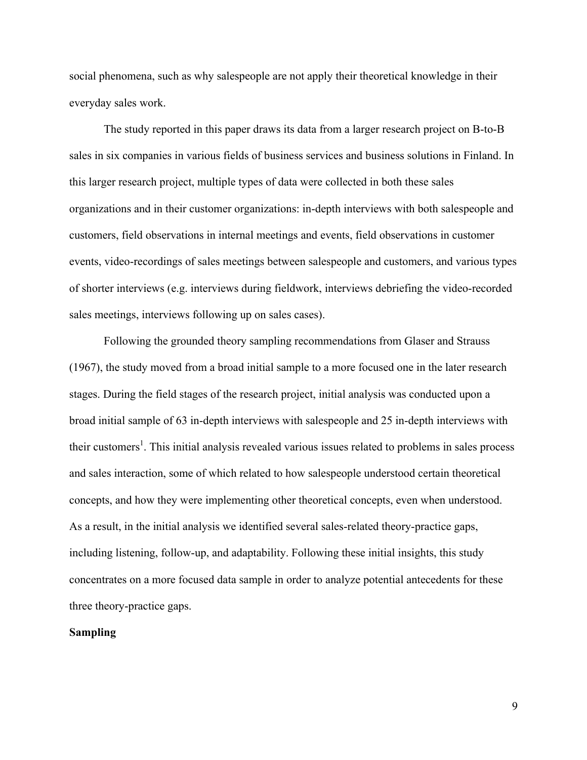social phenomena, such as why salespeople are not apply their theoretical knowledge in their everyday sales work.

The study reported in this paper draws its data from a larger research project on B-to-B sales in six companies in various fields of business services and business solutions in Finland. In this larger research project, multiple types of data were collected in both these sales organizations and in their customer organizations: in-depth interviews with both salespeople and customers, field observations in internal meetings and events, field observations in customer events, video-recordings of sales meetings between salespeople and customers, and various types of shorter interviews (e.g. interviews during fieldwork, interviews debriefing the video-recorded sales meetings, interviews following up on sales cases).

Following the grounded theory sampling recommendations from Glaser and Strauss (1967), the study moved from a broad initial sample to a more focused one in the later research stages. During the field stages of the research project, initial analysis was conducted upon a broad initial sample of 63 in-depth interviews with salespeople and 25 in-depth interviews with their customers[1]. This initial analysis revealed various issues related to problems in sales process and sales interaction, some of which related to how salespeople understood certain theoretical concepts, and how they were implementing other theoretical concepts, even when understood. As a result, in the initial analysis we identified several sales-related theory-practice gaps, including listening, follow-up, and adaptability. Following these initial insights, this study concentrates on a more focused data sample in order to analyze potential antecedents for these three theory-practice gaps.

**Sampling**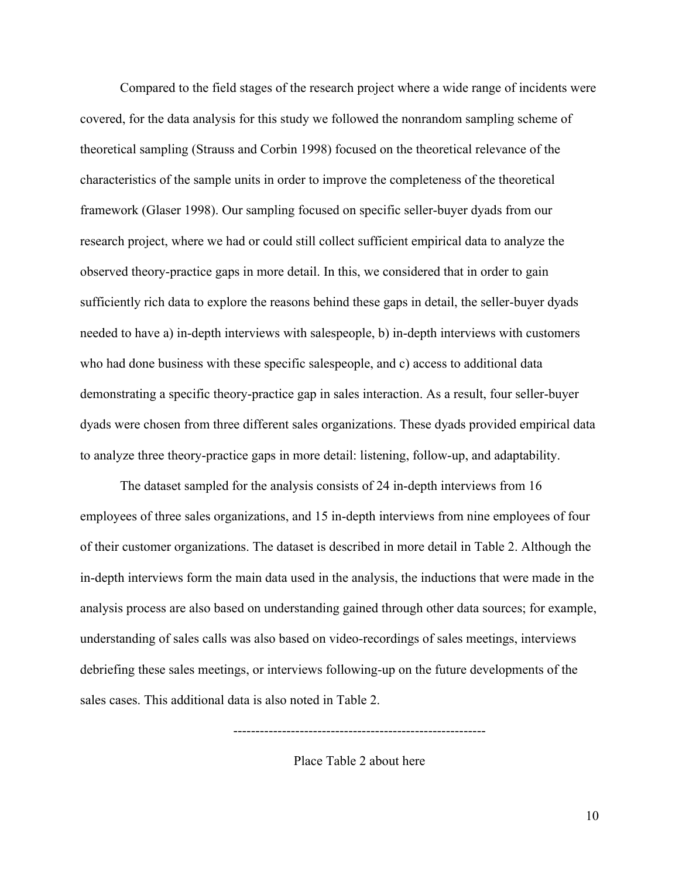Compared to the field stages of the research project where a wide range of incidents were covered, for the data analysis for this study we followed the nonrandom sampling scheme of theoretical sampling (Strauss and Corbin 1998) focused on the theoretical relevance of the characteristics of the sample units in order to improve the completeness of the theoretical framework (Glaser 1998). Our sampling focused on specific seller-buyer dyads from our research project, where we had or could still collect sufficient empirical data to analyze the observed theory-practice gaps in more detail. In this, we considered that in order to gain sufficiently rich data to explore the reasons behind these gaps in detail, the seller-buyer dyads needed to have a) in-depth interviews with salespeople, b) in-depth interviews with customers who had done business with these specific salespeople, and c) access to additional data demonstrating a specific theory-practice gap in sales interaction. As a result, four seller-buyer dyads were chosen from three different sales organizations. These dyads provided empirical data to analyze three theory-practice gaps in more detail: listening, follow-up, and adaptability.

The dataset sampled for the analysis consists of 24 in-depth interviews from 16 employees of three sales organizations, and 15 in-depth interviews from nine employees of four of their customer organizations. The dataset is described in more detail in Table 2. Although the in-depth interviews form the main data used in the analysis, the inductions that were made in the analysis process are also based on understanding gained through other data sources; for example, understanding of sales calls was also based on video-recordings of sales meetings, interviews debriefing these sales meetings, or interviews following-up on the future developments of the sales cases. This additional data is also noted in Table 2.

---------------------------------------------------------

Place Table 2 about here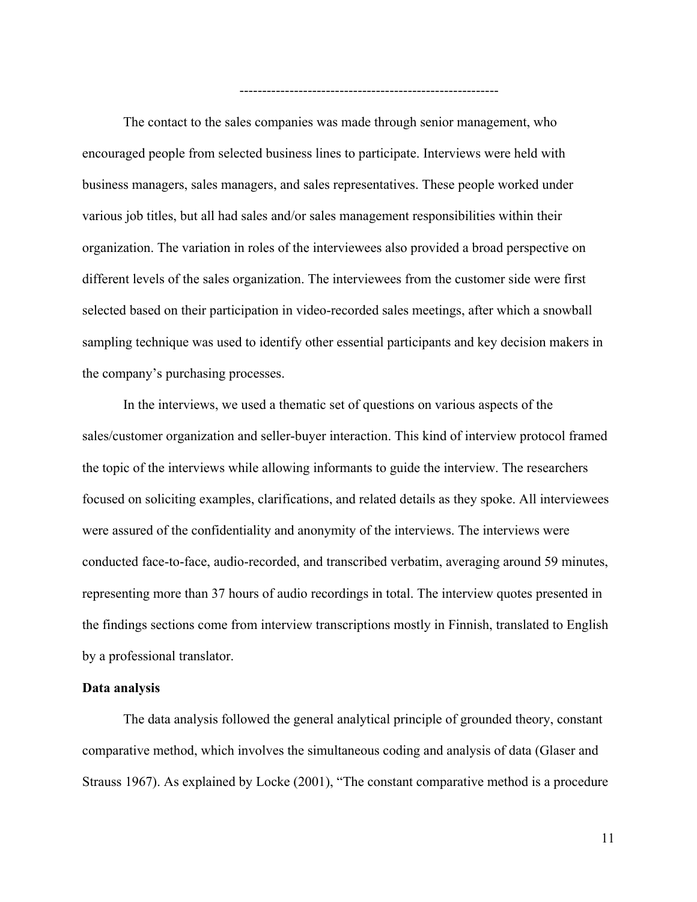---------------------------------------------------------

The contact to the sales companies was made through senior management, who encouraged people from selected business lines to participate. Interviews were held with business managers, sales managers, and sales representatives. These people worked under various job titles, but all had sales and/or sales management responsibilities within their organization. The variation in roles of the interviewees also provided a broad perspective on different levels of the sales organization. The interviewees from the customer side were first selected based on their participation in video-recorded sales meetings, after which a snowball sampling technique was used to identify other essential participants and key decision makers in the company's purchasing processes.

In the interviews, we used a thematic set of questions on various aspects of the sales/customer organization and seller-buyer interaction. This kind of interview protocol framed the topic of the interviews while allowing informants to guide the interview. The researchers focused on soliciting examples, clarifications, and related details as they spoke. All interviewees were assured of the confidentiality and anonymity of the interviews. The interviews were conducted face-to-face, audio-recorded, and transcribed verbatim, averaging around 59 minutes, representing more than 37 hours of audio recordings in total. The interview quotes presented in the findings sections come from interview transcriptions mostly in Finnish, translated to English by a professional translator.

**Data analysis**

The data analysis followed the general analytical principle of grounded theory, constant comparative method, which involves the simultaneous coding and analysis of data (Glaser and Strauss 1967). As explained by Locke (2001), "The constant comparative method is a procedure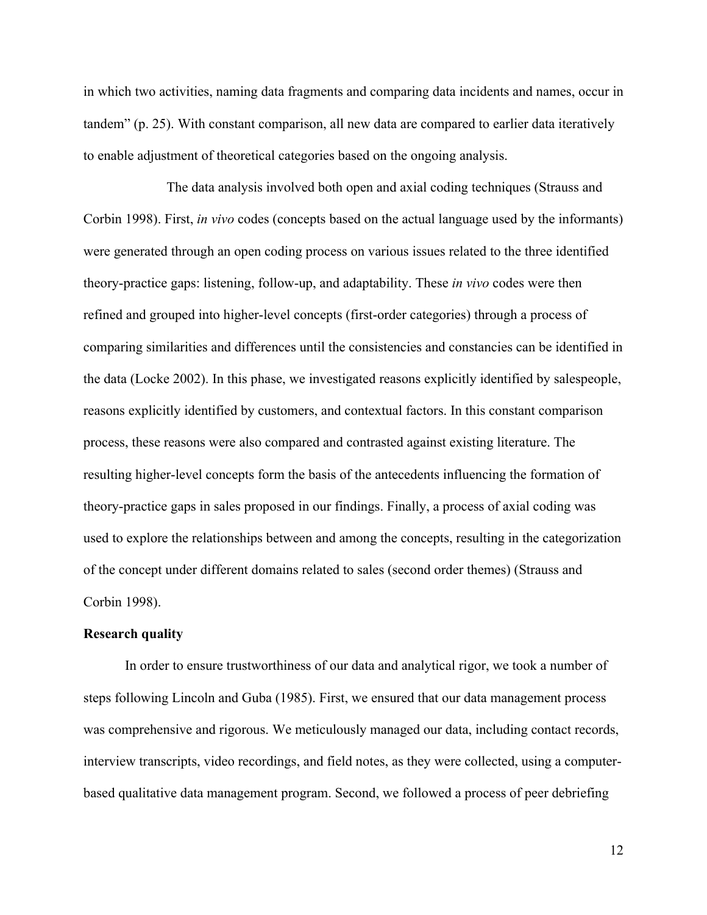in which two activities, naming data fragments and comparing data incidents and names, occur in tandem" (p. 25). With constant comparison, all new data are compared to earlier data iteratively to enable adjustment of theoretical categories based on the ongoing analysis.

The data analysis involved both open and axial coding techniques (Strauss and Corbin 1998). First, *in vivo* codes (concepts based on the actual language used by the informants) were generated through an open coding process on various issues related to the three identified theory-practice gaps: listening, follow-up, and adaptability. These *in vivo* codes were then refined and grouped into higher-level concepts (first-order categories) through a process of comparing similarities and differences until the consistencies and constancies can be identified in the data (Locke 2002). In this phase, we investigated reasons explicitly identified by salespeople, reasons explicitly identified by customers, and contextual factors. In this constant comparison process, these reasons were also compared and contrasted against existing literature. The resulting higher-level concepts form the basis of the antecedents influencing the formation of theory-practice gaps in sales proposed in our findings. Finally, a process of axial coding was used to explore the relationships between and among the concepts, resulting in the categorization of the concept under different domains related to sales (second order themes) (Strauss and Corbin 1998).

**Research quality**

In order to ensure trustworthiness of our data and analytical rigor, we took a number of steps following Lincoln and Guba (1985). First, we ensured that our data management process was comprehensive and rigorous. We meticulously managed our data, including contact records, interview transcripts, video recordings, and field notes, as they were collected, using a computer-based qualitative data management program. Second, we followed a process of peer debriefing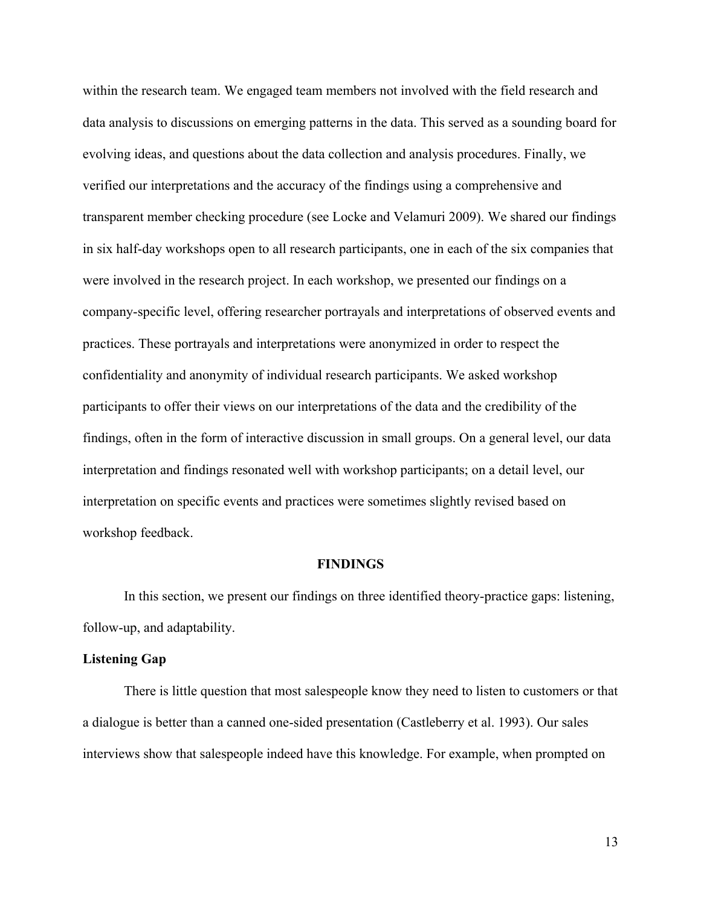within the research team. We engaged team members not involved with the field research and data analysis to discussions on emerging patterns in the data. This served as a sounding board for evolving ideas, and questions about the data collection and analysis procedures. Finally, we verified our interpretations and the accuracy of the findings using a comprehensive and transparent member checking procedure (see Locke and Velamuri 2009). We shared our findings in six half-day workshops open to all research participants, one in each of the six companies that were involved in the research project. In each workshop, we presented our findings on a company-specific level, offering researcher portrayals and interpretations of observed events and practices. These portrayals and interpretations were anonymized in order to respect the confidentiality and anonymity of individual research participants. We asked workshop participants to offer their views on our interpretations of the data and the credibility of the findings, often in the form of interactive discussion in small groups. On a general level, our data interpretation and findings resonated well with workshop participants; on a detail level, our interpretation on specific events and practices were sometimes slightly revised based on workshop feedback.

## FINDINGS

In this section, we present our findings on three identified theory-practice gaps: listening, follow-up, and adaptability.

### Listening Gap

There is little question that most salespeople know they need to listen to customers or that a dialogue is better than a canned one-sided presentation (Castleberry et al. 1993). Our sales interviews show that salespeople indeed have this knowledge. For example, when prompted on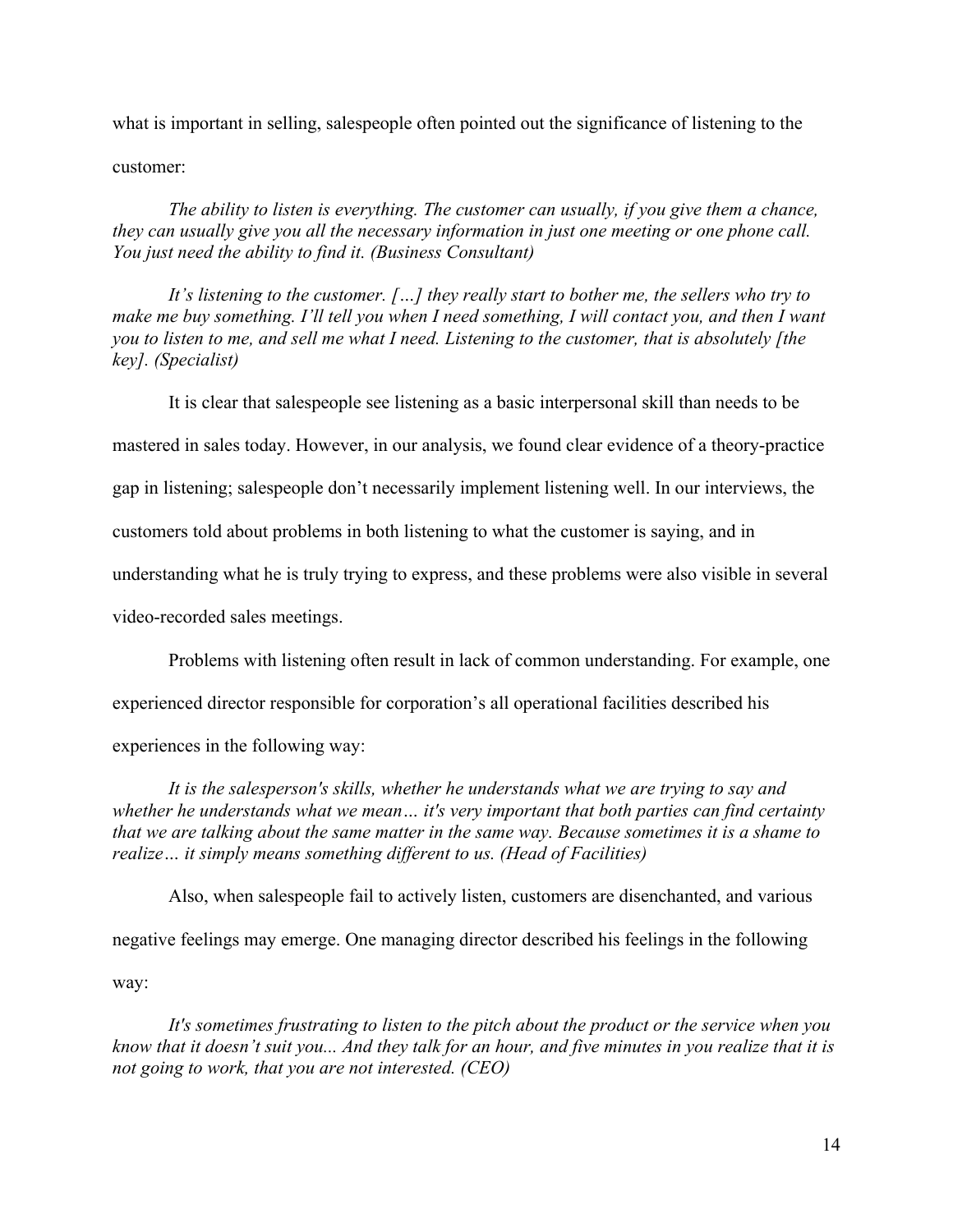what is important in selling, salespeople often pointed out the significance of listening to the customer:

> *The ability to listen is everything. The customer can usually, if you give them a chance, they can usually give you all the necessary information in just one meeting or one phone call. You just need the ability to find it. (Business Consultant)*

> *It's listening to the customer. […] they really start to bother me, the sellers who try to make me buy something. I'll tell you when I need something, I will contact you, and then I want you to listen to me, and sell me what I need. Listening to the customer, that is absolutely [the key]. (Specialist)*

It is clear that salespeople see listening as a basic interpersonal skill than needs to be mastered in sales today. However, in our analysis, we found clear evidence of a theory-practice gap in listening; salespeople don't necessarily implement listening well. In our interviews, the customers told about problems in both listening to what the customer is saying, and in understanding what he is truly trying to express, and these problems were also visible in several video-recorded sales meetings.

Problems with listening often result in lack of common understanding. For example, one experienced director responsible for corporation's all operational facilities described his experiences in the following way:

> *It is the salesperson's skills, whether he understands what we are trying to say and whether he understands what we mean… it's very important that both parties can find certainty that we are talking about the same matter in the same way. Because sometimes it is a shame to realize… it simply means something different to us. (Head of Facilities)*

Also, when salespeople fail to actively listen, customers are disenchanted, and various negative feelings may emerge. One managing director described his feelings in the following way:

> *It's sometimes frustrating to listen to the pitch about the product or the service when you know that it doesn't suit you... And they talk for an hour, and five minutes in you realize that it is not going to work, that you are not interested. (CEO)*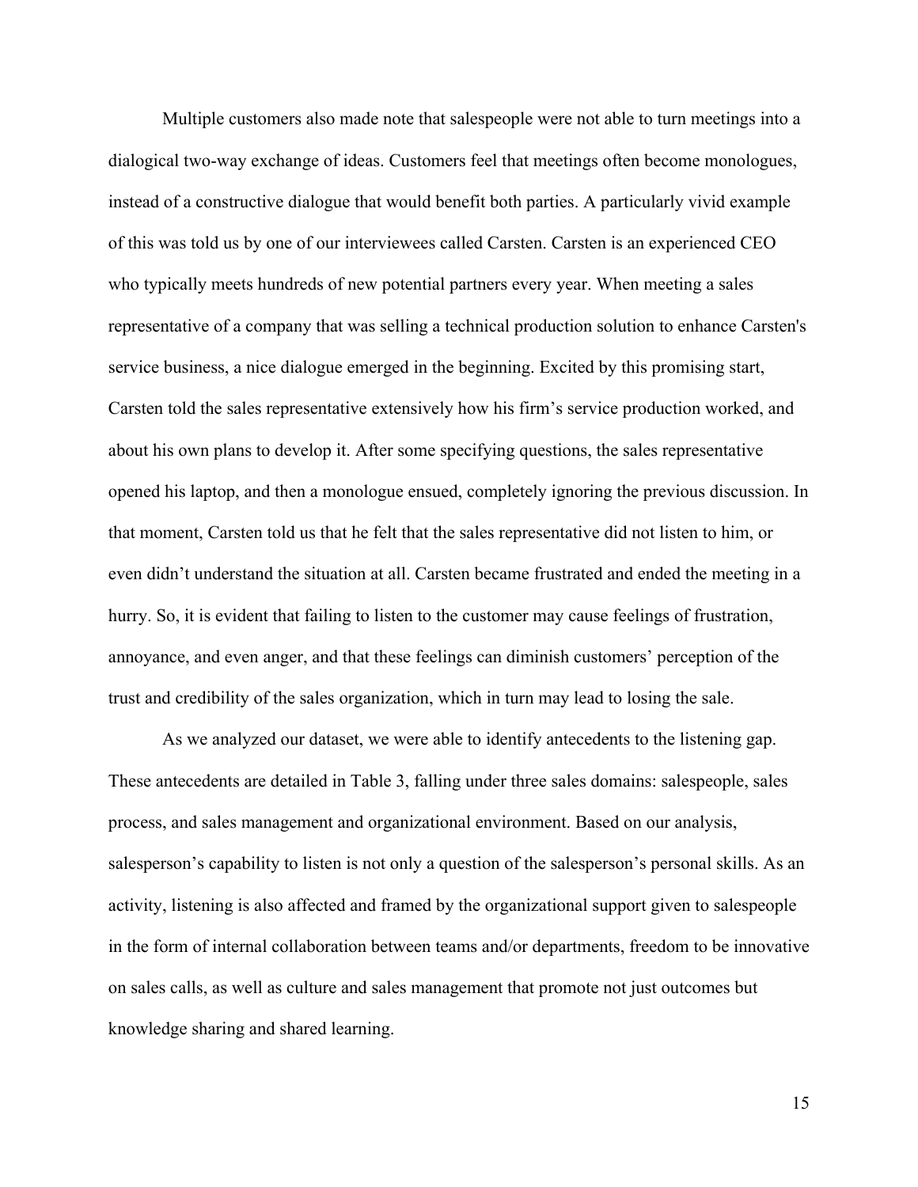Multiple customers also made note that salespeople were not able to turn meetings into a dialogical two-way exchange of ideas. Customers feel that meetings often become monologues, instead of a constructive dialogue that would benefit both parties. A particularly vivid example of this was told us by one of our interviewees called Carsten. Carsten is an experienced CEO who typically meets hundreds of new potential partners every year. When meeting a sales representative of a company that was selling a technical production solution to enhance Carsten's service business, a nice dialogue emerged in the beginning. Excited by this promising start, Carsten told the sales representative extensively how his firm's service production worked, and about his own plans to develop it. After some specifying questions, the sales representative opened his laptop, and then a monologue ensued, completely ignoring the previous discussion. In that moment, Carsten told us that he felt that the sales representative did not listen to him, or even didn't understand the situation at all. Carsten became frustrated and ended the meeting in a hurry. So, it is evident that failing to listen to the customer may cause feelings of frustration, annoyance, and even anger, and that these feelings can diminish customers' perception of the trust and credibility of the sales organization, which in turn may lead to losing the sale.

As we analyzed our dataset, we were able to identify antecedents to the listening gap. These antecedents are detailed in Table 3, falling under three sales domains: salespeople, sales process, and sales management and organizational environment. Based on our analysis, salesperson's capability to listen is not only a question of the salesperson's personal skills. As an activity, listening is also affected and framed by the organizational support given to salespeople in the form of internal collaboration between teams and/or departments, freedom to be innovative on sales calls, as well as culture and sales management that promote not just outcomes but knowledge sharing and shared learning.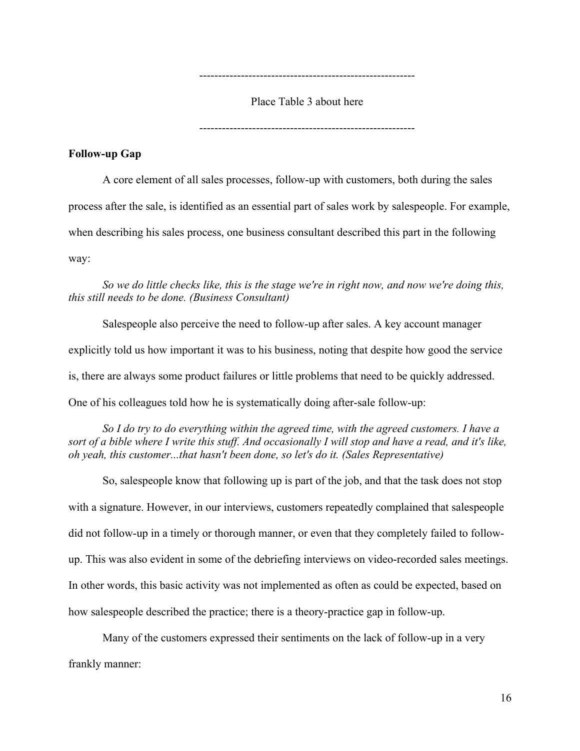---------------------------------------------------------

Place Table 3 about here

---------------------------------------------------------

**Follow-up Gap**

A core element of all sales processes, follow-up with customers, both during the sales process after the sale, is identified as an essential part of sales work by salespeople. For example, when describing his sales process, one business consultant described this part in the following way:

*So we do little checks like, this is the stage we're in right now, and now we're doing this, this still needs to be done. (Business Consultant)*

Salespeople also perceive the need to follow-up after sales. A key account manager explicitly told us how important it was to his business, noting that despite how good the service is, there are always some product failures or little problems that need to be quickly addressed. One of his colleagues told how he is systematically doing after-sale follow-up:

*So I do try to do everything within the agreed time, with the agreed customers. I have a sort of a bible where I write this stuff. And occasionally I will stop and have a read, and it's like, oh yeah, this customer...that hasn't been done, so let's do it. (Sales Representative)*

So, salespeople know that following up is part of the job, and that the task does not stop with a signature. However, in our interviews, customers repeatedly complained that salespeople did not follow-up in a timely or thorough manner, or even that they completely failed to follow-up. This was also evident in some of the debriefing interviews on video-recorded sales meetings. In other words, this basic activity was not implemented as often as could be expected, based on how salespeople described the practice; there is a theory-practice gap in follow-up.

Many of the customers expressed their sentiments on the lack of follow-up in a very frankly manner: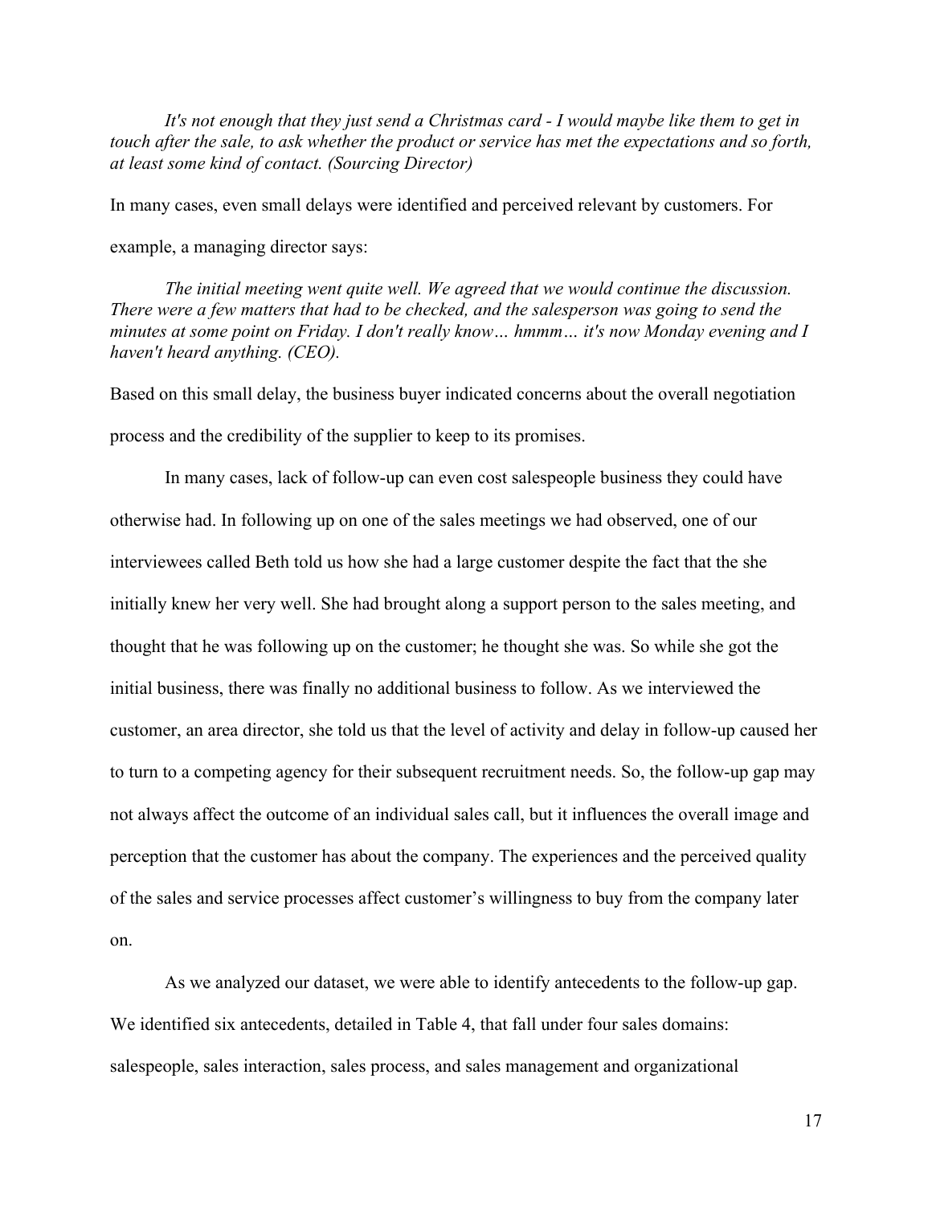*It's not enough that they just send a Christmas card - I would maybe like them to get in touch after the sale, to ask whether the product or service has met the expectations and so forth, at least some kind of contact. (Sourcing Director)*

In many cases, even small delays were identified and perceived relevant by customers. For example, a managing director says:

*The initial meeting went quite well. We agreed that we would continue the discussion. There were a few matters that had to be checked, and the salesperson was going to send the minutes at some point on Friday. I don't really know… hmmm… it's now Monday evening and I haven't heard anything. (CEO).*

Based on this small delay, the business buyer indicated concerns about the overall negotiation process and the credibility of the supplier to keep to its promises.

In many cases, lack of follow-up can even cost salespeople business they could have otherwise had. In following up on one of the sales meetings we had observed, one of our interviewees called Beth told us how she had a large customer despite the fact that the she initially knew her very well. She had brought along a support person to the sales meeting, and thought that he was following up on the customer; he thought she was. So while she got the initial business, there was finally no additional business to follow. As we interviewed the customer, an area director, she told us that the level of activity and delay in follow-up caused her to turn to a competing agency for their subsequent recruitment needs. So, the follow-up gap may not always affect the outcome of an individual sales call, but it influences the overall image and perception that the customer has about the company. The experiences and the perceived quality of the sales and service processes affect customer's willingness to buy from the company later on.

As we analyzed our dataset, we were able to identify antecedents to the follow-up gap. We identified six antecedents, detailed in Table 4, that fall under four sales domains: salespeople, sales interaction, sales process, and sales management and organizational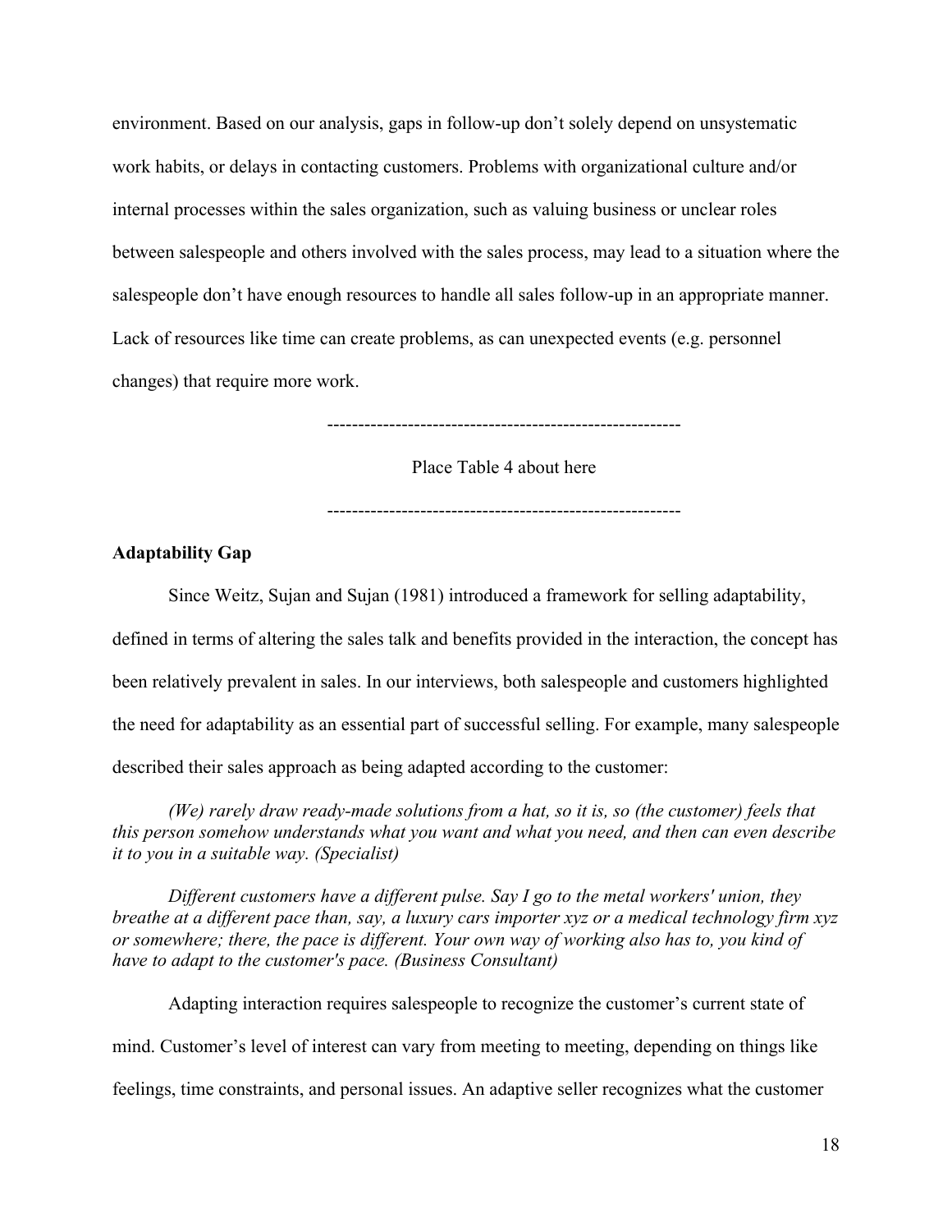environment. Based on our analysis, gaps in follow-up don't solely depend on unsystematic work habits, or delays in contacting customers. Problems with organizational culture and/or internal processes within the sales organization, such as valuing business or unclear roles between salespeople and others involved with the sales process, may lead to a situation where the salespeople don't have enough resources to handle all sales follow-up in an appropriate manner. Lack of resources like time can create problems, as can unexpected events (e.g. personnel changes) that require more work.

---------------------------------------------------------

Place Table 4 about here

---------------------------------------------------------

**Adaptability Gap**

Since Weitz, Sujan and Sujan (1981) introduced a framework for selling adaptability, defined in terms of altering the sales talk and benefits provided in the interaction, the concept has been relatively prevalent in sales. In our interviews, both salespeople and customers highlighted the need for adaptability as an essential part of successful selling. For example, many salespeople described their sales approach as being adapted according to the customer:

*(We) rarely draw ready-made solutions from a hat, so it is, so (the customer) feels that this person somehow understands what you want and what you need, and then can even describe it to you in a suitable way. (Specialist)*

*Different customers have a different pulse. Say I go to the metal workers' union, they breathe at a different pace than, say, a luxury cars importer xyz or a medical technology firm xyz or somewhere; there, the pace is different. Your own way of working also has to, you kind of have to adapt to the customer's pace. (Business Consultant)*

Adapting interaction requires salespeople to recognize the customer's current state of mind. Customer's level of interest can vary from meeting to meeting, depending on things like feelings, time constraints, and personal issues. An adaptive seller recognizes what the customer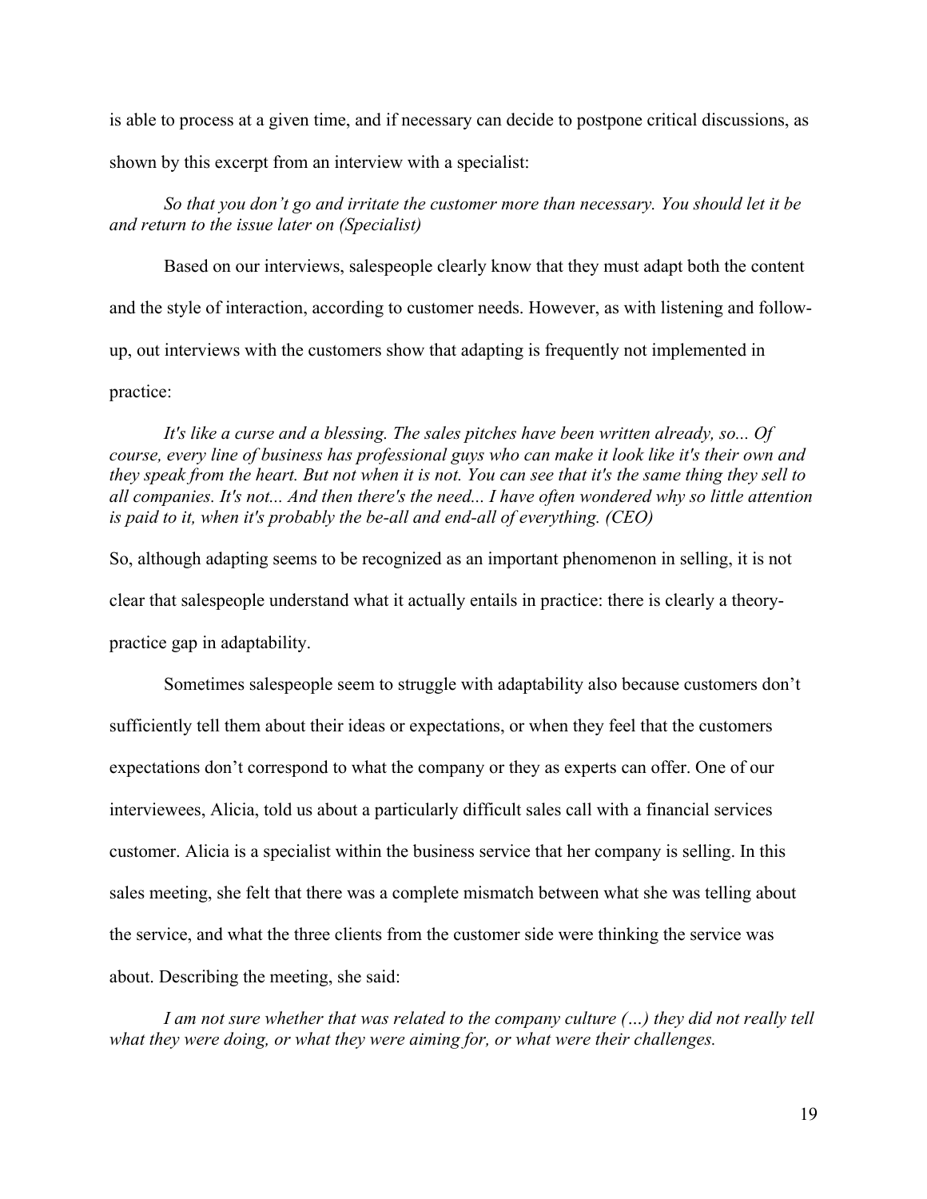is able to process at a given time, and if necessary can decide to postpone critical discussions, as shown by this excerpt from an interview with a specialist:

> *So that you don't go and irritate the customer more than necessary. You should let it be and return to the issue later on (Specialist)*

Based on our interviews, salespeople clearly know that they must adapt both the content and the style of interaction, according to customer needs. However, as with listening and follow-up, out interviews with the customers show that adapting is frequently not implemented in practice:

> *It's like a curse and a blessing. The sales pitches have been written already, so... Of course, every line of business has professional guys who can make it look like it's their own and they speak from the heart. But not when it is not. You can see that it's the same thing they sell to all companies. It's not... And then there's the need... I have often wondered why so little attention is paid to it, when it's probably the be-all and end-all of everything. (CEO)*

So, although adapting seems to be recognized as an important phenomenon in selling, it is not clear that salespeople understand what it actually entails in practice: there is clearly a theory-practice gap in adaptability.

Sometimes salespeople seem to struggle with adaptability also because customers don't sufficiently tell them about their ideas or expectations, or when they feel that the customers expectations don't correspond to what the company or they as experts can offer. One of our interviewees, Alicia, told us about a particularly difficult sales call with a financial services customer. Alicia is a specialist within the business service that her company is selling. In this sales meeting, she felt that there was a complete mismatch between what she was telling about the service, and what the three clients from the customer side were thinking the service was about. Describing the meeting, she said:

> *I am not sure whether that was related to the company culture (…) they did not really tell what they were doing, or what they were aiming for, or what were their challenges.*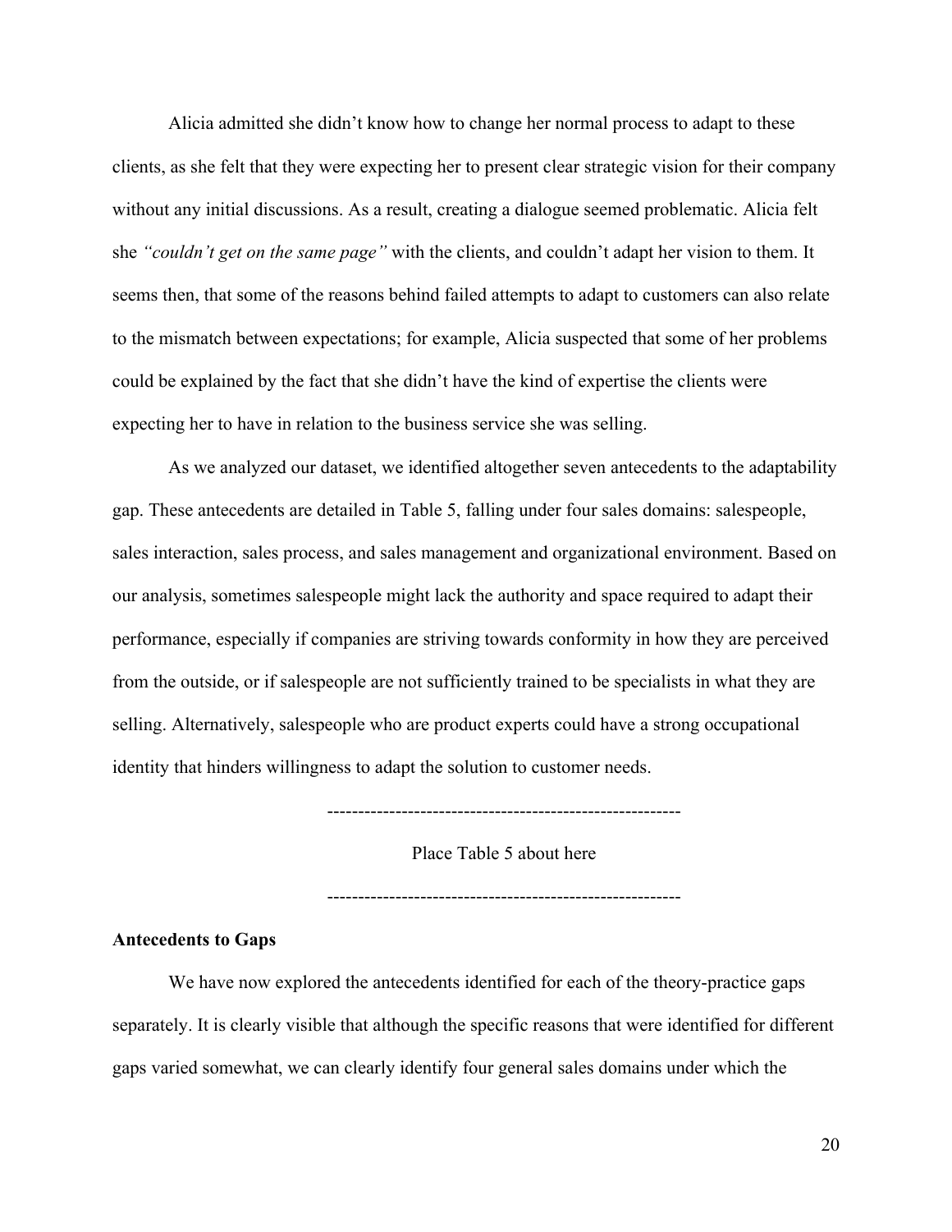Alicia admitted she didn't know how to change her normal process to adapt to these clients, as she felt that they were expecting her to present clear strategic vision for their company without any initial discussions. As a result, creating a dialogue seemed problematic. Alicia felt she *"couldn't get on the same page"* with the clients, and couldn't adapt her vision to them. It seems then, that some of the reasons behind failed attempts to adapt to customers can also relate to the mismatch between expectations; for example, Alicia suspected that some of her problems could be explained by the fact that she didn't have the kind of expertise the clients were expecting her to have in relation to the business service she was selling.

As we analyzed our dataset, we identified altogether seven antecedents to the adaptability gap. These antecedents are detailed in Table 5, falling under four sales domains: salespeople, sales interaction, sales process, and sales management and organizational environment. Based on our analysis, sometimes salespeople might lack the authority and space required to adapt their performance, especially if companies are striving towards conformity in how they are perceived from the outside, or if salespeople are not sufficiently trained to be specialists in what they are selling. Alternatively, salespeople who are product experts could have a strong occupational identity that hinders willingness to adapt the solution to customer needs.

---------------------------------------------------------

Place Table 5 about here

---------------------------------------------------------

**Antecedents to Gaps**

We have now explored the antecedents identified for each of the theory-practice gaps separately. It is clearly visible that although the specific reasons that were identified for different gaps varied somewhat, we can clearly identify four general sales domains under which the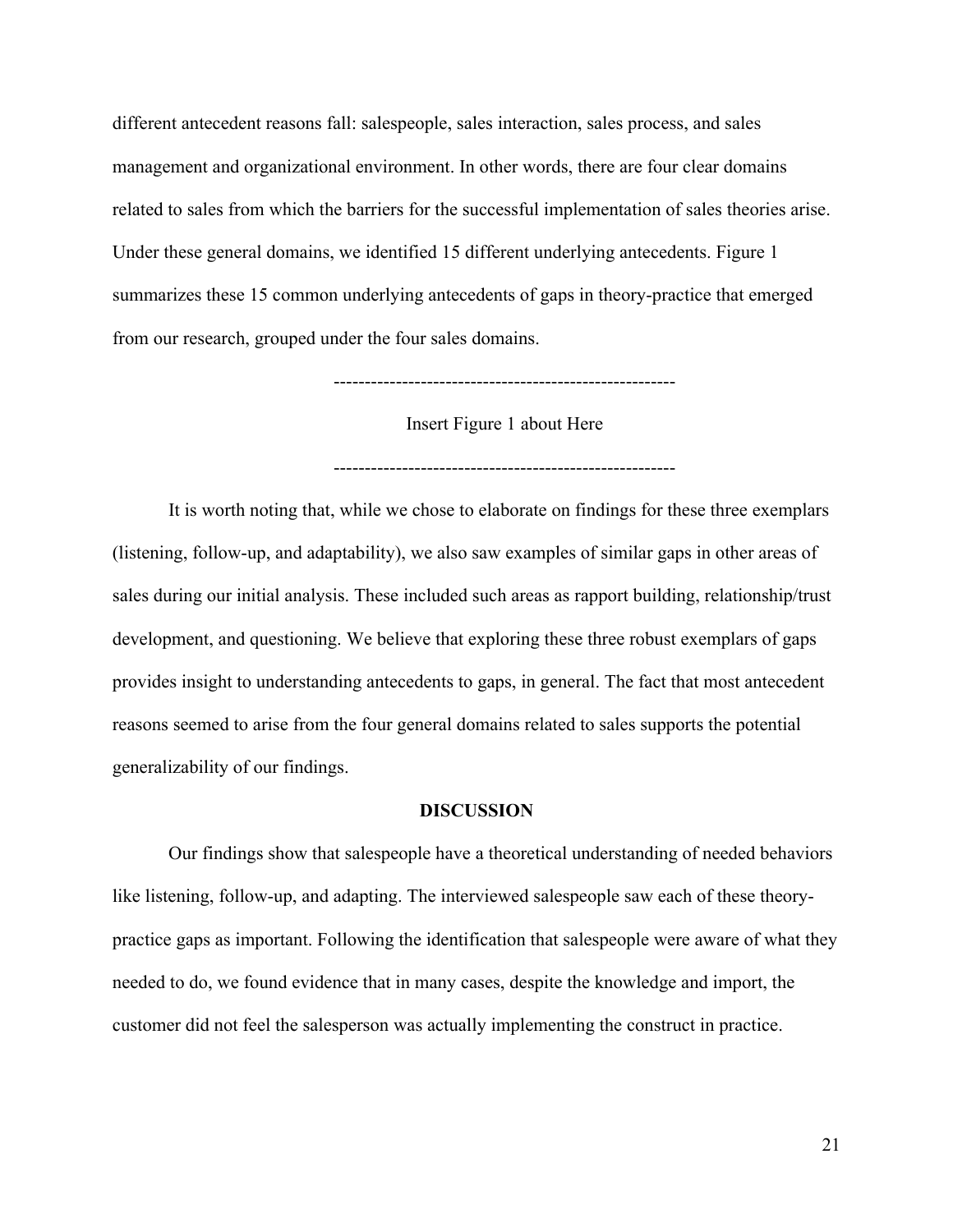different antecedent reasons fall: salespeople, sales interaction, sales process, and sales management and organizational environment. In other words, there are four clear domains related to sales from which the barriers for the successful implementation of sales theories arise. Under these general domains, we identified 15 different underlying antecedents. Figure 1 summarizes these 15 common underlying antecedents of gaps in theory-practice that emerged from our research, grouped under the four sales domains.

-------------------------------------------------------

Insert Figure 1 about Here

-------------------------------------------------------

It is worth noting that, while we chose to elaborate on findings for these three exemplars (listening, follow-up, and adaptability), we also saw examples of similar gaps in other areas of sales during our initial analysis. These included such areas as rapport building, relationship/trust development, and questioning. We believe that exploring these three robust exemplars of gaps provides insight to understanding antecedents to gaps, in general. The fact that most antecedent reasons seemed to arise from the four general domains related to sales supports the potential generalizability of our findings.

## DISCUSSION

Our findings show that salespeople have a theoretical understanding of needed behaviors like listening, follow-up, and adapting. The interviewed salespeople saw each of these theory-practice gaps as important. Following the identification that salespeople were aware of what they needed to do, we found evidence that in many cases, despite the knowledge and import, the customer did not feel the salesperson was actually implementing the construct in practice.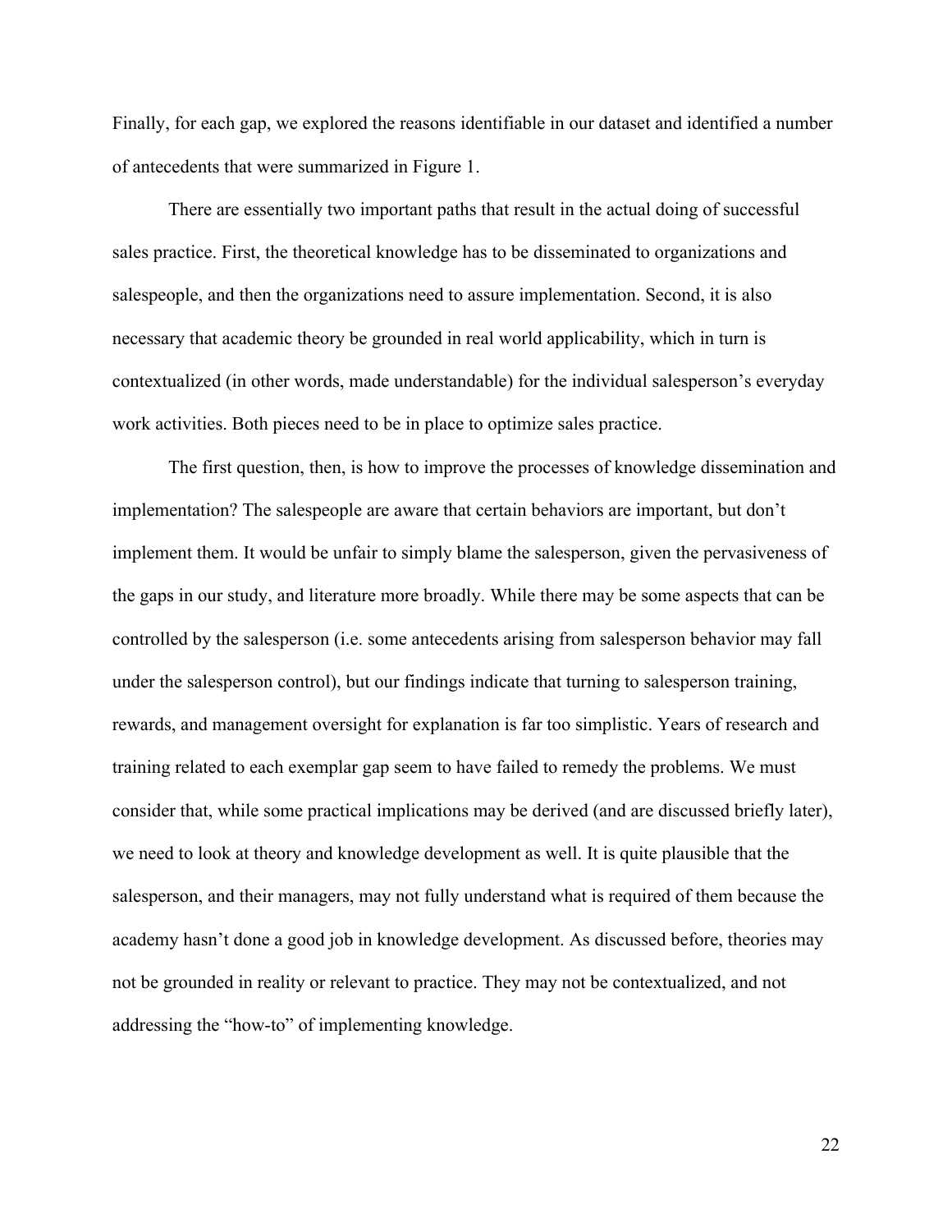Finally, for each gap, we explored the reasons identifiable in our dataset and identified a number of antecedents that were summarized in Figure 1.

There are essentially two important paths that result in the actual doing of successful sales practice. First, the theoretical knowledge has to be disseminated to organizations and salespeople, and then the organizations need to assure implementation. Second, it is also necessary that academic theory be grounded in real world applicability, which in turn is contextualized (in other words, made understandable) for the individual salesperson's everyday work activities. Both pieces need to be in place to optimize sales practice.

The first question, then, is how to improve the processes of knowledge dissemination and implementation? The salespeople are aware that certain behaviors are important, but don't implement them. It would be unfair to simply blame the salesperson, given the pervasiveness of the gaps in our study, and literature more broadly. While there may be some aspects that can be controlled by the salesperson (i.e. some antecedents arising from salesperson behavior may fall under the salesperson control), but our findings indicate that turning to salesperson training, rewards, and management oversight for explanation is far too simplistic. Years of research and training related to each exemplar gap seem to have failed to remedy the problems. We must consider that, while some practical implications may be derived (and are discussed briefly later), we need to look at theory and knowledge development as well. It is quite plausible that the salesperson, and their managers, may not fully understand what is required of them because the academy hasn't done a good job in knowledge development. As discussed before, theories may not be grounded in reality or relevant to practice. They may not be contextualized, and not addressing the "how-to" of implementing knowledge.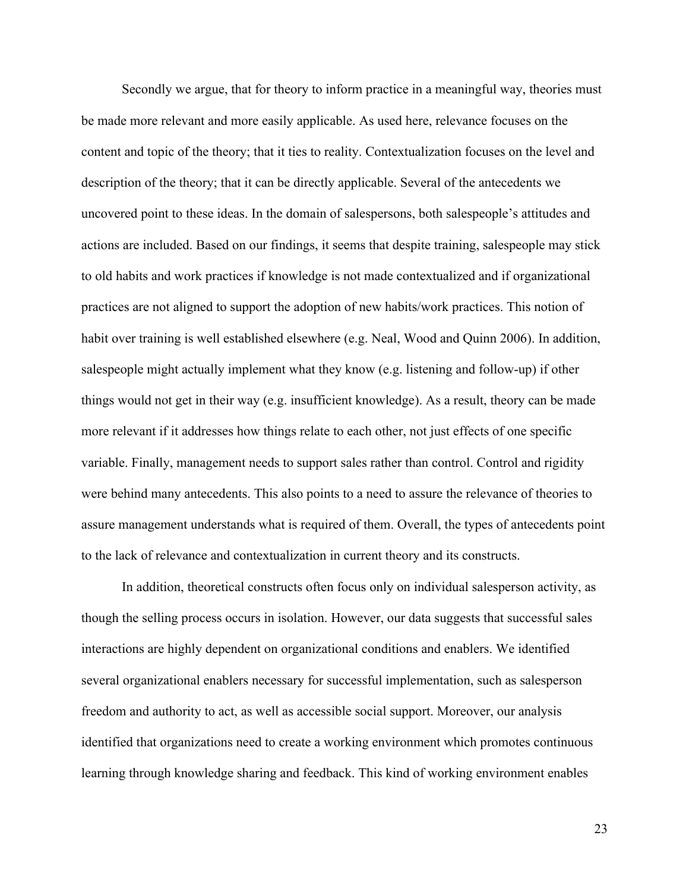Secondly we argue, that for theory to inform practice in a meaningful way, theories must be made more relevant and more easily applicable. As used here, relevance focuses on the content and topic of the theory; that it ties to reality. Contextualization focuses on the level and description of the theory; that it can be directly applicable. Several of the antecedents we uncovered point to these ideas. In the domain of salespersons, both salespeople's attitudes and actions are included. Based on our findings, it seems that despite training, salespeople may stick to old habits and work practices if knowledge is not made contextualized and if organizational practices are not aligned to support the adoption of new habits/work practices. This notion of habit over training is well established elsewhere (e.g. Neal, Wood and Quinn 2006). In addition, salespeople might actually implement what they know (e.g. listening and follow-up) if other things would not get in their way (e.g. insufficient knowledge). As a result, theory can be made more relevant if it addresses how things relate to each other, not just effects of one specific variable. Finally, management needs to support sales rather than control. Control and rigidity were behind many antecedents. This also points to a need to assure the relevance of theories to assure management understands what is required of them. Overall, the types of antecedents point to the lack of relevance and contextualization in current theory and its constructs.

In addition, theoretical constructs often focus only on individual salesperson activity, as though the selling process occurs in isolation. However, our data suggests that successful sales interactions are highly dependent on organizational conditions and enablers. We identified several organizational enablers necessary for successful implementation, such as salesperson freedom and authority to act, as well as accessible social support. Moreover, our analysis identified that organizations need to create a working environment which promotes continuous learning through knowledge sharing and feedback. This kind of working environment enables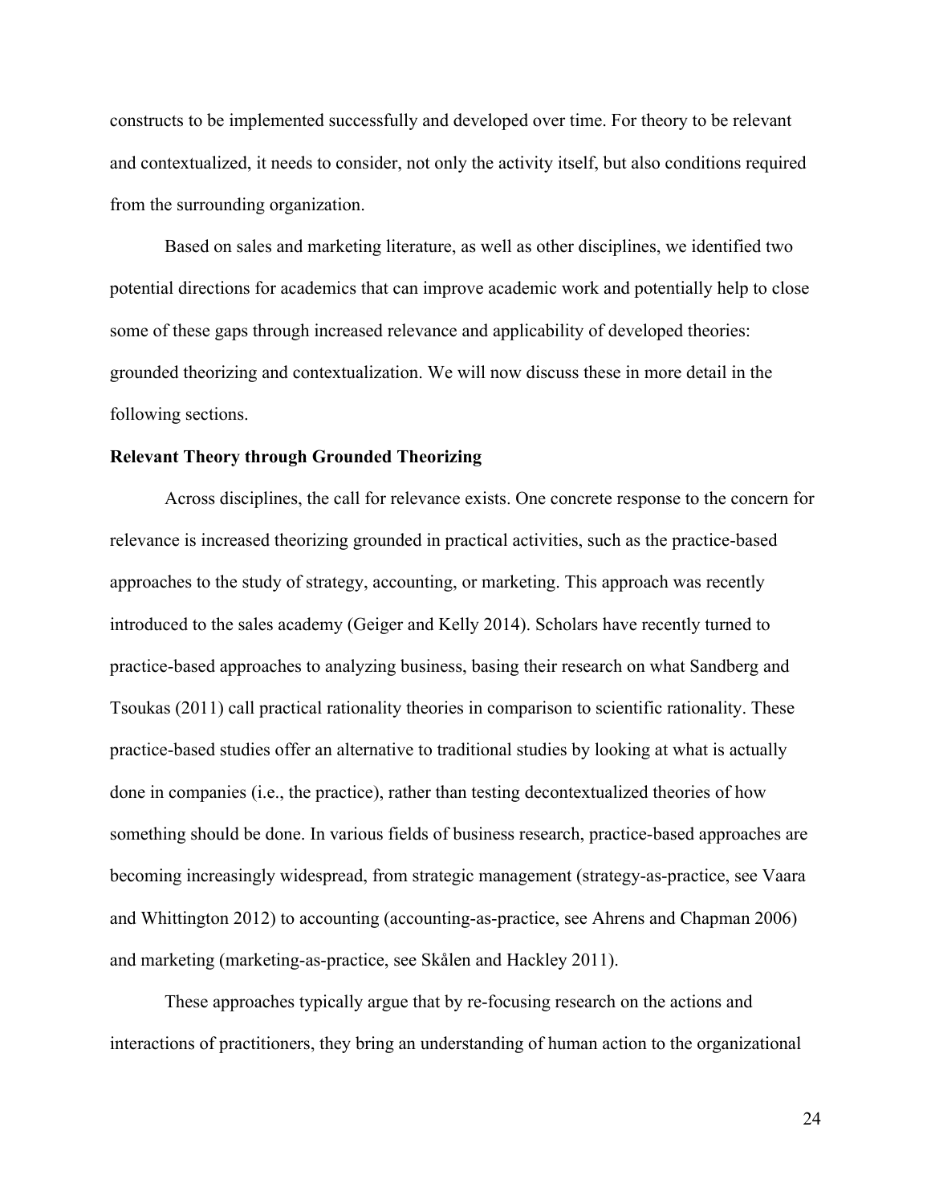constructs to be implemented successfully and developed over time. For theory to be relevant and contextualized, it needs to consider, not only the activity itself, but also conditions required from the surrounding organization.

Based on sales and marketing literature, as well as other disciplines, we identified two potential directions for academics that can improve academic work and potentially help to close some of these gaps through increased relevance and applicability of developed theories: grounded theorizing and contextualization. We will now discuss these in more detail in the following sections.

**Relevant Theory through Grounded Theorizing**

Across disciplines, the call for relevance exists. One concrete response to the concern for relevance is increased theorizing grounded in practical activities, such as the practice-based approaches to the study of strategy, accounting, or marketing. This approach was recently introduced to the sales academy (Geiger and Kelly 2014). Scholars have recently turned to practice-based approaches to analyzing business, basing their research on what Sandberg and Tsoukas (2011) call practical rationality theories in comparison to scientific rationality. These practice-based studies offer an alternative to traditional studies by looking at what is actually done in companies (i.e., the practice), rather than testing decontextualized theories of how something should be done. In various fields of business research, practice-based approaches are becoming increasingly widespread, from strategic management (strategy-as-practice, see Vaara and Whittington 2012) to accounting (accounting-as-practice, see Ahrens and Chapman 2006) and marketing (marketing-as-practice, see Skålen and Hackley 2011).

These approaches typically argue that by re-focusing research on the actions and interactions of practitioners, they bring an understanding of human action to the organizational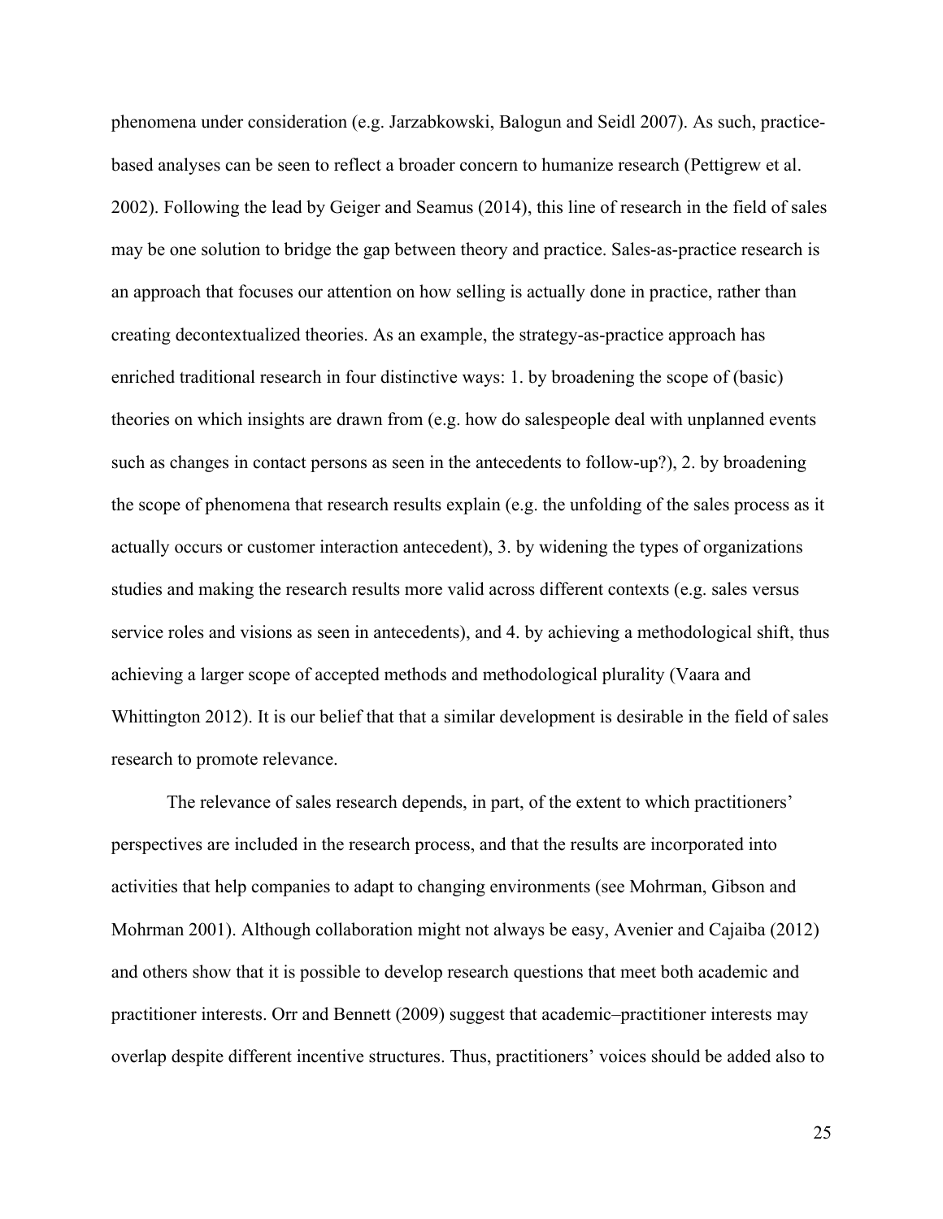phenomena under consideration (e.g. Jarzabkowski, Balogun and Seidl 2007). As such, practice-based analyses can be seen to reflect a broader concern to humanize research (Pettigrew et al. 2002). Following the lead by Geiger and Seamus (2014), this line of research in the field of sales may be one solution to bridge the gap between theory and practice. Sales-as-practice research is an approach that focuses our attention on how selling is actually done in practice, rather than creating decontextualized theories. As an example, the strategy-as-practice approach has enriched traditional research in four distinctive ways: 1. by broadening the scope of (basic) theories on which insights are drawn from (e.g. how do salespeople deal with unplanned events such as changes in contact persons as seen in the antecedents to follow-up?), 2. by broadening the scope of phenomena that research results explain (e.g. the unfolding of the sales process as it actually occurs or customer interaction antecedent), 3. by widening the types of organizations studies and making the research results more valid across different contexts (e.g. sales versus service roles and visions as seen in antecedents), and 4. by achieving a methodological shift, thus achieving a larger scope of accepted methods and methodological plurality (Vaara and Whittington 2012). It is our belief that that a similar development is desirable in the field of sales research to promote relevance.

The relevance of sales research depends, in part, of the extent to which practitioners' perspectives are included in the research process, and that the results are incorporated into activities that help companies to adapt to changing environments (see Mohrman, Gibson and Mohrman 2001). Although collaboration might not always be easy, Avenier and Cajaiba (2012) and others show that it is possible to develop research questions that meet both academic and practitioner interests. Orr and Bennett (2009) suggest that academic–practitioner interests may overlap despite different incentive structures. Thus, practitioners' voices should be added also to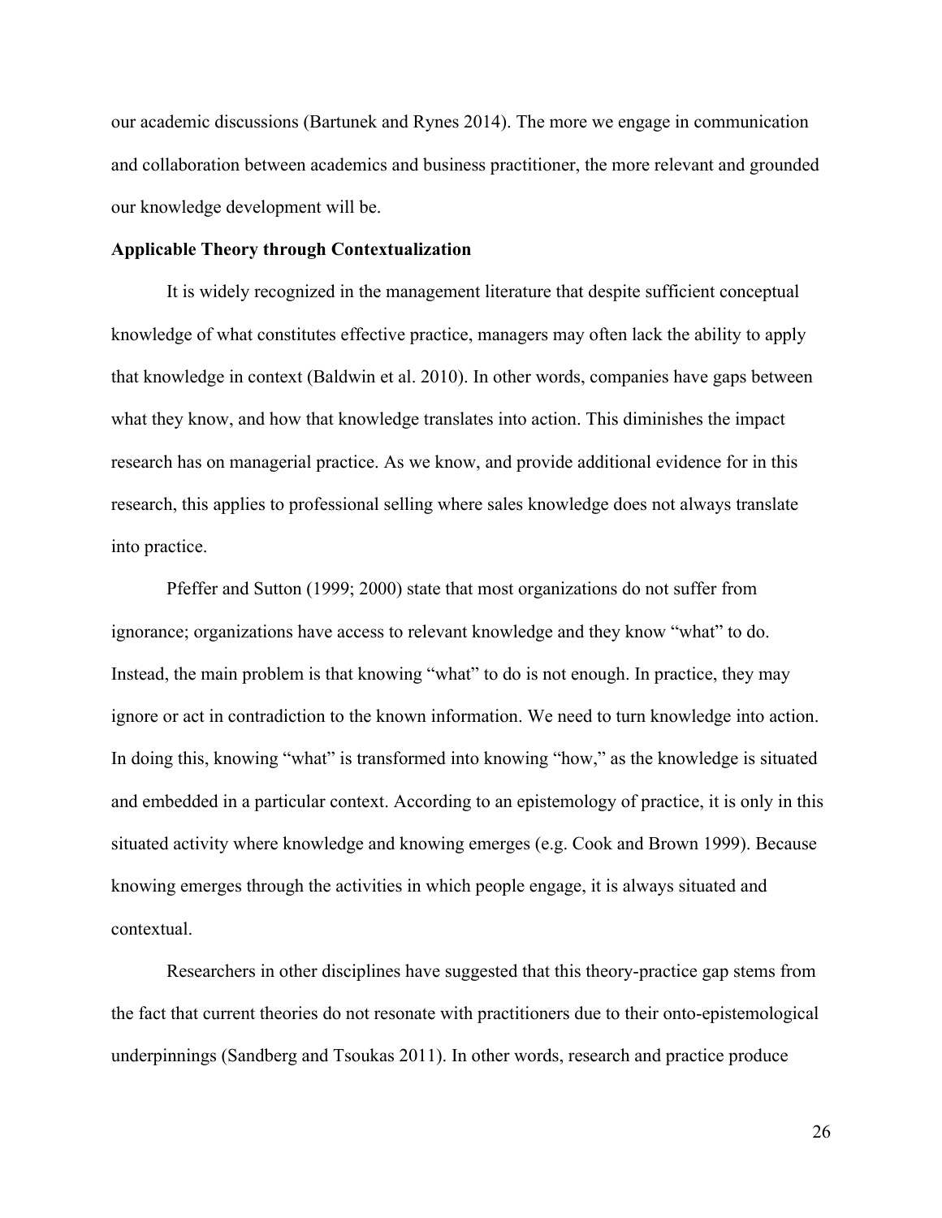our academic discussions (Bartunek and Rynes 2014). The more we engage in communication and collaboration between academics and business practitioner, the more relevant and grounded our knowledge development will be.

**Applicable Theory through Contextualization**

It is widely recognized in the management literature that despite sufficient conceptual knowledge of what constitutes effective practice, managers may often lack the ability to apply that knowledge in context (Baldwin et al. 2010). In other words, companies have gaps between what they know, and how that knowledge translates into action. This diminishes the impact research has on managerial practice. As we know, and provide additional evidence for in this research, this applies to professional selling where sales knowledge does not always translate into practice.

Pfeffer and Sutton (1999; 2000) state that most organizations do not suffer from ignorance; organizations have access to relevant knowledge and they know "what" to do. Instead, the main problem is that knowing "what" to do is not enough. In practice, they may ignore or act in contradiction to the known information. We need to turn knowledge into action. In doing this, knowing "what" is transformed into knowing "how," as the knowledge is situated and embedded in a particular context. According to an epistemology of practice, it is only in this situated activity where knowledge and knowing emerges (e.g. Cook and Brown 1999). Because knowing emerges through the activities in which people engage, it is always situated and contextual.

Researchers in other disciplines have suggested that this theory-practice gap stems from the fact that current theories do not resonate with practitioners due to their onto-epistemological underpinnings (Sandberg and Tsoukas 2011). In other words, research and practice produce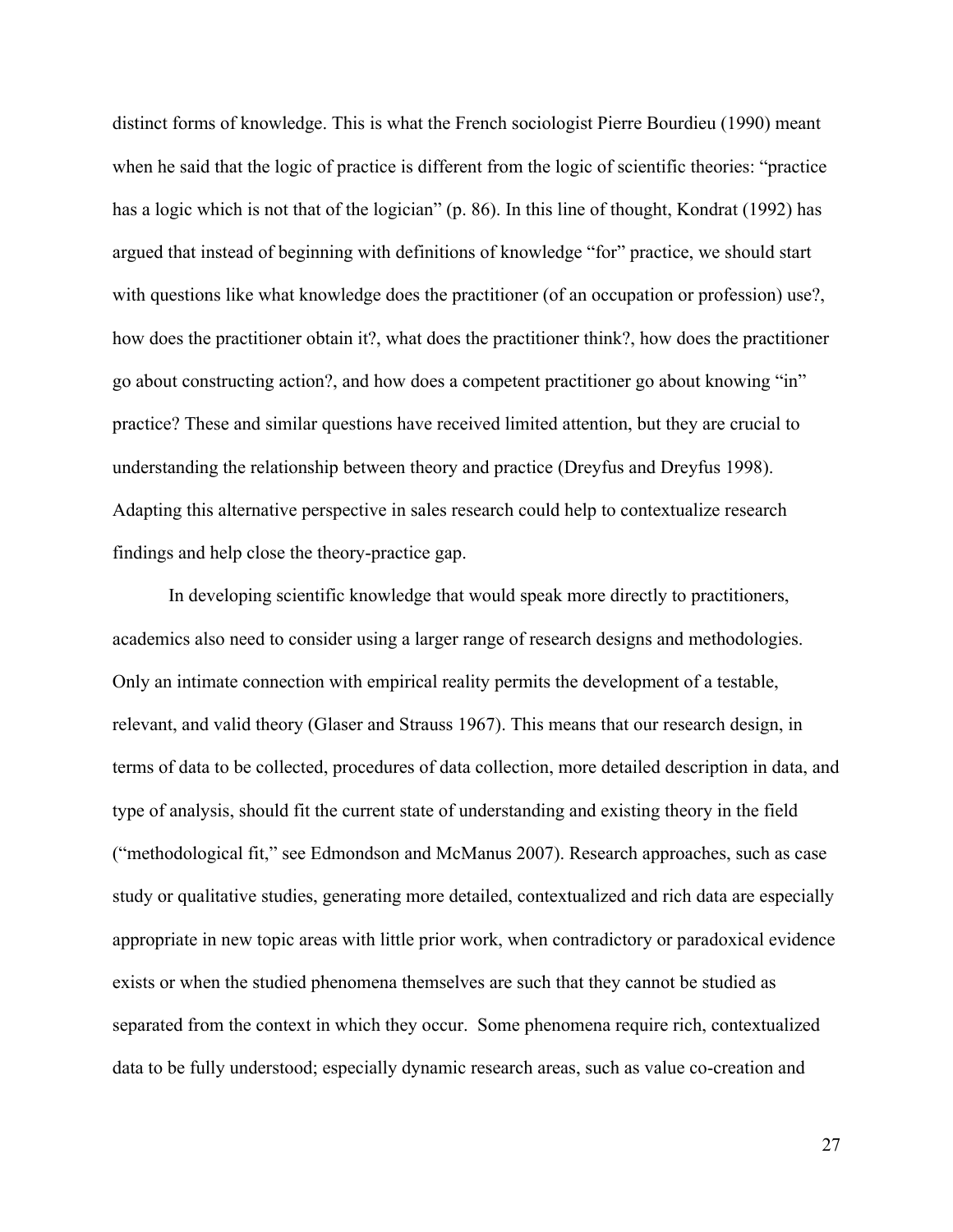distinct forms of knowledge. This is what the French sociologist Pierre Bourdieu (1990) meant when he said that the logic of practice is different from the logic of scientific theories: "practice has a logic which is not that of the logician" (p. 86). In this line of thought, Kondrat (1992) has argued that instead of beginning with definitions of knowledge "for" practice, we should start with questions like what knowledge does the practitioner (of an occupation or profession) use?, how does the practitioner obtain it?, what does the practitioner think?, how does the practitioner go about constructing action?, and how does a competent practitioner go about knowing "in" practice? These and similar questions have received limited attention, but they are crucial to understanding the relationship between theory and practice (Dreyfus and Dreyfus 1998). Adapting this alternative perspective in sales research could help to contextualize research findings and help close the theory-practice gap.

In developing scientific knowledge that would speak more directly to practitioners, academics also need to consider using a larger range of research designs and methodologies. Only an intimate connection with empirical reality permits the development of a testable, relevant, and valid theory (Glaser and Strauss 1967). This means that our research design, in terms of data to be collected, procedures of data collection, more detailed description in data, and type of analysis, should fit the current state of understanding and existing theory in the field ("methodological fit," see Edmondson and McManus 2007). Research approaches, such as case study or qualitative studies, generating more detailed, contextualized and rich data are especially appropriate in new topic areas with little prior work, when contradictory or paradoxical evidence exists or when the studied phenomena themselves are such that they cannot be studied as separated from the context in which they occur. Some phenomena require rich, contextualized data to be fully understood; especially dynamic research areas, such as value co-creation and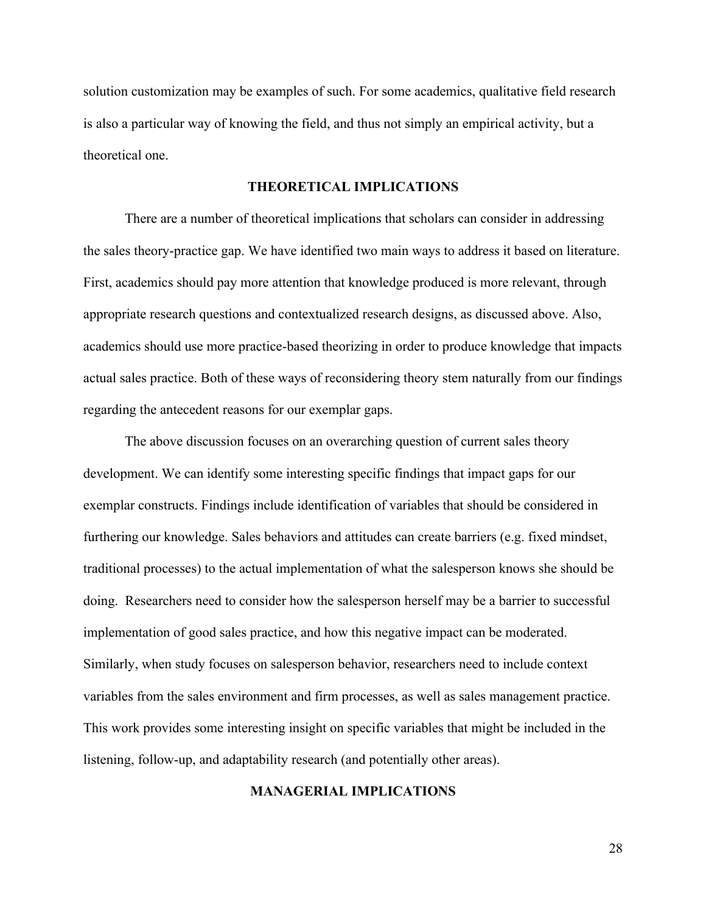solution customization may be examples of such. For some academics, qualitative field research is also a particular way of knowing the field, and thus not simply an empirical activity, but a theoretical one.

## THEORETICAL IMPLICATIONS

There are a number of theoretical implications that scholars can consider in addressing the sales theory-practice gap. We have identified two main ways to address it based on literature. First, academics should pay more attention that knowledge produced is more relevant, through appropriate research questions and contextualized research designs, as discussed above. Also, academics should use more practice-based theorizing in order to produce knowledge that impacts actual sales practice. Both of these ways of reconsidering theory stem naturally from our findings regarding the antecedent reasons for our exemplar gaps.

The above discussion focuses on an overarching question of current sales theory development. We can identify some interesting specific findings that impact gaps for our exemplar constructs. Findings include identification of variables that should be considered in furthering our knowledge. Sales behaviors and attitudes can create barriers (e.g. fixed mindset, traditional processes) to the actual implementation of what the salesperson knows she should be doing. Researchers need to consider how the salesperson herself may be a barrier to successful implementation of good sales practice, and how this negative impact can be moderated. Similarly, when study focuses on salesperson behavior, researchers need to include context variables from the sales environment and firm processes, as well as sales management practice. This work provides some interesting insight on specific variables that might be included in the listening, follow-up, and adaptability research (and potentially other areas).

## MANAGERIAL IMPLICATIONS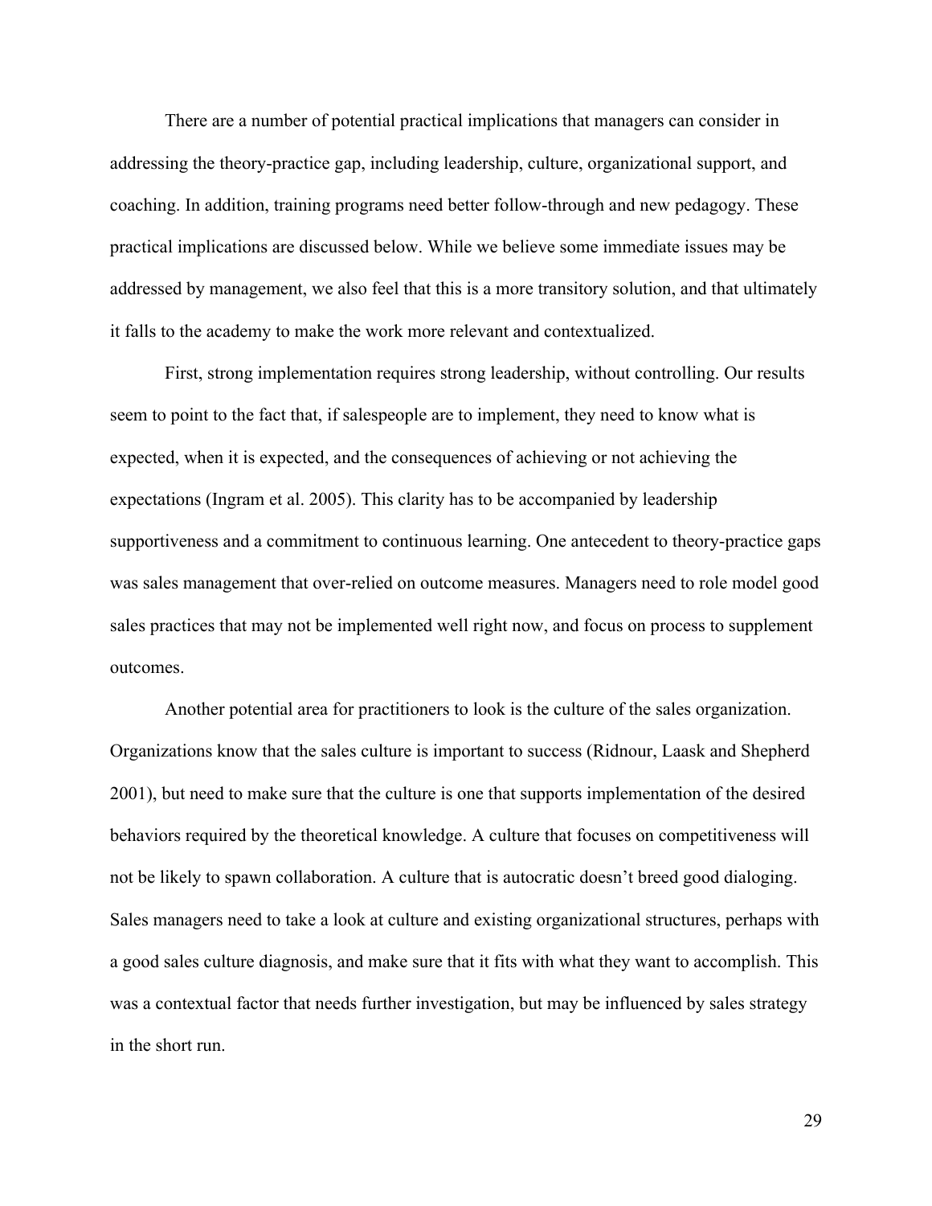There are a number of potential practical implications that managers can consider in addressing the theory-practice gap, including leadership, culture, organizational support, and coaching. In addition, training programs need better follow-through and new pedagogy. These practical implications are discussed below. While we believe some immediate issues may be addressed by management, we also feel that this is a more transitory solution, and that ultimately it falls to the academy to make the work more relevant and contextualized.

First, strong implementation requires strong leadership, without controlling. Our results seem to point to the fact that, if salespeople are to implement, they need to know what is expected, when it is expected, and the consequences of achieving or not achieving the expectations (Ingram et al. 2005). This clarity has to be accompanied by leadership supportiveness and a commitment to continuous learning. One antecedent to theory-practice gaps was sales management that over-relied on outcome measures. Managers need to role model good sales practices that may not be implemented well right now, and focus on process to supplement outcomes.

Another potential area for practitioners to look is the culture of the sales organization. Organizations know that the sales culture is important to success (Ridnour, Laask and Shepherd 2001), but need to make sure that the culture is one that supports implementation of the desired behaviors required by the theoretical knowledge. A culture that focuses on competitiveness will not be likely to spawn collaboration. A culture that is autocratic doesn't breed good dialoging. Sales managers need to take a look at culture and existing organizational structures, perhaps with a good sales culture diagnosis, and make sure that it fits with what they want to accomplish. This was a contextual factor that needs further investigation, but may be influenced by sales strategy in the short run.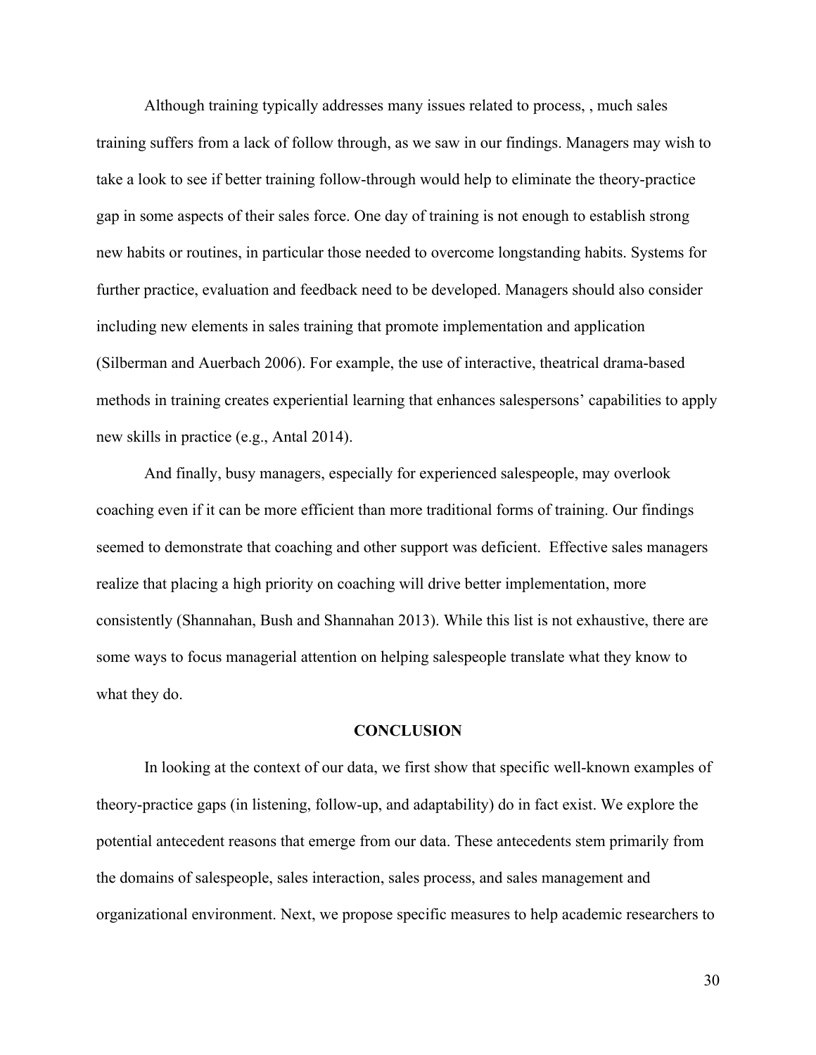Although training typically addresses many issues related to process, , much sales training suffers from a lack of follow through, as we saw in our findings. Managers may wish to take a look to see if better training follow-through would help to eliminate the theory-practice gap in some aspects of their sales force. One day of training is not enough to establish strong new habits or routines, in particular those needed to overcome longstanding habits. Systems for further practice, evaluation and feedback need to be developed. Managers should also consider including new elements in sales training that promote implementation and application (Silberman and Auerbach 2006). For example, the use of interactive, theatrical drama-based methods in training creates experiential learning that enhances salespersons' capabilities to apply new skills in practice (e.g., Antal 2014).

And finally, busy managers, especially for experienced salespeople, may overlook coaching even if it can be more efficient than more traditional forms of training. Our findings seemed to demonstrate that coaching and other support was deficient. Effective sales managers realize that placing a high priority on coaching will drive better implementation, more consistently (Shannahan, Bush and Shannahan 2013). While this list is not exhaustive, there are some ways to focus managerial attention on helping salespeople translate what they know to what they do.

## CONCLUSION

In looking at the context of our data, we first show that specific well-known examples of theory-practice gaps (in listening, follow-up, and adaptability) do in fact exist. We explore the potential antecedent reasons that emerge from our data. These antecedents stem primarily from the domains of salespeople, sales interaction, sales process, and sales management and organizational environment. Next, we propose specific measures to help academic researchers to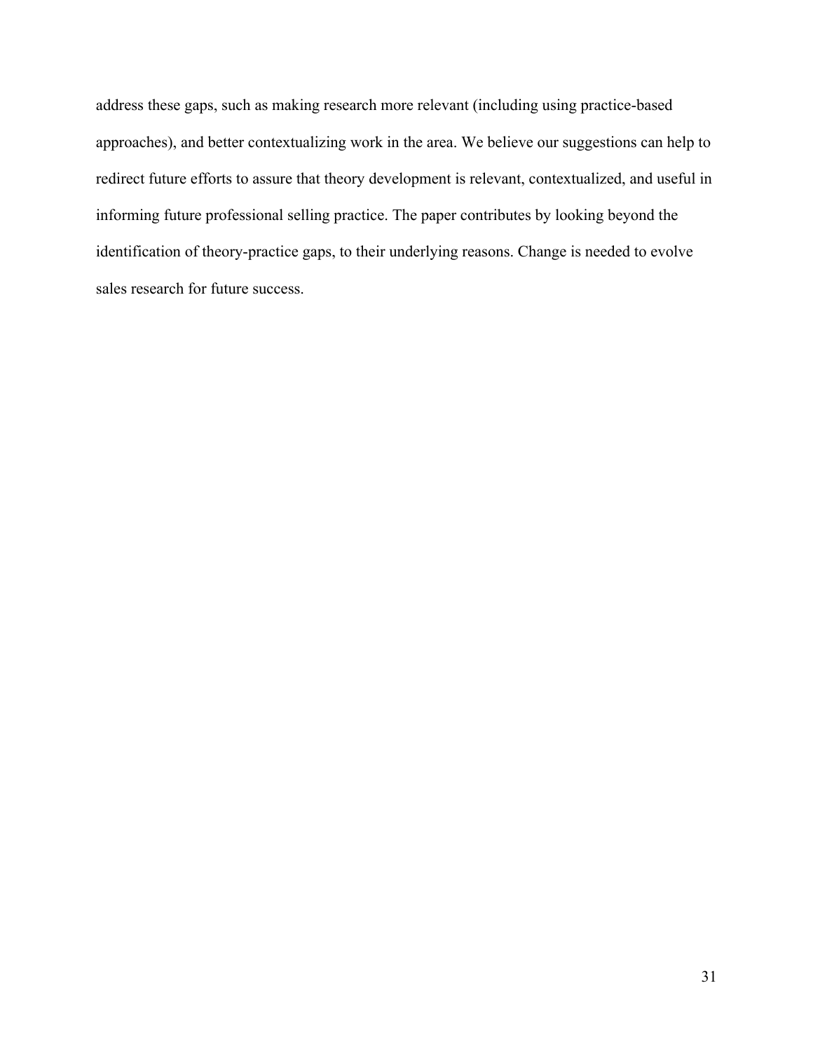address these gaps, such as making research more relevant (including using practice-based approaches), and better contextualizing work in the area. We believe our suggestions can help to redirect future efforts to assure that theory development is relevant, contextualized, and useful in informing future professional selling practice. The paper contributes by looking beyond the identification of theory-practice gaps, to their underlying reasons. Change is needed to evolve sales research for future success.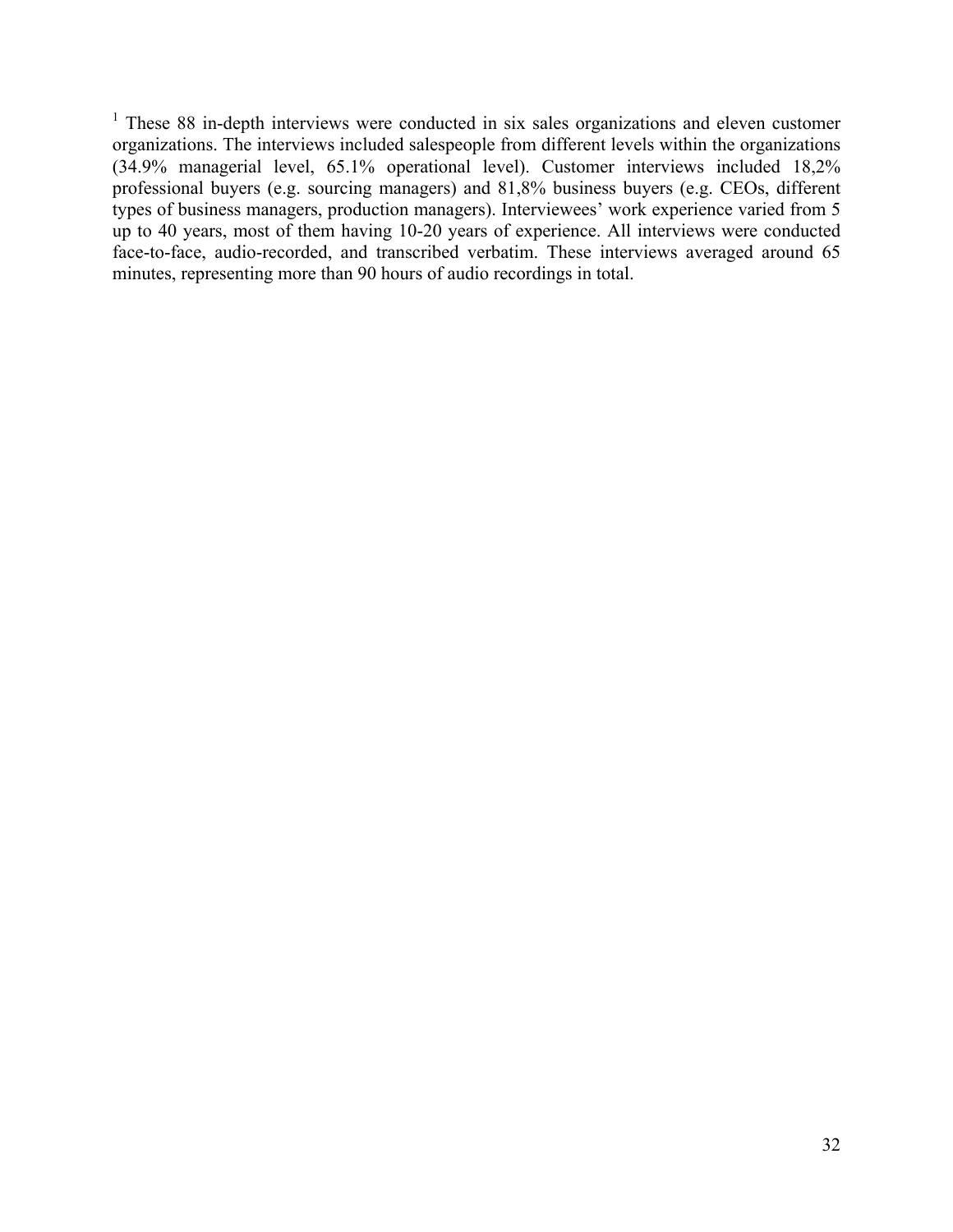[1] These 88 in-depth interviews were conducted in six sales organizations and eleven customer organizations. The interviews included salespeople from different levels within the organizations (34.9% managerial level, 65.1% operational level). Customer interviews included 18,2% professional buyers (e.g. sourcing managers) and 81,8% business buyers (e.g. CEOs, different types of business managers, production managers). Interviewees' work experience varied from 5 up to 40 years, most of them having 10-20 years of experience. All interviews were conducted face-to-face, audio-recorded, and transcribed verbatim. These interviews averaged around 65 minutes, representing more than 90 hours of audio recordings in total.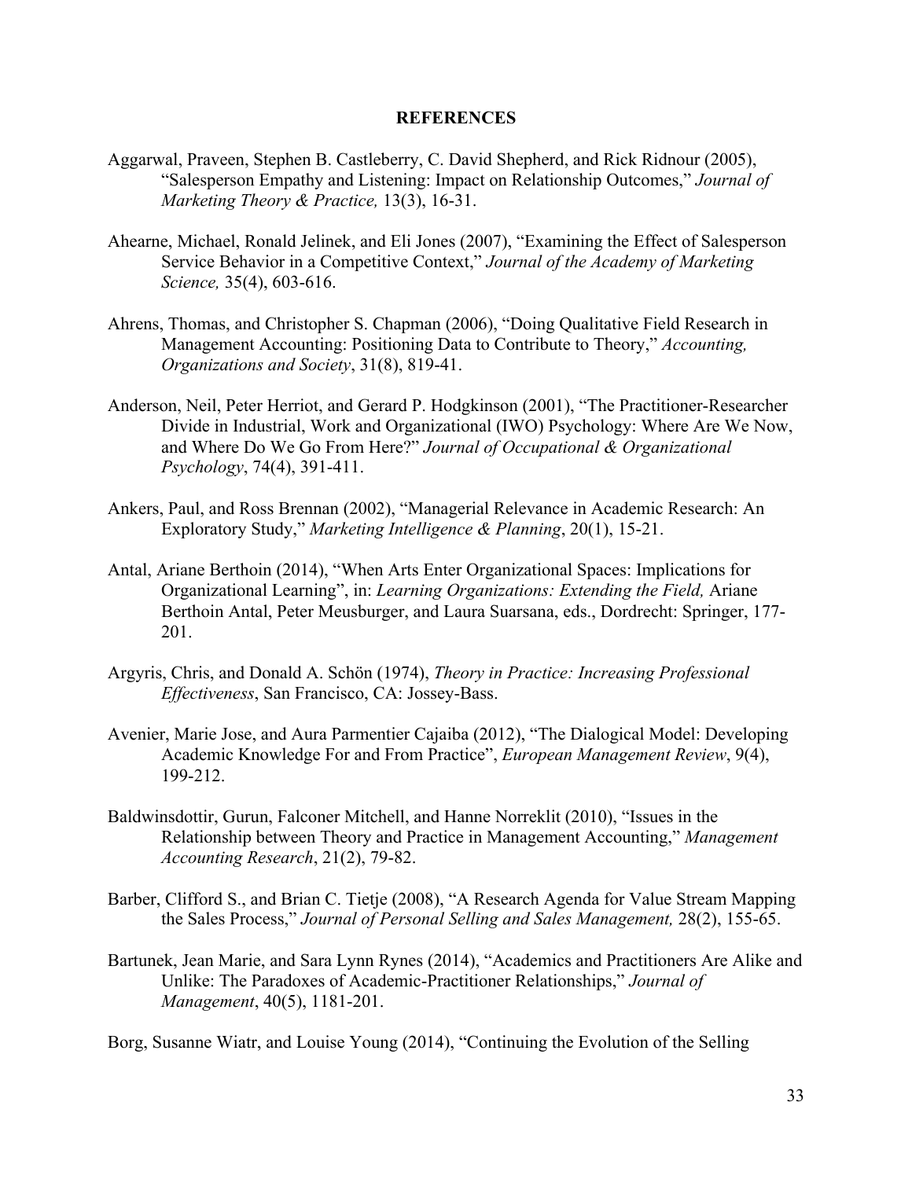## REFERENCES

Aggarwal, Praveen, Stephen B. Castleberry, C. David Shepherd, and Rick Ridnour (2005), "Salesperson Empathy and Listening: Impact on Relationship Outcomes," *Journal of Marketing Theory & Practice,* 13(3), 16-31.

Ahearne, Michael, Ronald Jelinek, and Eli Jones (2007), "Examining the Effect of Salesperson Service Behavior in a Competitive Context," *Journal of the Academy of Marketing Science,* 35(4), 603-616.

Ahrens, Thomas, and Christopher S. Chapman (2006), "Doing Qualitative Field Research in Management Accounting: Positioning Data to Contribute to Theory," *Accounting, Organizations and Society*, 31(8), 819-41.

Anderson, Neil, Peter Herriot, and Gerard P. Hodgkinson (2001), "The Practitioner-Researcher Divide in Industrial, Work and Organizational (IWO) Psychology: Where Are We Now, and Where Do We Go From Here?" *Journal of Occupational & Organizational Psychology*, 74(4), 391-411.

Ankers, Paul, and Ross Brennan (2002), "Managerial Relevance in Academic Research: An Exploratory Study," *Marketing Intelligence & Planning*, 20(1), 15-21.

Antal, Ariane Berthoin (2014), "When Arts Enter Organizational Spaces: Implications for Organizational Learning", in: *Learning Organizations: Extending the Field,* Ariane Berthoin Antal, Peter Meusburger, and Laura Suarsana, eds., Dordrecht: Springer, 177-201.

Argyris, Chris, and Donald A. Schön (1974), *Theory in Practice: Increasing Professional Effectiveness*, San Francisco, CA: Jossey-Bass.

Avenier, Marie Jose, and Aura Parmentier Cajaiba (2012), "The Dialogical Model: Developing Academic Knowledge For and From Practice", *European Management Review*, 9(4), 199-212.

Baldwinsdottir, Gurun, Falconer Mitchell, and Hanne Norreklit (2010), "Issues in the Relationship between Theory and Practice in Management Accounting," *Management Accounting Research*, 21(2), 79-82.

Barber, Clifford S., and Brian C. Tietje (2008), "A Research Agenda for Value Stream Mapping the Sales Process," *Journal of Personal Selling and Sales Management,* 28(2), 155-65.

Bartunek, Jean Marie, and Sara Lynn Rynes (2014), "Academics and Practitioners Are Alike and Unlike: The Paradoxes of Academic-Practitioner Relationships," *Journal of Management*, 40(5), 1181-201.

Borg, Susanne Wiatr, and Louise Young (2014), "Continuing the Evolution of the Selling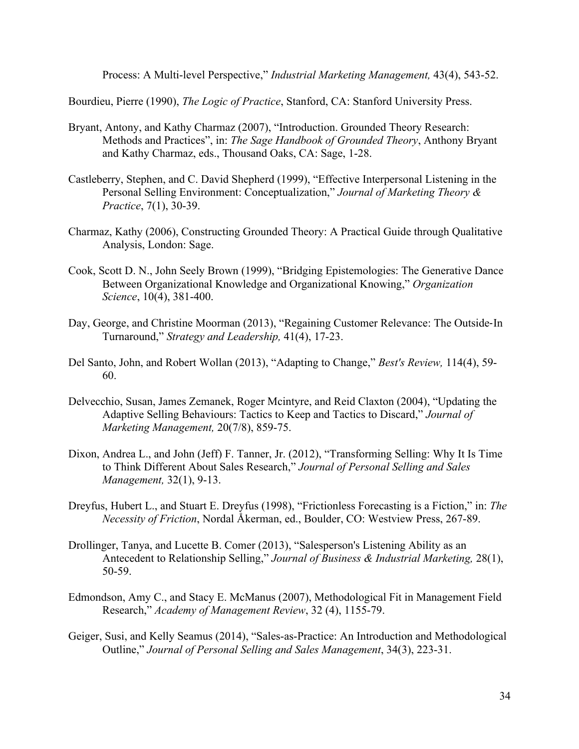Process: A Multi-level Perspective," *Industrial Marketing Management,* 43(4), 543-52.

Bourdieu, Pierre (1990), *The Logic of Practice*, Stanford, CA: Stanford University Press.

Bryant, Antony, and Kathy Charmaz (2007), "Introduction. Grounded Theory Research: Methods and Practices", in: *The Sage Handbook of Grounded Theory*, Anthony Bryant and Kathy Charmaz, eds., Thousand Oaks, CA: Sage, 1-28.

Castleberry, Stephen, and C. David Shepherd (1999), "Effective Interpersonal Listening in the Personal Selling Environment: Conceptualization," *Journal of Marketing Theory & Practice*, 7(1), 30-39.

Charmaz, Kathy (2006), Constructing Grounded Theory: A Practical Guide through Qualitative Analysis, London: Sage.

Cook, Scott D. N., John Seely Brown (1999), "Bridging Epistemologies: The Generative Dance Between Organizational Knowledge and Organizational Knowing," *Organization Science*, 10(4), 381-400.

Day, George, and Christine Moorman (2013), "Regaining Customer Relevance: The Outside-In Turnaround," *Strategy and Leadership,* 41(4), 17-23.

Del Santo, John, and Robert Wollan (2013), "Adapting to Change," *Best's Review,* 114(4), 59-60.

Delvecchio, Susan, James Zemanek, Roger Mcintyre, and Reid Claxton (2004), "Updating the Adaptive Selling Behaviours: Tactics to Keep and Tactics to Discard," *Journal of Marketing Management,* 20(7/8), 859-75.

Dixon, Andrea L., and John (Jeff) F. Tanner, Jr. (2012), "Transforming Selling: Why It Is Time to Think Different About Sales Research," *Journal of Personal Selling and Sales Management,* 32(1), 9-13.

Dreyfus, Hubert L., and Stuart E. Dreyfus (1998), "Frictionless Forecasting is a Fiction," in: *The Necessity of Friction*, Nordal Åkerman, ed., Boulder, CO: Westview Press, 267-89.

Drollinger, Tanya, and Lucette B. Comer (2013), "Salesperson's Listening Ability as an Antecedent to Relationship Selling," *Journal of Business & Industrial Marketing,* 28(1), 50-59.

Edmondson, Amy C., and Stacy E. McManus (2007), Methodological Fit in Management Field Research," *Academy of Management Review*, 32 (4), 1155-79.

Geiger, Susi, and Kelly Seamus (2014), "Sales-as-Practice: An Introduction and Methodological Outline," *Journal of Personal Selling and Sales Management*, 34(3), 223-31.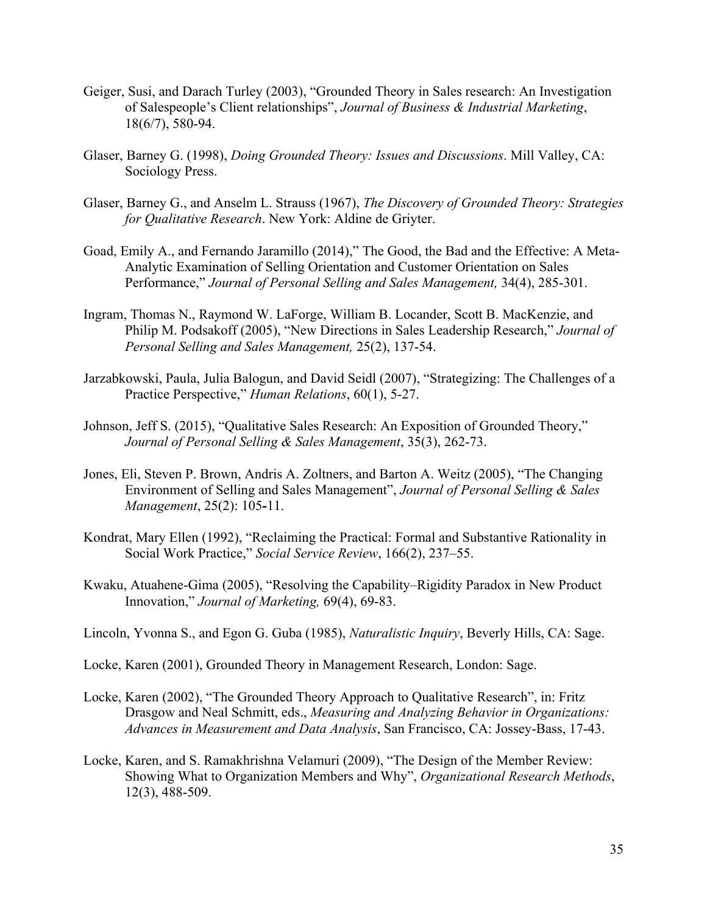Geiger, Susi, and Darach Turley (2003), “Grounded Theory in Sales research: An Investigation of Salespeople’s Client relationships”, *Journal of Business & Industrial Marketing*, 18(6/7), 580-94.

Glaser, Barney G. (1998), *Doing Grounded Theory: Issues and Discussions*. Mill Valley, CA: Sociology Press.

Glaser, Barney G., and Anselm L. Strauss (1967), *The Discovery of Grounded Theory: Strategies for Qualitative Research*. New York: Aldine de Griyter.

Goad, Emily A., and Fernando Jaramillo (2014),” The Good, the Bad and the Effective: A Meta-Analytic Examination of Selling Orientation and Customer Orientation on Sales Performance,” *Journal of Personal Selling and Sales Management,* 34(4), 285-301.

Ingram, Thomas N., Raymond W. LaForge, William B. Locander, Scott B. MacKenzie, and Philip M. Podsakoff (2005), “New Directions in Sales Leadership Research,” *Journal of Personal Selling and Sales Management,* 25(2), 137-54.

Jarzabkowski, Paula, Julia Balogun, and David Seidl (2007), “Strategizing: The Challenges of a Practice Perspective,” *Human Relations*, 60(1), 5-27.

Johnson, Jeff S. (2015), “Qualitative Sales Research: An Exposition of Grounded Theory,” *Journal of Personal Selling & Sales Management*, 35(3), 262-73.

Jones, Eli, Steven P. Brown, Andris A. Zoltners, and Barton A. Weitz (2005), “The Changing Environment of Selling and Sales Management”, *Journal of Personal Selling & Sales Management*, 25(2): 105-11.

Kondrat, Mary Ellen (1992), “Reclaiming the Practical: Formal and Substantive Rationality in Social Work Practice,” *Social Service Review*, 166(2), 237–55.

Kwaku, Atuahene-Gima (2005), “Resolving the Capability–Rigidity Paradox in New Product Innovation,” *Journal of Marketing,* 69(4), 69-83.

Lincoln, Yvonna S., and Egon G. Guba (1985), *Naturalistic Inquiry*, Beverly Hills, CA: Sage.

Locke, Karen (2001), Grounded Theory in Management Research, London: Sage.

Locke, Karen (2002), “The Grounded Theory Approach to Qualitative Research”, in: Fritz Drasgow and Neal Schmitt, eds., *Measuring and Analyzing Behavior in Organizations: Advances in Measurement and Data Analysis*, San Francisco, CA: Jossey-Bass, 17-43.

Locke, Karen, and S. Ramakhrishna Velamuri (2009), “The Design of the Member Review: Showing What to Organization Members and Why”, *Organizational Research Methods*, 12(3), 488-509.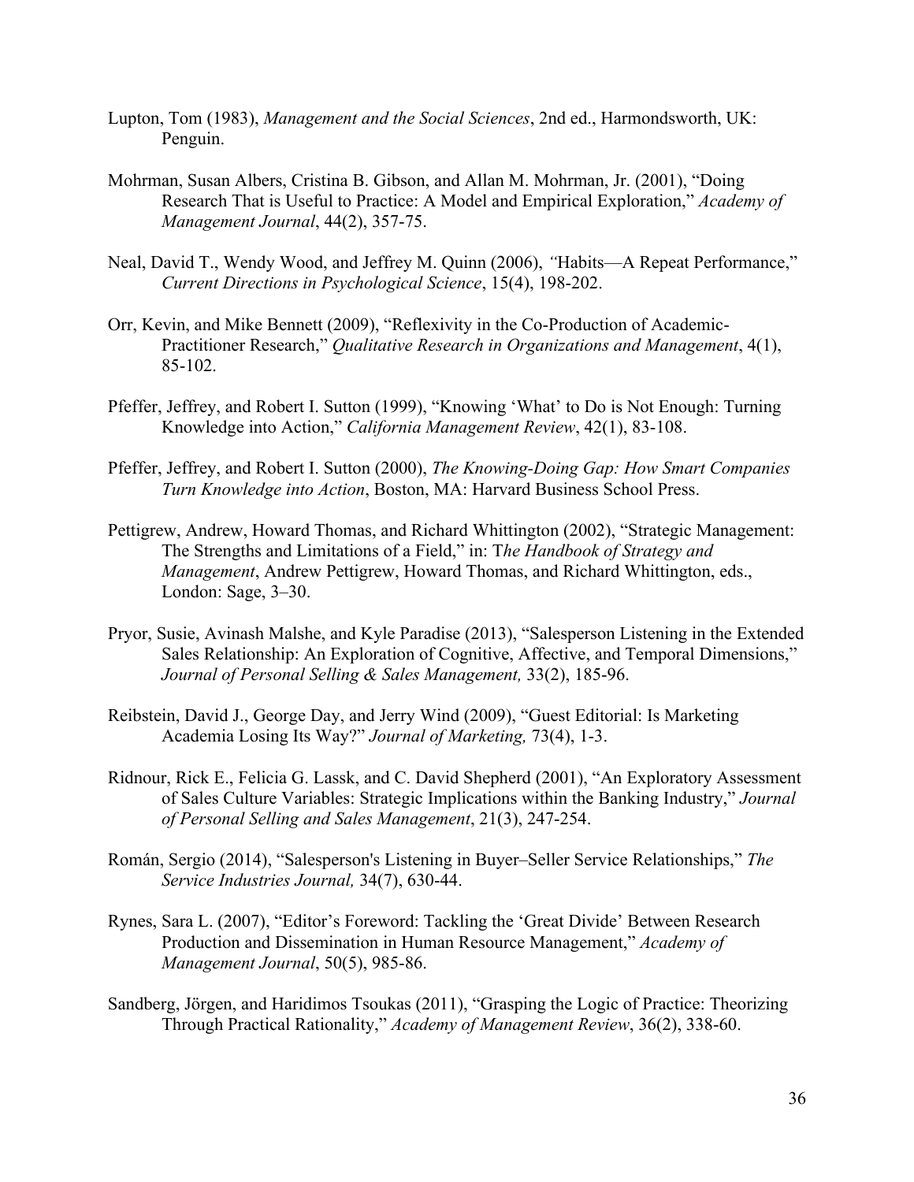Lupton, Tom (1983), *Management and the Social Sciences*, 2nd ed., Harmondsworth, UK: Penguin.

Mohrman, Susan Albers, Cristina B. Gibson, and Allan M. Mohrman, Jr. (2001), "Doing Research That is Useful to Practice: A Model and Empirical Exploration," *Academy of Management Journal*, 44(2), 357-75.

Neal, David T., Wendy Wood, and Jeffrey M. Quinn (2006), "Habits—A Repeat Performance," *Current Directions in Psychological Science*, 15(4), 198-202.

Orr, Kevin, and Mike Bennett (2009), "Reflexivity in the Co-Production of Academic-Practitioner Research," *Qualitative Research in Organizations and Management*, 4(1), 85-102.

Pfeffer, Jeffrey, and Robert I. Sutton (1999), "Knowing 'What' to Do is Not Enough: Turning Knowledge into Action," *California Management Review*, 42(1), 83-108.

Pfeffer, Jeffrey, and Robert I. Sutton (2000), *The Knowing-Doing Gap: How Smart Companies Turn Knowledge into Action*, Boston, MA: Harvard Business School Press.

Pettigrew, Andrew, Howard Thomas, and Richard Whittington (2002), "Strategic Management: The Strengths and Limitations of a Field," in: T*he Handbook of Strategy and Management*, Andrew Pettigrew, Howard Thomas, and Richard Whittington, eds., London: Sage, 3–30.

Pryor, Susie, Avinash Malshe, and Kyle Paradise (2013), "Salesperson Listening in the Extended Sales Relationship: An Exploration of Cognitive, Affective, and Temporal Dimensions," *Journal of Personal Selling & Sales Management,* 33(2), 185-96.

Reibstein, David J., George Day, and Jerry Wind (2009), "Guest Editorial: Is Marketing Academia Losing Its Way?" *Journal of Marketing,* 73(4), 1-3.

Ridnour, Rick E., Felicia G. Lassk, and C. David Shepherd (2001), "An Exploratory Assessment of Sales Culture Variables: Strategic Implications within the Banking Industry," *Journal of Personal Selling and Sales Management*, 21(3), 247-254.

Román, Sergio (2014), "Salesperson's Listening in Buyer–Seller Service Relationships," *The Service Industries Journal,* 34(7), 630-44.

Rynes, Sara L. (2007), "Editor's Foreword: Tackling the 'Great Divide' Between Research Production and Dissemination in Human Resource Management," *Academy of Management Journal*, 50(5), 985-86.

Sandberg, Jörgen, and Haridimos Tsoukas (2011), "Grasping the Logic of Practice: Theorizing Through Practical Rationality," *Academy of Management Review*, 36(2), 338-60.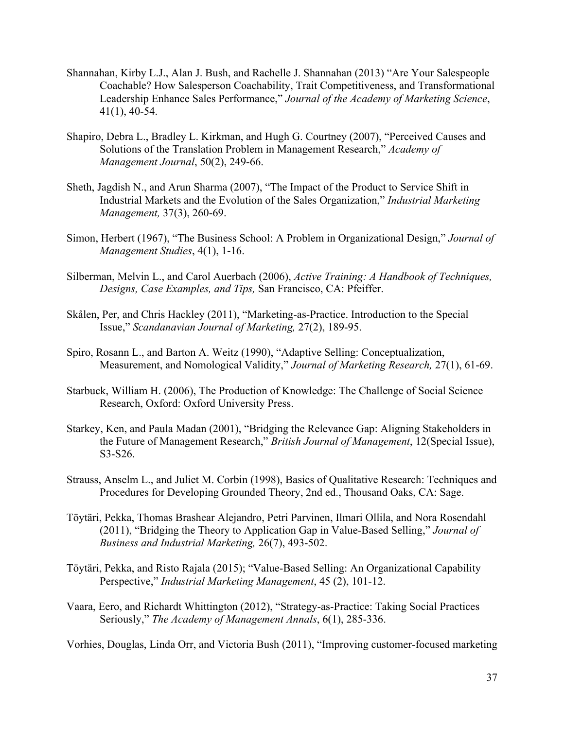Shannahan, Kirby L.J., Alan J. Bush, and Rachelle J. Shannahan (2013) “Are Your Salespeople Coachable? How Salesperson Coachability, Trait Competitiveness, and Transformational Leadership Enhance Sales Performance,” *Journal of the Academy of Marketing Science*, 41(1), 40-54.

Shapiro, Debra L., Bradley L. Kirkman, and Hugh G. Courtney (2007), “Perceived Causes and Solutions of the Translation Problem in Management Research,” *Academy of Management Journal*, 50(2), 249-66.

Sheth, Jagdish N., and Arun Sharma (2007), “The Impact of the Product to Service Shift in Industrial Markets and the Evolution of the Sales Organization,” *Industrial Marketing Management,* 37(3), 260-69.

Simon, Herbert (1967), “The Business School: A Problem in Organizational Design,” *Journal of Management Studies*, 4(1), 1-16.

Silberman, Melvin L., and Carol Auerbach (2006), *Active Training: A Handbook of Techniques, Designs, Case Examples, and Tips,* San Francisco, CA: Pfeiffer.

Skålen, Per, and Chris Hackley (2011), “Marketing-as-Practice. Introduction to the Special Issue,” *Scandanavian Journal of Marketing,* 27(2), 189-95.

Spiro, Rosann L., and Barton A. Weitz (1990), “Adaptive Selling: Conceptualization, Measurement, and Nomological Validity,” *Journal of Marketing Research,* 27(1), 61-69.

Starbuck, William H. (2006), The Production of Knowledge: The Challenge of Social Science Research, Oxford: Oxford University Press.

Starkey, Ken, and Paula Madan (2001), “Bridging the Relevance Gap: Aligning Stakeholders in the Future of Management Research,” *British Journal of Management*, 12(Special Issue), S3-S26.

Strauss, Anselm L., and Juliet M. Corbin (1998), Basics of Qualitative Research: Techniques and Procedures for Developing Grounded Theory, 2nd ed., Thousand Oaks, CA: Sage.

Töytäri, Pekka, Thomas Brashear Alejandro, Petri Parvinen, Ilmari Ollila, and Nora Rosendahl (2011), “Bridging the Theory to Application Gap in Value-Based Selling,” *Journal of Business and Industrial Marketing,* 26(7), 493-502.

Töytäri, Pekka, and Risto Rajala (2015); “Value-Based Selling: An Organizational Capability Perspective,” *Industrial Marketing Management*, 45 (2), 101-12.

Vaara, Eero, and Richardt Whittington (2012), “Strategy-as-Practice: Taking Social Practices Seriously,” *The Academy of Management Annals*, 6(1), 285-336.

Vorhies, Douglas, Linda Orr, and Victoria Bush (2011), “Improving customer-focused marketing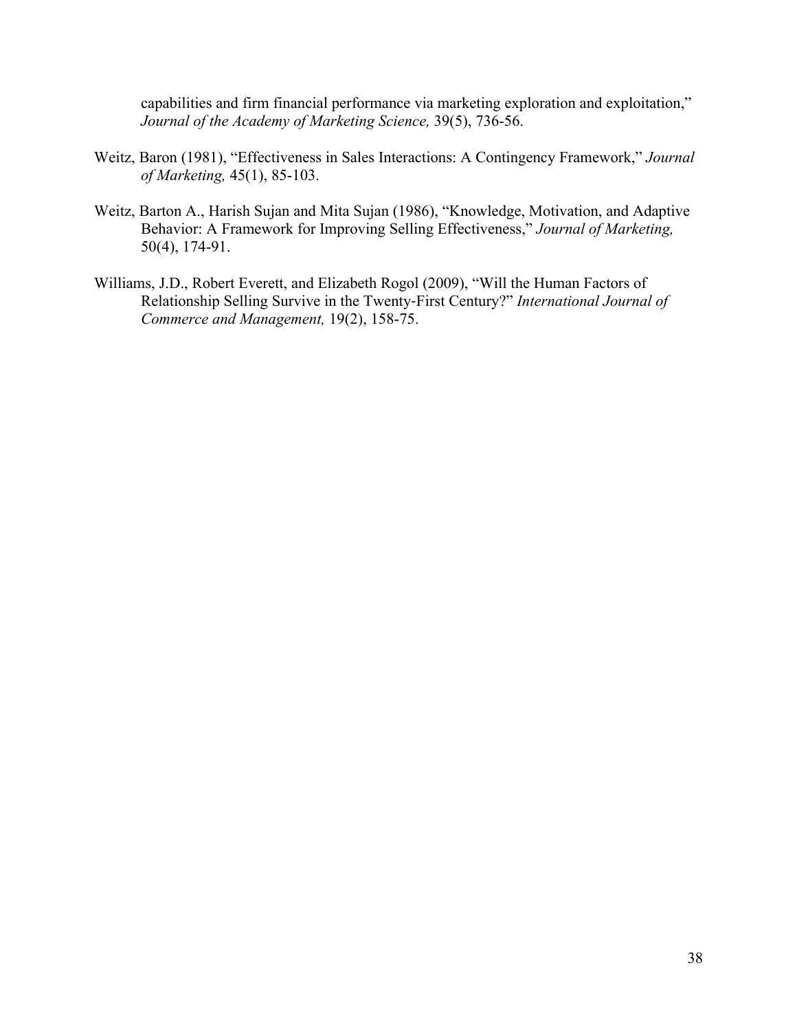capabilities and firm financial performance via marketing exploration and exploitation," *Journal of the Academy of Marketing Science,* 39(5), 736-56.

Weitz, Baron (1981), "Effectiveness in Sales Interactions: A Contingency Framework," *Journal of Marketing,* 45(1), 85-103.

Weitz, Barton A., Harish Sujan and Mita Sujan (1986), "Knowledge, Motivation, and Adaptive Behavior: A Framework for Improving Selling Effectiveness," *Journal of Marketing,* 50(4), 174-91.

Williams, J.D., Robert Everett, and Elizabeth Rogol (2009), "Will the Human Factors of Relationship Selling Survive in the Twenty-First Century?" *International Journal of Commerce and Management,* 19(2), 158-75.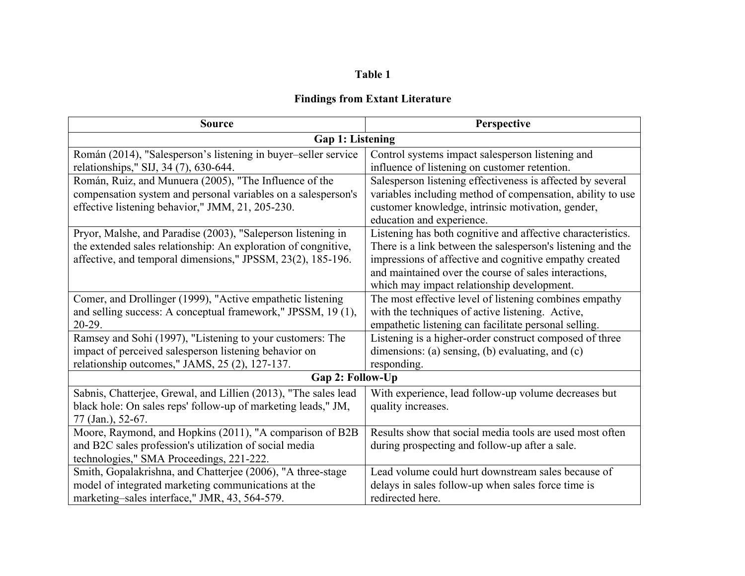**Table 1**

**Findings from Extant Literature**

| Source | Perspective |
|---|---|
| **Gap 1: Listening** | |
| Román (2014), "Salesperson's listening in buyer–seller service relationships," SIJ, 34 (7), 630-644. | Control systems impact salesperson listening and influence of listening on customer retention. |
| Román, Ruiz, and Munuera (2005), "The Influence of the compensation system and personal variables on a salesperson's effective listening behavior," JMM, 21, 205-230. | Salesperson listening effectiveness is affected by several variables including method of compensation, ability to use customer knowledge, intrinsic motivation, gender, education and experience. |
| Pryor, Malshe, and Paradise (2003), "Saleperson listening in the extended sales relationship: An exploration of congnitive, affective, and temporal dimensions," JPSSM, 23(2), 185-196. | Listening has both cognitive and affective characteristics. There is a link between the salesperson's listening and the impressions of affective and cognitive empathy created and maintained over the course of sales interactions, which may impact relationship development. |
| Comer, and Drollinger (1999), "Active empathetic listening and selling success: A conceptual framework," JPSSM, 19 (1), 20-29. | The most effective level of listening combines empathy with the techniques of active listening. Active, empathetic listening can facilitate personal selling. |
| Ramsey and Sohi (1997), "Listening to your customers: The impact of perceived salesperson listening behavior on relationship outcomes," JAMS, 25 (2), 127-137. | Listening is a higher-order construct composed of three dimensions: (a) sensing, (b) evaluating, and (c) responding. |
| **Gap 2: Follow-Up** | |
| Sabnis, Chatterjee, Grewal, and Lillien (2013), "The sales lead black hole: On sales reps' follow-up of marketing leads," JM, 77 (Jan.), 52-67. | With experience, lead follow-up volume decreases but quality increases. |
| Moore, Raymond, and Hopkins (2011), "A comparison of B2B and B2C sales profession's utilization of social media technologies," SMA Proceedings, 221-222. | Results show that social media tools are used most often during prospecting and follow-up after a sale. |
| Smith, Gopalakrishna, and Chatterjee (2006), "A three-stage model of integrated marketing communications at the marketing–sales interface," JMR, 43, 564-579. | Lead volume could hurt downstream sales because of delays in sales follow-up when sales force time is redirected here. |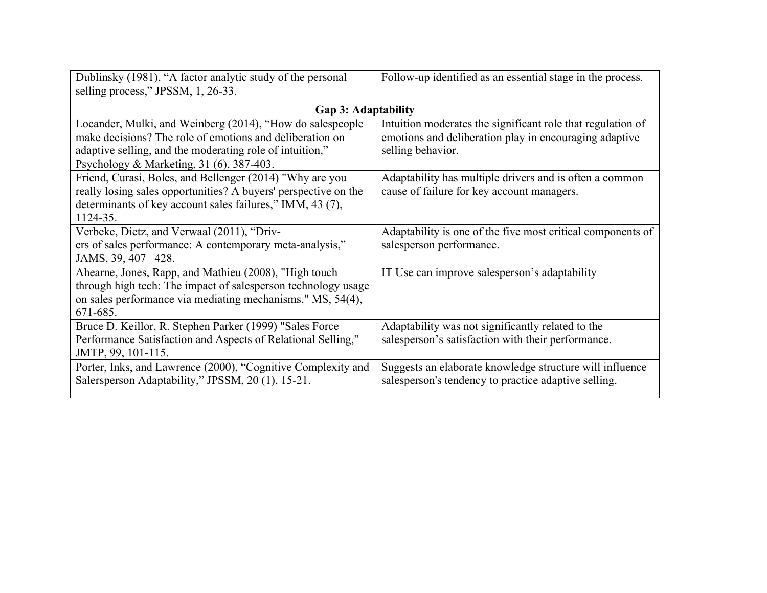| | |
|---|---|
| Dublinsky (1981), “A factor analytic study of the personal selling process,” JPSSM, 1, 26-33. | Follow-up identified as an essential stage in the process. |
| **Gap 3: Adaptability** | |
| Locander, Mulki, and Weinberg (2014), “How do salespeople make decisions? The role of emotions and deliberation on adaptive selling, and the moderating role of intuition,” Psychology & Marketing, 31 (6), 387-403. | Intuition moderates the significant role that regulation of emotions and deliberation play in encouraging adaptive selling behavior. |
| Friend, Curasi, Boles, and Bellenger (2014) "Why are you really losing sales opportunities? A buyers' perspective on the determinants of key account sales failures,” IMM, 43 (7), 1124-35. | Adaptability has multiple drivers and is often a common cause of failure for key account managers. |
| Verbeke, Dietz, and Verwaal (2011), “Driv- ers of sales performance: A contemporary meta-analysis,” JAMS, 39, 407– 428. | Adaptability is one of the five most critical components of salesperson performance. |
| Ahearne, Jones, Rapp, and Mathieu (2008), "High touch through high tech: The impact of salesperson technology usage on sales performance via mediating mechanisms," MS, 54(4), 671-685. | IT Use can improve salesperson’s adaptability |
| Bruce D. Keillor, R. Stephen Parker (1999) "Sales Force Performance Satisfaction and Aspects of Relational Selling," JMTP, 99, 101-115. | Adaptability was not significantly related to the salesperson’s satisfaction with their performance. |
| Porter, Inks, and Lawrence (2000), “Cognitive Complexity and Salersperson Adaptability,” JPSSM, 20 (1), 15-21. | Suggests an elaborate knowledge structure will influence salesperson's tendency to practice adaptive selling. |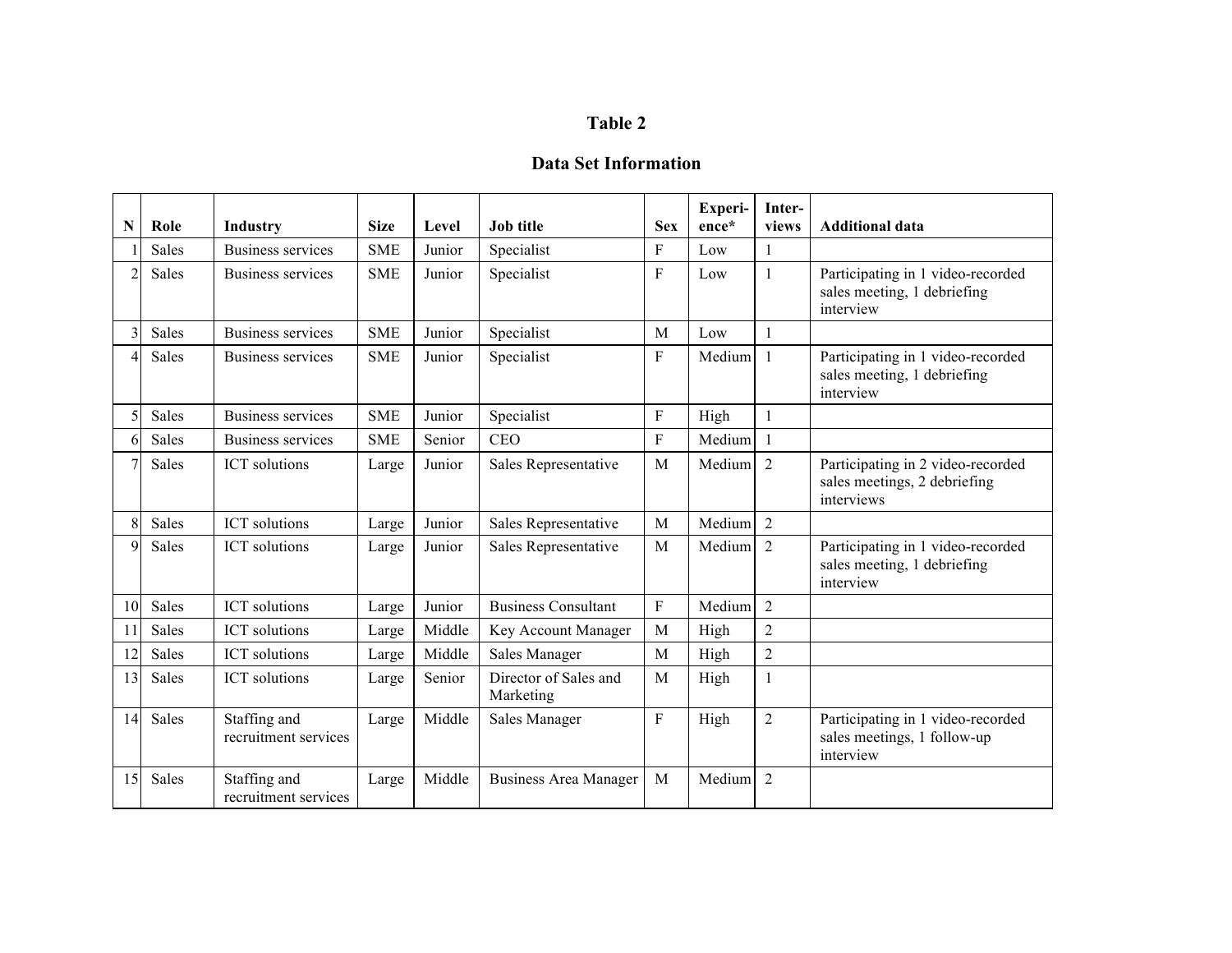# Table 2

## Data Set Information

| N | Role | Industry | Size | Level | Job title | Sex | Experi-ence* | Inter-views | Additional data |
|---|---|---|---|---|---|---|---|---|---|
| 1 | Sales | Business services | SME | Junior | Specialist | F | Low | 1 | |
| 2 | Sales | Business services | SME | Junior | Specialist | F | Low | 1 | Participating in 1 video-recorded sales meeting, 1 debriefing interview |
| 3 | Sales | Business services | SME | Junior | Specialist | M | Low | 1 | |
| 4 | Sales | Business services | SME | Junior | Specialist | F | Medium | 1 | Participating in 1 video-recorded sales meeting, 1 debriefing interview |
| 5 | Sales | Business services | SME | Junior | Specialist | F | High | 1 | |
| 6 | Sales | Business services | SME | Senior | CEO | F | Medium | 1 | |
| 7 | Sales | ICT solutions | Large | Junior | Sales Representative | M | Medium | 2 | Participating in 2 video-recorded sales meetings, 2 debriefing interviews |
| 8 | Sales | ICT solutions | Large | Junior | Sales Representative | M | Medium | 2 | |
| 9 | Sales | ICT solutions | Large | Junior | Sales Representative | M | Medium | 2 | Participating in 1 video-recorded sales meeting, 1 debriefing interview |
| 10 | Sales | ICT solutions | Large | Junior | Business Consultant | F | Medium | 2 | |
| 11 | Sales | ICT solutions | Large | Middle | Key Account Manager | M | High | 2 | |
| 12 | Sales | ICT solutions | Large | Middle | Sales Manager | M | High | 2 | |
| 13 | Sales | ICT solutions | Large | Senior | Director of Sales and Marketing | M | High | 1 | |
| 14 | Sales | Staffing and recruitment services | Large | Middle | Sales Manager | F | High | 2 | Participating in 1 video-recorded sales meetings, 1 follow-up interview |
| 15 | Sales | Staffing and recruitment services | Large | Middle | Business Area Manager | M | Medium | 2 | |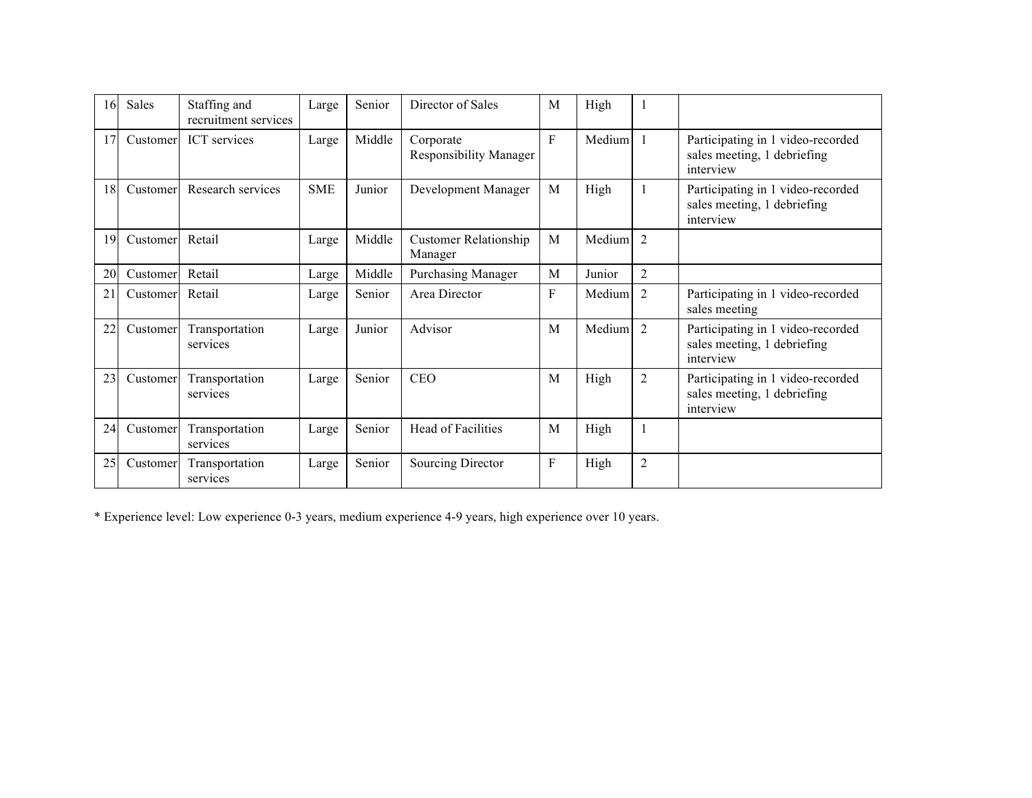| 16 | Sales | Staffing and recruitment services | Large | Senior | Director of Sales | M | High | 1 | |
|---|---|---|---|---|---|---|---|---|---|
| 17 | Customer | ICT services | Large | Middle | Corporate Responsibility Manager | F | Medium | 1 | Participating in 1 video-recorded sales meeting, 1 debriefing interview |
| 18 | Customer | Research services | SME | Junior | Development Manager | M | High | 1 | Participating in 1 video-recorded sales meeting, 1 debriefing interview |
| 19 | Customer | Retail | Large | Middle | Customer Relationship Manager | M | Medium | 2 | |
| 20 | Customer | Retail | Large | Middle | Purchasing Manager | M | Junior | 2 | |
| 21 | Customer | Retail | Large | Senior | Area Director | F | Medium | 2 | Participating in 1 video-recorded sales meeting |
| 22 | Customer | Transportation services | Large | Junior | Advisor | M | Medium | 2 | Participating in 1 video-recorded sales meeting, 1 debriefing interview |
| 23 | Customer | Transportation services | Large | Senior | CEO | M | High | 2 | Participating in 1 video-recorded sales meeting, 1 debriefing interview |
| 24 | Customer | Transportation services | Large | Senior | Head of Facilities | M | High | 1 | |
| 25 | Customer | Transportation services | Large | Senior | Sourcing Director | F | High | 2 | |

* Experience level: Low experience 0-3 years, medium experience 4-9 years, high experience over 10 years.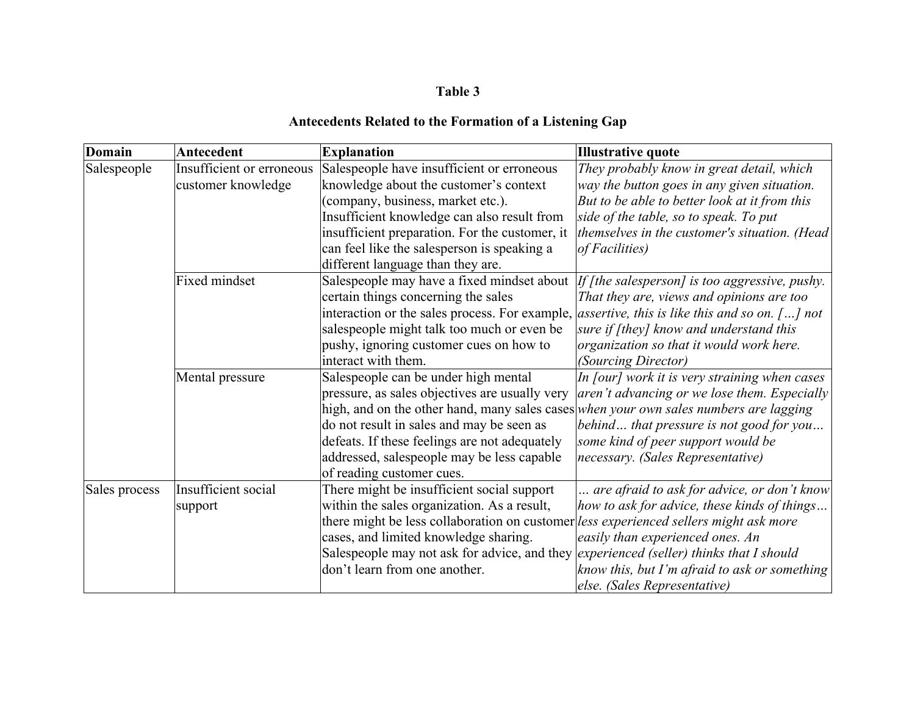**Table 3**

**Antecedents Related to the Formation of a Listening Gap**

| **Domain** | **Antecedent** | **Explanation** | **Illustrative quote** |
|---|---|---|---|
| Salespeople | Insufficient or erroneous customer knowledge | Salespeople have insufficient or erroneous knowledge about the customer's context (company, business, market etc.). Insufficient knowledge can also result from insufficient preparation. For the customer, it can feel like the salesperson is speaking a different language than they are. | *They probably know in great detail, which way the button goes in any given situation. But to be able to better look at it from this side of the table, so to speak. To put themselves in the customer's situation. (Head of Facilities)* |
| | Fixed mindset | Salespeople may have a fixed mindset about certain things concerning the sales interaction or the sales process. For example, salespeople might talk too much or even be pushy, ignoring customer cues on how to interact with them. | *If [the salesperson] is too aggressive, pushy. That they are, views and opinions are too assertive, this is like this and so on. […] not sure if [they] know and understand this organization so that it would work here. (Sourcing Director)* |
| | Mental pressure | Salespeople can be under high mental pressure, as sales objectives are usually very high, and on the other hand, many sales cases do not result in sales and may be seen as defeats. If these feelings are not adequately addressed, salespeople may be less capable of reading customer cues. | *In [our] work it is very straining when cases aren't advancing or we lose them. Especially when your own sales numbers are lagging behind… that pressure is not good for you… some kind of peer support would be necessary. (Sales Representative)* |
| Sales process | Insufficient social support | There might be insufficient social support within the sales organization. As a result, there might be less collaboration on customer cases, and limited knowledge sharing. Salespeople may not ask for advice, and they don't learn from one another. | *… are afraid to ask for advice, or don't know how to ask for advice, these kinds of things… less experienced sellers might ask more easily than experienced ones. An experienced (seller) thinks that I should know this, but I'm afraid to ask or something else. (Sales Representative)* |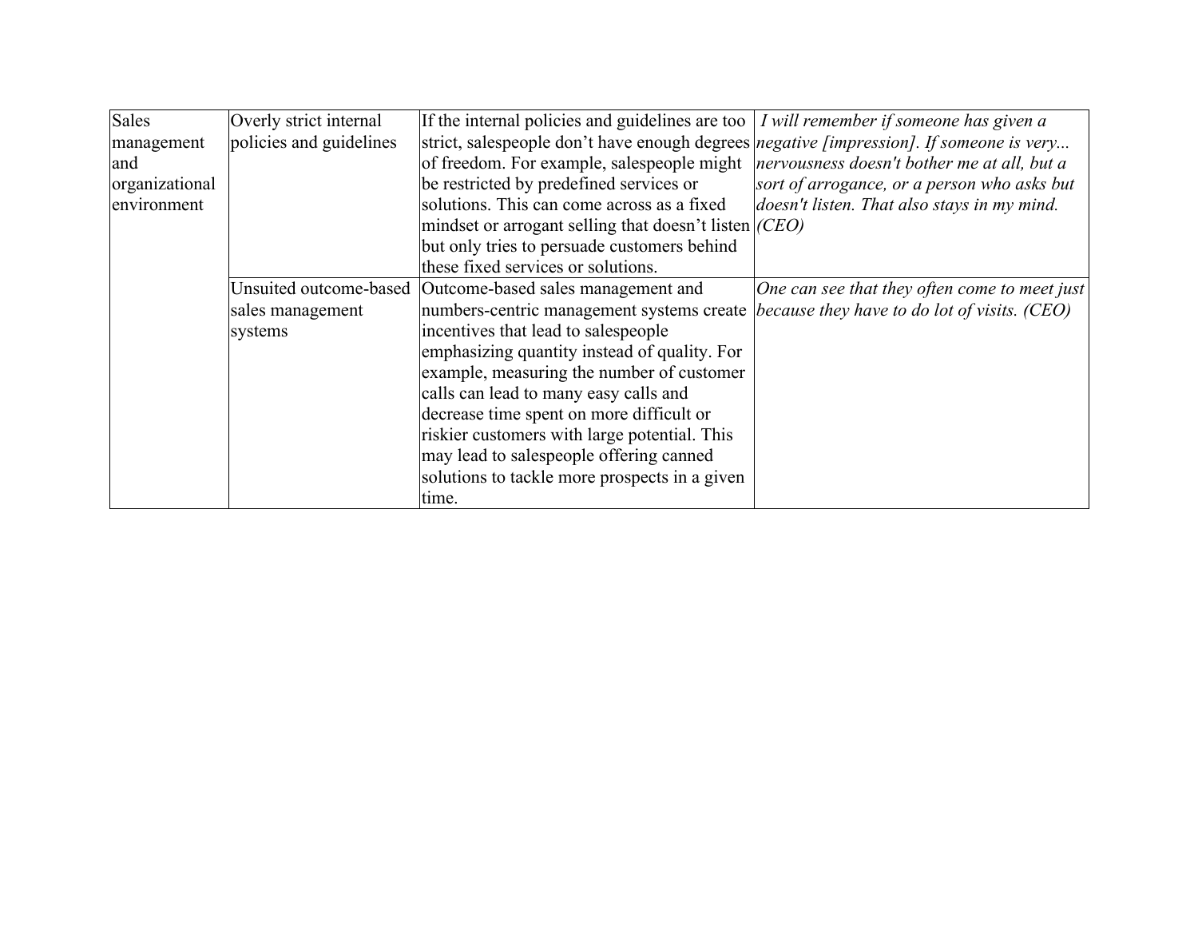| Sales management and organizational environment | Overly strict internal policies and guidelines | If the internal policies and guidelines are too strict, salespeople don't have enough degrees of freedom. For example, salespeople might be restricted by predefined services or solutions. This can come across as a fixed mindset or arrogant selling that doesn't listen but only tries to persuade customers behind these fixed services or solutions. | *I will remember if someone has given a negative [impression]. If someone is very... nervousness doesn't bother me at all, but a sort of arrogance, or a person who asks but doesn't listen. That also stays in my mind. (CEO)* |
|---|---|---|---|
| | Unsuited outcome-based sales management systems | Outcome-based sales management and numbers-centric management systems create incentives that lead to salespeople emphasizing quantity instead of quality. For example, measuring the number of customer calls can lead to many easy calls and decrease time spent on more difficult or riskier customers with large potential. This may lead to salespeople offering canned solutions to tackle more prospects in a given time. | *One can see that they often come to meet just because they have to do lot of visits. (CEO)* |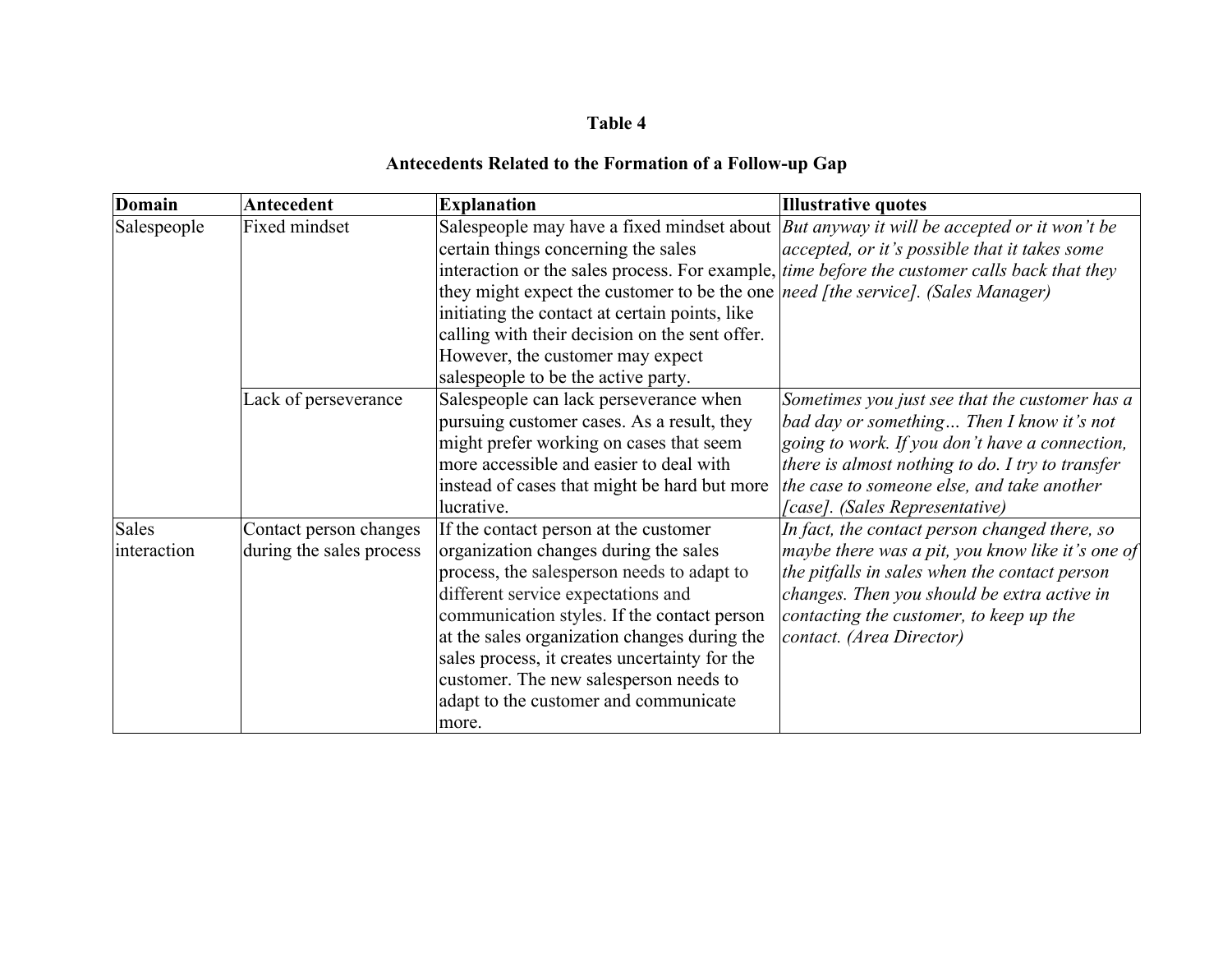**Table 4**

**Antecedents Related to the Formation of a Follow-up Gap**

| **Domain** | **Antecedent** | **Explanation** | **Illustrative quotes** |
|---|---|---|---|
| Salespeople | Fixed mindset | Salespeople may have a fixed mindset about certain things concerning the sales interaction or the sales process. For example, they might expect the customer to be the one initiating the contact at certain points, like calling with their decision on the sent offer. However, the customer may expect salespeople to be the active party. | *But anyway it will be accepted or it won't be accepted, or it's possible that it takes some time before the customer calls back that they need [the service]. (Sales Manager)* |
| | Lack of perseverance | Salespeople can lack perseverance when pursuing customer cases. As a result, they might prefer working on cases that seem more accessible and easier to deal with instead of cases that might be hard but more lucrative. | *Sometimes you just see that the customer has a bad day or something… Then I know it's not going to work. If you don't have a connection, there is almost nothing to do. I try to transfer the case to someone else, and take another [case]. (Sales Representative)* |
| Sales interaction | Contact person changes during the sales process | If the contact person at the customer organization changes during the sales process, the salesperson needs to adapt to different service expectations and communication styles. If the contact person at the sales organization changes during the sales process, it creates uncertainty for the customer. The new salesperson needs to adapt to the customer and communicate more. | *In fact, the contact person changed there, so maybe there was a pit, you know like it's one of the pitfalls in sales when the contact person changes. Then you should be extra active in contacting the customer, to keep up the contact. (Area Director)* |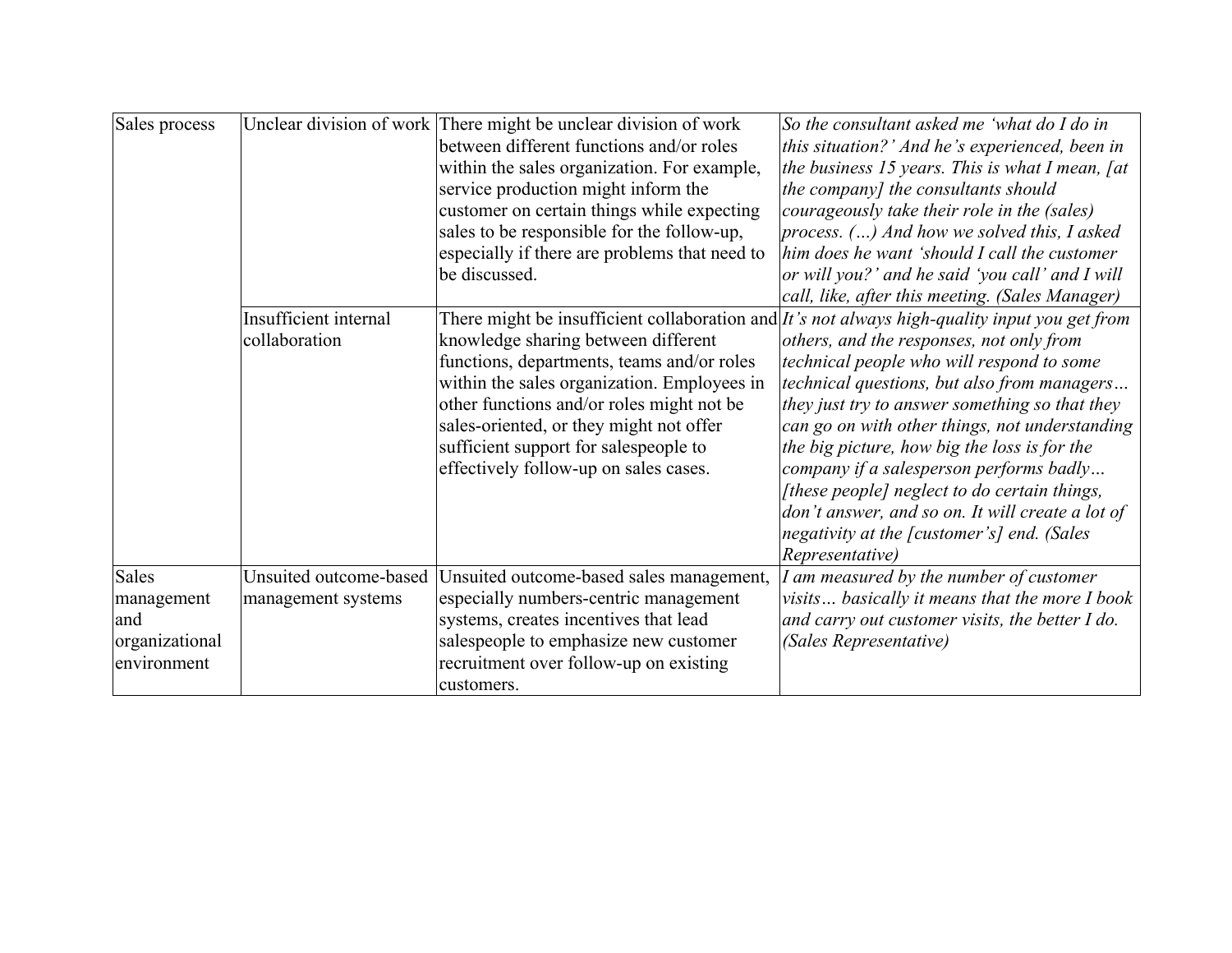| | | | |
|---|---|---|---|
| Sales process | Unclear division of work | There might be unclear division of work between different functions and/or roles within the sales organization. For example, service production might inform the customer on certain things while expecting sales to be responsible for the follow-up, especially if there are problems that need to be discussed. | *So the consultant asked me 'what do I do in this situation?' And he's experienced, been in the business 15 years. This is what I mean, [at the company] the consultants should courageously take their role in the (sales) process. (…) And how we solved this, I asked him does he want 'should I call the customer or will you?' and he said 'you call' and I will call, like, after this meeting. (Sales Manager)* |
| | Insufficient internal collaboration | There might be insufficient collaboration and knowledge sharing between different functions, departments, teams and/or roles within the sales organization. Employees in other functions and/or roles might not be sales-oriented, or they might not offer sufficient support for salespeople to effectively follow-up on sales cases. | *It's not always high-quality input you get from others, and the responses, not only from technical people who will respond to some technical questions, but also from managers… they just try to answer something so that they can go on with other things, not understanding the big picture, how big the loss is for the company if a salesperson performs badly… [these people] neglect to do certain things, don't answer, and so on. It will create a lot of negativity at the [customer's] end. (Sales Representative)* |
| Sales management and organizational environment | Unsuited outcome-based management systems | Unsuited outcome-based sales management, especially numbers-centric management systems, creates incentives that lead salespeople to emphasize new customer recruitment over follow-up on existing customers. | *I am measured by the number of customer visits… basically it means that the more I book and carry out customer visits, the better I do. (Sales Representative)* |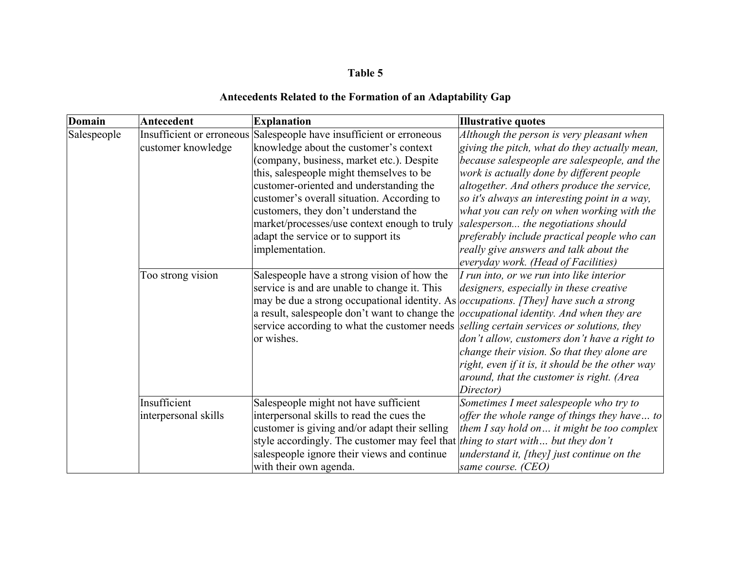**Table 5**

**Antecedents Related to the Formation of an Adaptability Gap**

| Domain | Antecedent | Explanation | Illustrative quotes |
|---|---|---|---|
| Salespeople | Insufficient or erroneous customer knowledge | Salespeople have insufficient or erroneous knowledge about the customer's context (company, business, market etc.). Despite this, salespeople might themselves to be customer-oriented and understanding the customer's overall situation. According to customers, they don't understand the market/processes/use context enough to truly adapt the service or to support its implementation. | *Although the person is very pleasant when giving the pitch, what do they actually mean, because salespeople are salespeople, and the work is actually done by different people altogether. And others produce the service, so it's always an interesting point in a way, what you can rely on when working with the salesperson... the negotiations should preferably include practical people who can really give answers and talk about the everyday work. (Head of Facilities)* |
| | Too strong vision | Salespeople have a strong vision of how the service is and are unable to change it. This may be due a strong occupational identity. As a result, salespeople don't want to change the service according to what the customer needs or wishes. | *I run into, or we run into like interior designers, especially in these creative occupations. [They] have such a strong occupational identity. And when they are selling certain services or solutions, they don't allow, customers don't have a right to change their vision. So that they alone are right, even if it is, it should be the other way around, that the customer is right. (Area Director)* |
| | Insufficient interpersonal skills | Salespeople might not have sufficient interpersonal skills to read the cues the customer is giving and/or adapt their selling style accordingly. The customer may feel that salespeople ignore their views and continue with their own agenda. | *Sometimes I meet salespeople who try to offer the whole range of things they have… to them I say hold on… it might be too complex thing to start with… but they don't understand it, [they] just continue on the same course. (CEO)* |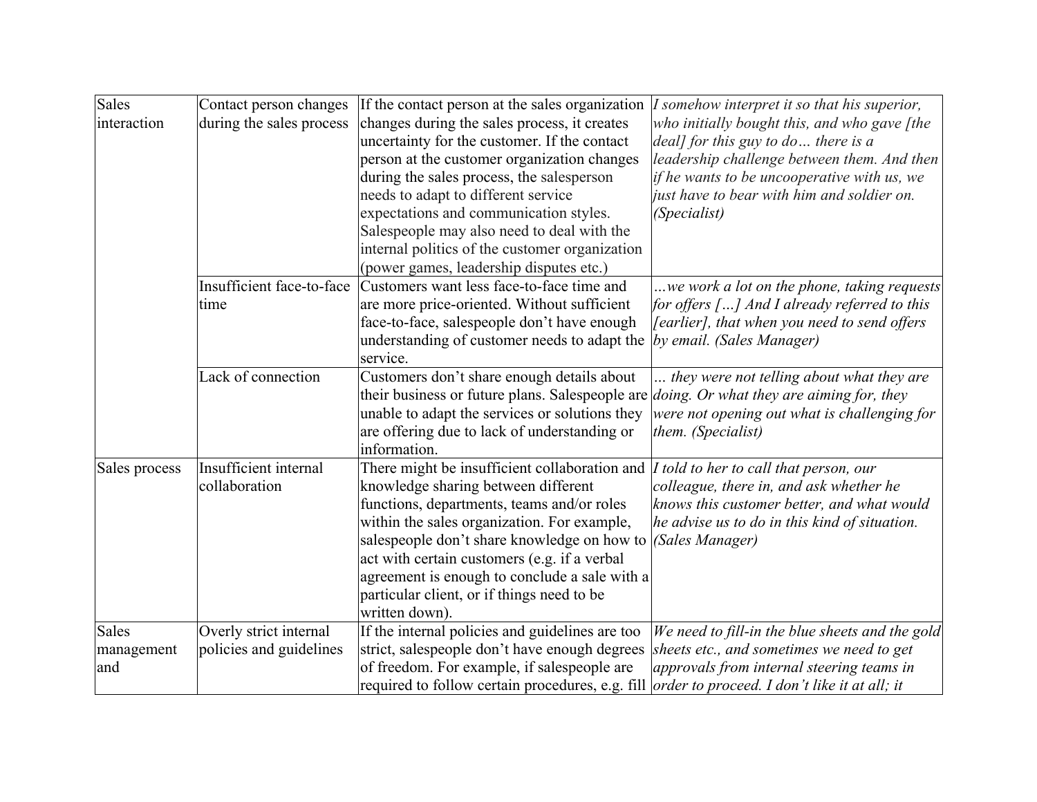| | | | |
|---|---|---|---|
| Sales interaction | Contact person changes during the sales process | If the contact person at the sales organization changes during the sales process, it creates uncertainty for the customer. If the contact person at the customer organization changes during the sales process, the salesperson needs to adapt to different service expectations and communication styles. Salespeople may also need to deal with the internal politics of the customer organization (power games, leadership disputes etc.) | *I somehow interpret it so that his superior, who initially bought this, and who gave [the deal] for this guy to do… there is a leadership challenge between them. And then if he wants to be uncooperative with us, we just have to bear with him and soldier on. (Specialist)* |
| | Insufficient face-to-face time | Customers want less face-to-face time and are more price-oriented. Without sufficient face-to-face, salespeople don't have enough understanding of customer needs to adapt the service. | *…we work a lot on the phone, taking requests for offers […] And I already referred to this [earlier], that when you need to send offers by email. (Sales Manager)* |
| | Lack of connection | Customers don't share enough details about their business or future plans. Salespeople are unable to adapt the services or solutions they are offering due to lack of understanding or information. | *… they were not telling about what they are doing. Or what they are aiming for, they were not opening out what is challenging for them. (Specialist)* |
| Sales process | Insufficient internal collaboration | There might be insufficient collaboration and knowledge sharing between different functions, departments, teams and/or roles within the sales organization. For example, salespeople don't share knowledge on how to act with certain customers (e.g. if a verbal agreement is enough to conclude a sale with a particular client, or if things need to be written down). | *I told to her to call that person, our colleague, there in, and ask whether he knows this customer better, and what would he advise us to do in this kind of situation. (Sales Manager)* |
| Sales management and | Overly strict internal policies and guidelines | If the internal policies and guidelines are too strict, salespeople don't have enough degrees of freedom. For example, if salespeople are required to follow certain procedures, e.g. fill | *We need to fill-in the blue sheets and the gold sheets etc., and sometimes we need to get approvals from internal steering teams in order to proceed. I don't like it at all; it* |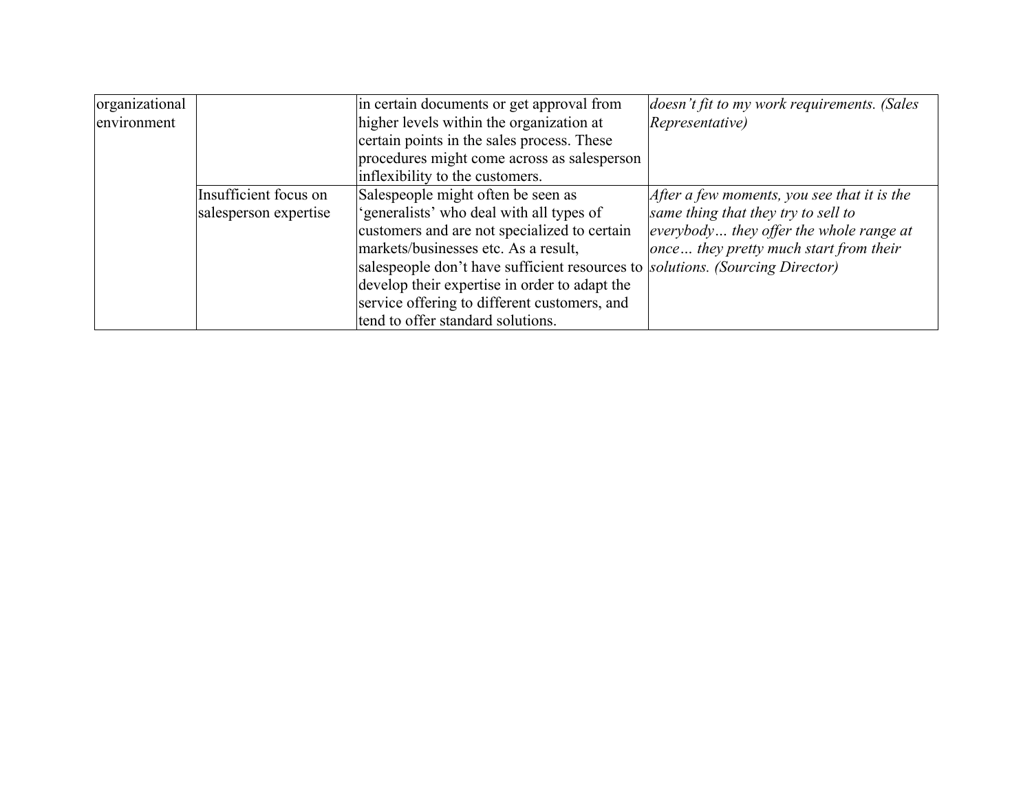| organizational environment | | in certain documents or get approval from higher levels within the organization at certain points in the sales process. These procedures might come across as salesperson inflexibility to the customers. | *doesn't fit to my work requirements. (Sales Representative)* |
|---|---|---|---|
| | Insufficient focus on salesperson expertise | Salespeople might often be seen as 'generalists' who deal with all types of customers and are not specialized to certain markets/businesses etc. As a result, salespeople don't have sufficient resources to develop their expertise in order to adapt the service offering to different customers, and tend to offer standard solutions. | *After a few moments, you see that it is the same thing that they try to sell to everybody… they offer the whole range at once… they pretty much start from their solutions. (Sourcing Director)* |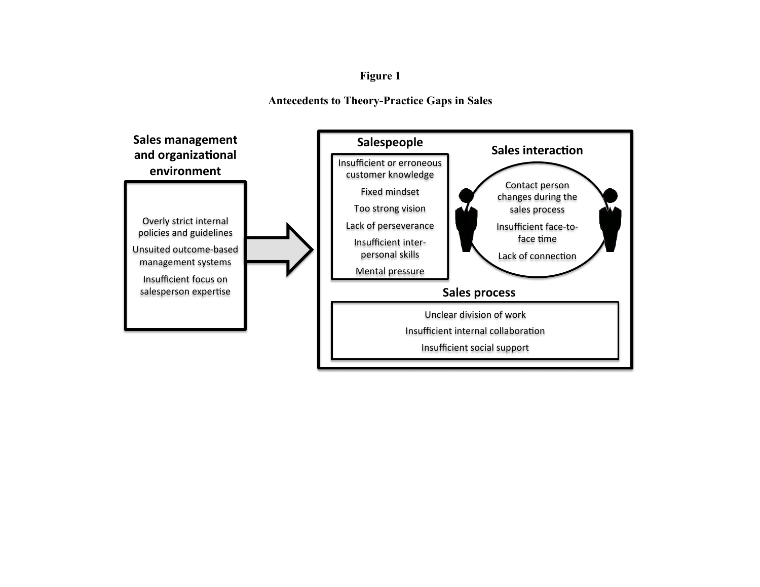**Figure 1**

**Antecedents to Theory-Practice Gaps in Sales**

Sales management and organizational environment

Overly strict internal policies and guidelines

Unsuited outcome-based management systems

Insufficient focus on salesperson expertise

Salespeople

Insufficient or erroneous customer knowledge

Fixed mindset

Too strong vision

Lack of perseverance

Insufficient inter-personal skills

Mental pressure

Sales interaction

Contact person changes during the sales process

Insufficient face-to-face time

Lack of connection

Sales process

Unclear division of work

Insufficient internal collaboration

Insufficient social support